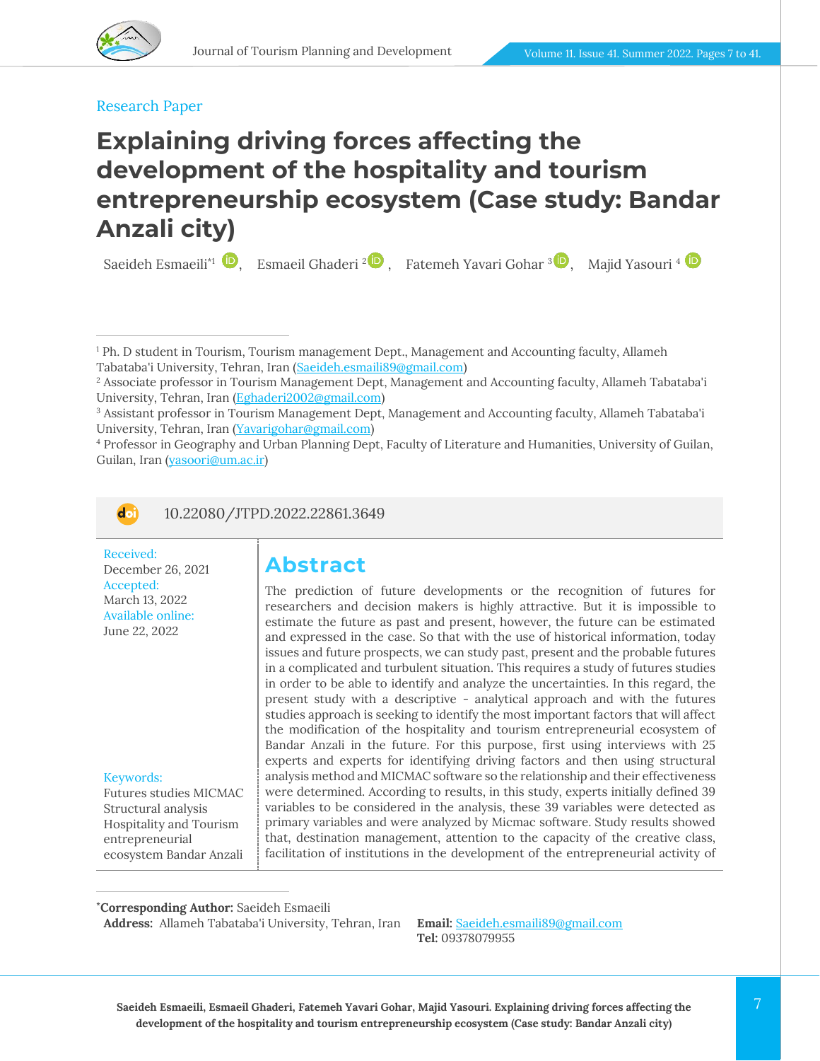Research Paper

# Explaining driving forces affecting the development of the hospitality and tourism entrepreneurship ecosystem (Case study: Bandar Anzali city)

Saeideh Esmaeili[*1], Esmaeil Ghaderi[2], Fatemeh Yavari Gohar[3], Majid Yasouri[4]

[1] Ph. D student in Tourism, Tourism management Dept., Management and Accounting faculty, Allameh Tabataba'i University, Tehran, Iran (Saeideh.esmaili89@gmail.com)
[2] Associate professor in Tourism Management Dept, Management and Accounting faculty, Allameh Tabataba'i University, Tehran, Iran (Eghaderi2002@gmail.com)
[3] Assistant professor in Tourism Management Dept, Management and Accounting faculty, Allameh Tabataba'i University, Tehran, Iran (Yavarigohar@gmail.com)
[4] Professor in Geography and Urban Planning Dept, Faculty of Literature and Humanities, University of Guilan, Guilan, Iran (yasoori@um.ac.ir)

10.22080/JTPD.2022.22861.3649

Received: December 26, 2021
Accepted: March 13, 2022
Available online: June 22, 2022

Keywords:
Futures studies MICMAC Structural analysis Hospitality and Tourism entrepreneurial ecosystem Bandar Anzali

## Abstract

The prediction of future developments or the recognition of futures for researchers and decision makers is highly attractive. But it is impossible to estimate the future as past and present, however, the future can be estimated and expressed in the case. So that with the use of historical information, today issues and future prospects, we can study past, present and the probable futures in a complicated and turbulent situation. This requires a study of futures studies in order to be able to identify and analyze the uncertainties. In this regard, the present study with a descriptive - analytical approach and with the futures studies approach is seeking to identify the most important factors that will affect the modification of the hospitality and tourism entrepreneurial ecosystem of Bandar Anzali in the future. For this purpose, first using interviews with 25 experts and experts for identifying driving factors and then using structural analysis method and MICMAC software so the relationship and their effectiveness were determined. According to results, in this study, experts initially defined 39 variables to be considered in the analysis, these 39 variables were detected as primary variables and were analyzed by Micmac software. Study results showed that, destination management, attention to the capacity of the creative class, facilitation of institutions in the development of the entrepreneurial activity of

*Corresponding Author: Saeideh Esmaeili
Address: Allameh Tabataba'i University, Tehran, Iran
Email: Saeideh.esmaili89@gmail.com
Tel: 09378079955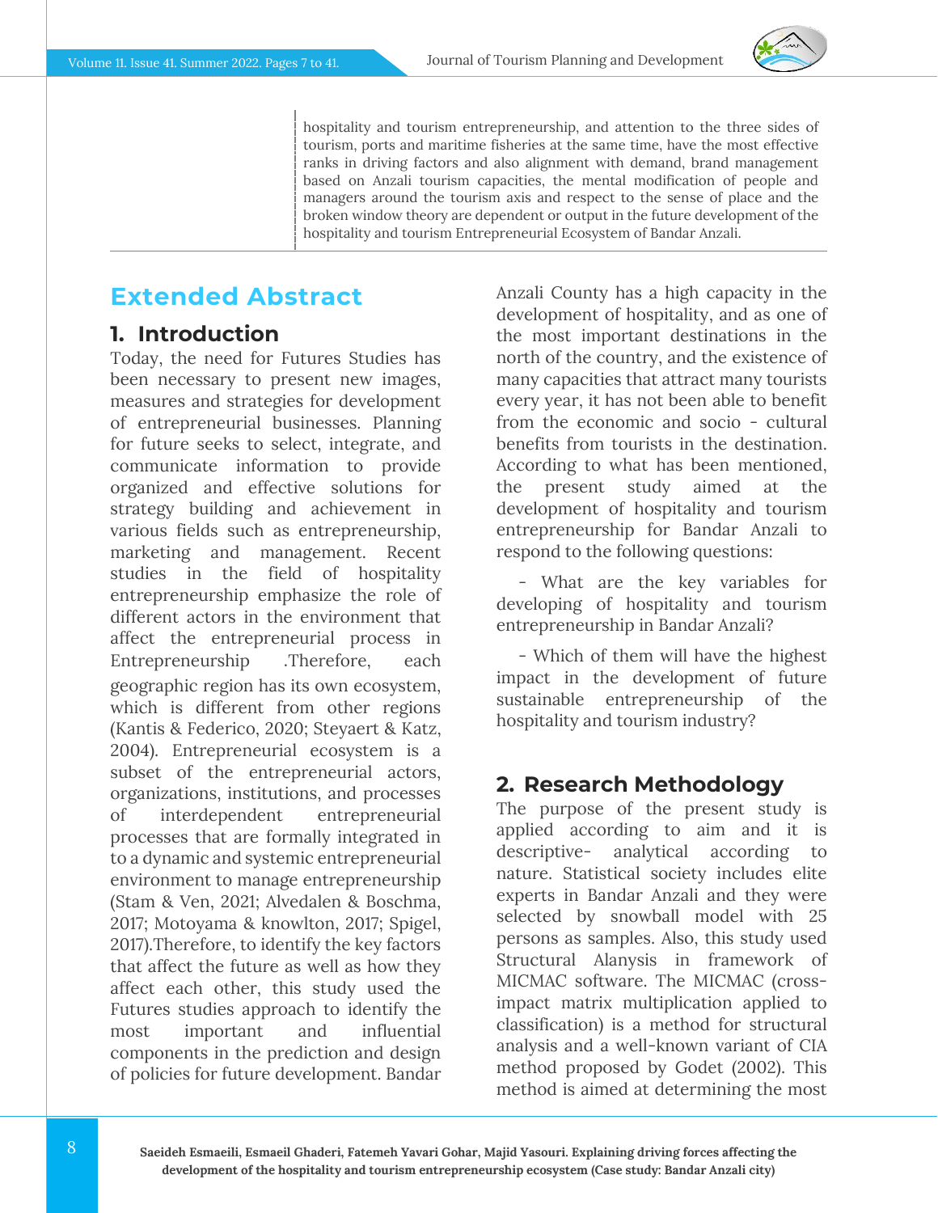hospitality and tourism entrepreneurship, and attention to the three sides of tourism, ports and maritime fisheries at the same time, have the most effective ranks in driving factors and also alignment with demand, brand management based on Anzali tourism capacities, the mental modification of people and managers around the tourism axis and respect to the sense of place and the broken window theory are dependent or output in the future development of the hospitality and tourism Entrepreneurial Ecosystem of Bandar Anzali.

## Extended Abstract

### 1. Introduction

Today, the need for Futures Studies has been necessary to present new images, measures and strategies for development of entrepreneurial businesses. Planning for future seeks to select, integrate, and communicate information to provide organized and effective solutions for strategy building and achievement in various fields such as entrepreneurship, marketing and management. Recent studies in the field of hospitality entrepreneurship emphasize the role of different actors in the environment that affect the entrepreneurial process in Entrepreneurship .Therefore, each geographic region has its own ecosystem, which is different from other regions (Kantis & Federico, 2020; Steyaert & Katz, 2004). Entrepreneurial ecosystem is a subset of the entrepreneurial actors, organizations, institutions, and processes of interdependent entrepreneurial processes that are formally integrated in to a dynamic and systemic entrepreneurial environment to manage entrepreneurship (Stam & Ven, 2021; Alvedalen & Boschma, 2017; Motoyama & knowlton, 2017; Spigel, 2017).Therefore, to identify the key factors that affect the future as well as how they affect each other, this study used the Futures studies approach to identify the most important and influential components in the prediction and design of policies for future development. Bandar Anzali County has a high capacity in the development of hospitality, and as one of the most important destinations in the north of the country, and the existence of many capacities that attract many tourists every year, it has not been able to benefit from the economic and socio - cultural benefits from tourists in the destination. According to what has been mentioned, the present study aimed at the development of hospitality and tourism entrepreneurship for Bandar Anzali to respond to the following questions:

- What are the key variables for developing of hospitality and tourism entrepreneurship in Bandar Anzali?

- Which of them will have the highest impact in the development of future sustainable entrepreneurship of the hospitality and tourism industry?

### 2. Research Methodology

The purpose of the present study is applied according to aim and it is descriptive- analytical according to nature. Statistical society includes elite experts in Bandar Anzali and they were selected by snowball model with 25 persons as samples. Also, this study used Structural Alanysis in framework of MICMAC software. The MICMAC (cross-impact matrix multiplication applied to classification) is a method for structural analysis and a well-known variant of CIA method proposed by Godet (2002). This method is aimed at determining the most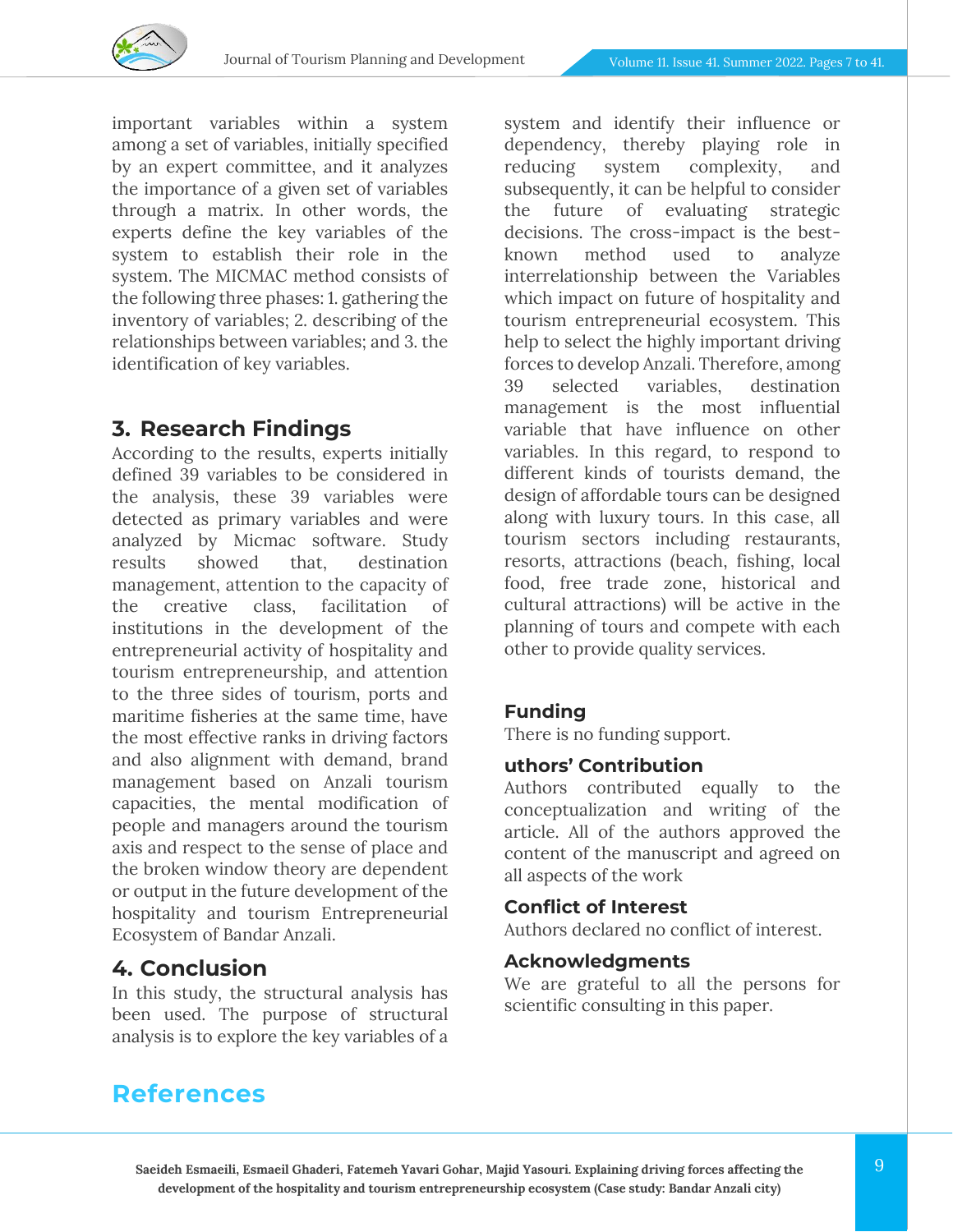important variables within a system among a set of variables, initially specified by an expert committee, and it analyzes the importance of a given set of variables through a matrix. In other words, the experts define the key variables of the system to establish their role in the system. The MICMAC method consists of the following three phases: 1. gathering the inventory of variables; 2. describing of the relationships between variables; and 3. the identification of key variables.

## 3. Research Findings

According to the results, experts initially defined 39 variables to be considered in the analysis, these 39 variables were detected as primary variables and were analyzed by Micmac software. Study results showed that, destination management, attention to the capacity of the creative class, facilitation of institutions in the development of the entrepreneurial activity of hospitality and tourism entrepreneurship, and attention to the three sides of tourism, ports and maritime fisheries at the same time, have the most effective ranks in driving factors and also alignment with demand, brand management based on Anzali tourism capacities, the mental modification of people and managers around the tourism axis and respect to the sense of place and the broken window theory are dependent or output in the future development of the hospitality and tourism Entrepreneurial Ecosystem of Bandar Anzali.

## 4. Conclusion

In this study, the structural analysis has been used. The purpose of structural analysis is to explore the key variables of a system and identify their influence or dependency, thereby playing role in reducing system complexity, and subsequently, it can be helpful to consider the future of evaluating strategic decisions. The cross-impact is the best-known method used to analyze interrelationship between the Variables which impact on future of hospitality and tourism entrepreneurial ecosystem. This help to select the highly important driving forces to develop Anzali. Therefore, among 39 selected variables, destination management is the most influential variable that have influence on other variables. In this regard, to respond to different kinds of tourists demand, the design of affordable tours can be designed along with luxury tours. In this case, all tourism sectors including restaurants, resorts, attractions (beach, fishing, local food, free trade zone, historical and cultural attractions) will be active in the planning of tours and compete with each other to provide quality services.

### Funding

There is no funding support.

### uthors' Contribution

Authors contributed equally to the conceptualization and writing of the article. All of the authors approved the content of the manuscript and agreed on all aspects of the work

### Conflict of Interest

Authors declared no conflict of interest.

### Acknowledgments

We are grateful to all the persons for scientific consulting in this paper.

## References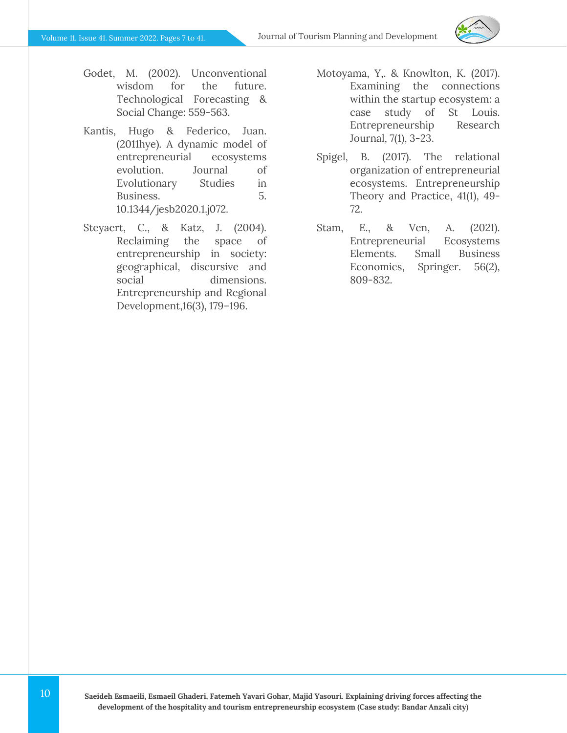Godet, M. (2002). Unconventional wisdom for the future. Technological Forecasting & Social Change: 559-563.

Kantis, Hugo & Federico, Juan. (2011hye). A dynamic model of entrepreneurial ecosystems evolution. Journal of Evolutionary Studies in Business. 5. 10.1344/jesb2020.1.j072.

Steyaert, C., & Katz, J. (2004). Reclaiming the space of entrepreneurship in society: geographical, discursive and social dimensions. Entrepreneurship and Regional Development,16(3), 179–196.

Motoyama, Y,. & Knowlton, K. (2017). Examining the connections within the startup ecosystem: a case study of St Louis. Entrepreneurship Research Journal, 7(1), 3-23.

Spigel, B. (2017). The relational organization of entrepreneurial ecosystems. Entrepreneurship Theory and Practice, 41(1), 49-72.

Stam, E., & Ven, A. (2021). Entrepreneurial Ecosystems Elements. Small Business Economics, Springer. 56(2), 809-832.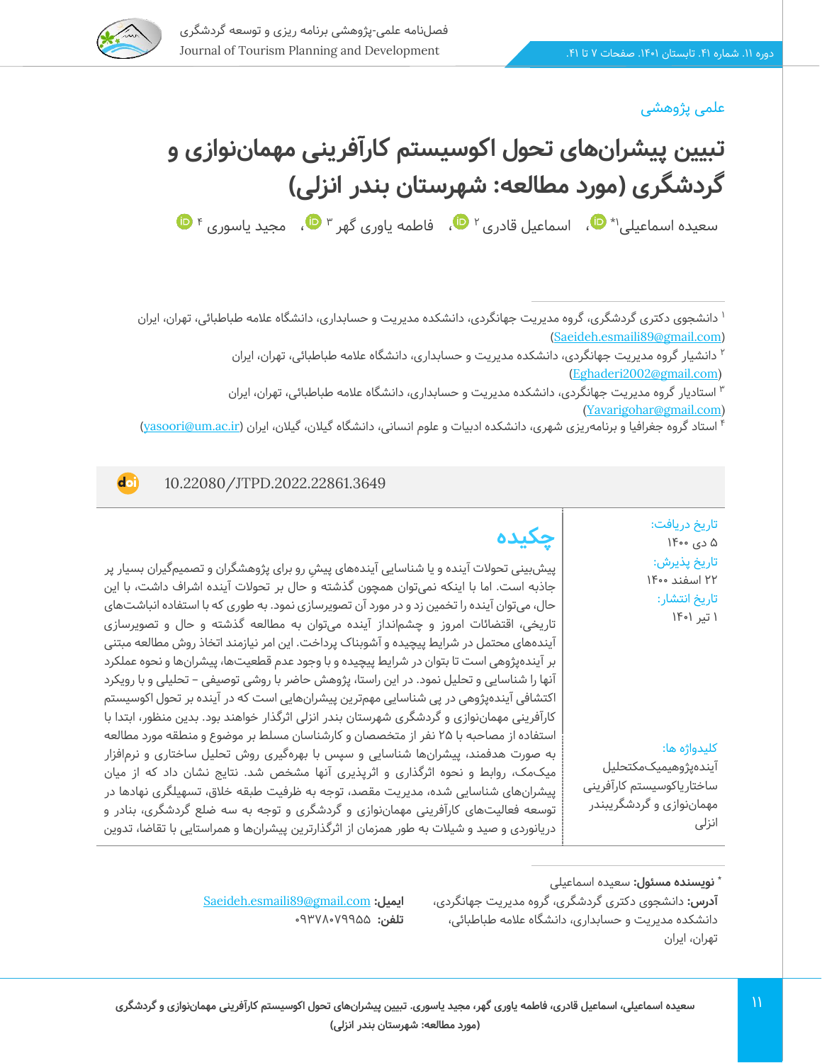علمی پژوهشی

# تبیین پیشران‌های تحول اکوسیستم کارآفرینی مهمان‌نوازی و گردشگری (مورد مطالعه: شهرستان بندر انزلی)

سعیده اسماعیلی[1*]، اسماعیل قادری[2]، فاطمه یاوری گهر[3]، مجید یاسوری[4]

[1] دانشجوی دکتری گردشگری، گروه مدیریت جهانگردی، دانشکده مدیریت و حسابداری، دانشگاه علامه طباطبائی، تهران، ایران (Saeideh.esmaili89@gmail.com)

[2] دانشیار گروه مدیریت جهانگردی، دانشکده مدیریت و حسابداری، دانشگاه علامه طباطبائی، تهران، ایران (Eghaderi2002@gmail.com)

[3] استادیار گروه مدیریت جهانگردی، دانشکده مدیریت و حسابداری، دانشگاه علامه طباطبائی، تهران، ایران (Yavarigohar@gmail.com)

[4] استاد گروه جغرافیا و برنامه‌ریزی شهری، دانشکده ادبیات و علوم انسانی، دانشگاه گیلان، گیلان، ایران (yasoori@um.ac.ir)

doi: 10.22080/JTPD.2022.22861.3649

تاریخ دریافت:
۵ دی ۱۴۰۰

تاریخ پذیرش:
۲۲ اسفند ۱۴۰۰

تاریخ انتشار:
۱ تیر ۱۴۰۱

## چکیده

پیش‌بینی تحولات آینده و یا شناسایی آینده‌های پیشِ رو برای پژوهشگران و تصمیم‌گیران بسیار پر جاذبه است. اما با اینکه نمی‌توان همچون گذشته و حال بر تحولات آینده اشراف داشت، با این حال، می‌توان آینده را تخمین زد و در مورد آن تصویرسازی نمود. به طوری که با استفاده از انباشت‌های تاریخی، اقتضائات امروز و چشم‌انداز آینده می‌توان به مطالعه گذشته و حال و تصویرسازی آینده‌های محتمل در شرایط پیچیده و آشوبناک پرداخت. این امر نیازمند اتخاذ روش مطالعه مبتنی بر آینده‌پژوهی است تا بتوان در شرایط پیچیده و با وجود عدم قطعیت‌ها، پیشران‌ها و نحوه عملکرد آنها را شناسایی و تحلیل نمود. در این راستا، پژوهش حاضر با روشی توصیفی - تحلیلی و با رویکرد اکتشافی آینده‌پژوهی در پی شناسایی مهم‌ترین پیشران‌هایی است که در آینده بر تحول اکوسیستم کارآفرینی مهمان‌نوازی و گردشگری شهرستان بندر انزلی اثرگذار خواهند بود. بدین منظور، ابتدا با استفاده از مصاحبه با ۲۵ نفر از متخصصان و کارشناسان مسلط بر موضوع و منطقه مورد مطالعه به صورت هدفمند، پیشران‌ها شناسایی و سپس با بهره‌گیری روش تحلیل ساختاری و نرم‌افزار میک‌مک، روابط و نحوه اثرگذاری و اثرپذیری آنها مشخص شد. نتایج نشان داد که از میان پیشران‌های شناسایی شده، مدیریت مقصد، توجه به ظرفیت طبقه خلاق، تسهیلگری نهادها در توسعه فعالیت‌های کارآفرینی مهمان‌نوازی و گردشگری و توجه به سه ضلع گردشگری، بنادر و دریانوردی و صید و شیلات به طور همزمان از اثرگذارترین پیشران‌ها و همراستایی با تقاضا، تدوین

کلیدواژه ها:
آینده‌پژوهی، میک‌مک، تحلیل ساختاری، اکوسیستم کارآفرینی مهمان‌نوازی و گردشگری، بندر انزلی

[*] **نویسنده مسئول:** سعیده اسماعیلی

**آدرس:** دانشجوی دکتری گردشگری، گروه مدیریت جهانگردی، دانشکده مدیریت و حسابداری، دانشگاه علامه طباطبائی، تهران، ایران

**ایمیل:** Saeideh.esmaili89@gmail.com

**تلفن:** ۰۹۳۷۸۰۷۹۹۵۵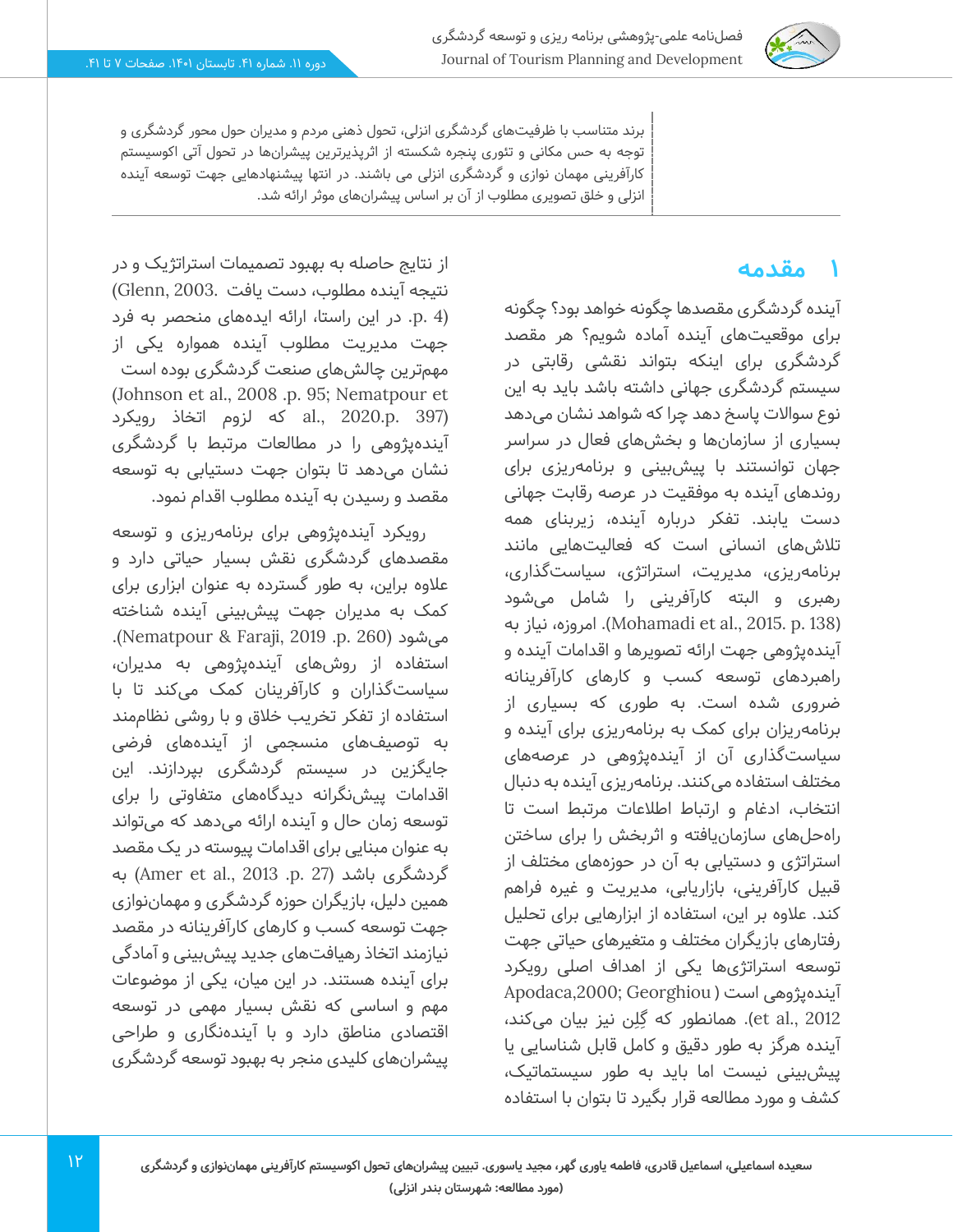برند متناسب با ظرفیت‌های گردشگری انزلی، تحول ذهنی مردم و مدیران حول محور گردشگری و توجه به حس مکانی و تئوری پنجره شکسته از اثرپذیرترین پیشران‌ها در تحول آتی اکوسیستم کارآفرینی مهمان نوازی و گردشگری انزلی می باشند. در انتها پیشنهادهایی جهت توسعه آینده انزلی و خلق تصویری مطلوب از آن بر اساس پیشران‌های موثر ارائه شد.

## ۱ مقدمه

آینده گردشگری مقصدها چگونه خواهد بود؟ چگونه برای موقعیت‌های آینده آماده شویم؟ هر مقصد گردشگری برای اینکه بتواند نقشی رقابتی در سیستم گردشگری جهانی داشته باشد باید به این نوع سوالات پاسخ دهد چرا که شواهد نشان می‌دهد بسیاری از سازمان‌ها و بخش‌های فعال در سراسر جهان توانستند با پیش‌بینی و برنامه‌ریزی برای روندهای آینده به موفقیت در عرصه رقابت جهانی دست یابند. تفکر درباره آینده، زیربنای همه تلاش‌های انسانی است که فعالیت‌هایی مانند برنامه‌ریزی، مدیریت، استراتژی، سیاست‌گذاری، رهبری و البته کارآفرینی را شامل می‌شود (Mohamadi et al., 2015. p. 138). امروزه، نیاز به آینده‌پژوهی جهت ارائه تصویرها و اقدامات آینده و راهبردهای توسعه کسب و کارهای کارآفرینانه ضروری شده است. به طوری که بسیاری از برنامه‌ریزان برای کمک به برنامه‌ریزی برای آینده و سیاست‌گذاری آن از آینده‌پژوهی در عرصه‌های مختلف استفاده می‌کنند. برنامه‌ریزی آینده به دنبال انتخاب، ادغام و ارتباط اطلاعات مرتبط است تا راه‌حل‌های سازمان‌یافته و اثربخش را برای ساختن استراتژی و دستیابی به آن در حوزه‌های مختلف از قبیل کارآفرینی، بازاریابی، مدیریت و غیره فراهم کند. علاوه بر این، استفاده از ابزارهایی برای تحلیل رفتارهای بازیگران مختلف و متغیرهای حیاتی جهت توسعه استراتژی‌ها یکی از اهداف اصلی رویکرد آینده‌پژوهی است (Apodaca,2000; Georghiou et al., 2012). همانطور که گِلِن نیز بیان می‌کند، آینده هرگز به طور دقیق و کامل قابل شناسایی یا پیش‌بینی نیست اما باید به طور سیستماتیک، کشف و مورد مطالعه قرار بگیرد تا بتوان با استفاده از نتایج حاصله به بهبود تصمیمات استراتژیک و در نتیجه آینده مطلوب، دست یافت (Glenn, 2003. p. 4). در این راستا، ارائه ایده‌های منحصر به فرد جهت مدیریت آینده مطلوب همواره یکی از مهم‌ترین چالش‌های صنعت گردشگری بوده است (Johnson et al., 2008 .p. 95; Nematpour et al., 2020.p. 397) که لزوم اتخاذ رویکرد آینده‌پژوهی را در مطالعات مرتبط با گردشگری نشان می‌دهد تا بتوان جهت دستیابی به توسعه مقصد و رسیدن به آینده مطلوب اقدام نمود.

رویکرد آینده‌پژوهی برای برنامه‌ریزی و توسعه مقصدهای گردشگری نقش بسیار حیاتی دارد و علاوه براین، به طور گسترده به عنوان ابزاری برای کمک به مدیران جهت پیش‌بینی آینده شناخته می‌شود (Nematpour & Faraji, 2019 .p. 260). استفاده از روش‌های آینده‌پژوهی به مدیران، سیاست‌گذاران و کارآفرینان کمک می‌کند تا با استفاده از تفکر تخریب خلاق و با روشی نظام‌مند به توصیفهای منسجمی از آینده‌های فرضی جایگزین در سیستم گردشگری بپردازند. این اقدامات پیش‌نگرانه دیدگاه‌های متفاوتی را برای توسعه زمان حال و آینده ارائه می‌دهد که می‌تواند به عنوان مبنایی برای اقدامات پیوسته در یک مقصد گردشگری باشد (Amer et al., 2013 .p. 27) به همین دلیل، بازیگران حوزه گردشگری و مهمان‌نوازی جهت توسعه کسب و کارهای کارآفرینانه در مقصد نیازمند اتخاذ رهیافت‌های جدید پیش‌بینی و آمادگی برای آینده هستند. در این میان، یکی از موضوعات مهم و اساسی که نقش بسیار مهمی در توسعه اقتصادی مناطق دارد و با آینده‌نگاری و طراحی پیشران‌های کلیدی منجر به بهبود توسعه گردشگری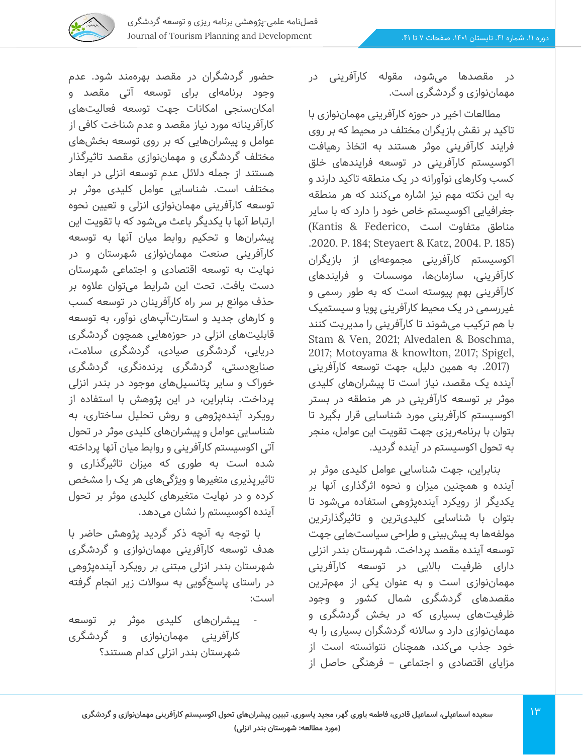در مقصدها می‌شود، مقوله کارآفرینی در مهمان‌نوازی و گردشگری است.

مطالعات اخیر در حوزه کارآفرینی مهمان‌نوازی با تاکید بر نقش بازیگران مختلف در محیط که بر روی فرایند کارآفرینی موثر هستند به اتخاذ رهیافت اکوسیستم کارآفرینی در توسعه فرایندهای خلق کسب وکارهای نوآورانه در یک منطقه تاکید دارند و به این نکته مهم نیز اشاره می‌کنند که هر منطقه جغرافیایی اکوسیستم خاص خود را دارد که با سایر مناطق متفاوت است (Kantis & Federico, 2020. P. 184; Steyaert & Katz, 2004. P. 185). اکوسیستم کارآفرینی مجموعه‌ای از بازیگران کارآفرینی، سازمان‌ها، موسسات و فرایندهای کارآفرینی بهم پیوسته است که به طور رسمی و غیررسمی در یک محیط کارآفرینی پویا و سیستمیک با هم ترکیب می‌شوند تا کارآفرینی را مدیریت کنند Stam & Ven, 2021; Alvedalen & Boschma, 2017; Motoyama & knowlton, 2017; Spigel, 2017). به همین دلیل، جهت توسعه کارآفرینی آینده یک مقصد، نیاز است تا پیشران‌های کلیدی موثر بر توسعه کارآفرینی در هر منطقه در بستر اکوسیستم کارآفرینی مورد شناسایی قرار بگیرد تا بتوان با برنامه‌ریزی جهت تقویت این عوامل، منجر به تحول اکوسیستم در آینده گردید.

بنابراین، جهت شناسایی عوامل کلیدی موثر بر آینده و همچنین میزان و نحوه اثرگذاری آنها بر یکدیگر از رویکرد آینده‌پژوهی استفاده می‌شود تا بتوان با شناسایی کلیدی‌ترین و تاثیرگذارترین مولفه‌ها به پیش‌بینی و طراحی سیاست‌هایی جهت توسعه آینده مقصد پرداخت. شهرستان بندر انزلی دارای ظرفیت بالایی در توسعه کارآفرینی مهمان‌نوازی است و به عنوان یکی از مهم‌ترین مقصدهای گردشگری شمال کشور و وجود ظرفیت‌های بسیاری که در بخش گردشگری و مهمان‌نوازی دارد و سالانه گردشگران بسیاری را به خود جذب می‌کند، همچنان نتوانسته است از مزایای اقتصادی و اجتماعی - فرهنگی حاصل از حضور گردشگران در مقصد بهره‌مند شود. عدم وجود برنامه‌ای برای توسعه آتی مقصد و امکان‌سنجی امکانات جهت توسعه فعالیت‌های کارآفرینانه مورد نیاز مقصد و عدم شناخت کافی از عوامل و پیشران‌هایی که بر روی توسعه بخش‌های مختلف گردشگری و مهمان‌نوازی مقصد تاثیرگذار هستند از جمله دلائل عدم توسعه انزلی در ابعاد مختلف است. شناسایی عوامل کلیدی موثر بر توسعه کارآفرینی مهمان‌نوازی انزلی و تعیین نحوه ارتباط آنها با یکدیگر باعث می‌شود که با تقویت این پیشران‌ها و تحکیم روابط میان آنها به توسعه کارآفرینی صنعت مهمان‌نوازی شهرستان و در نهایت به توسعه اقتصادی و اجتماعی شهرستان دست یافت. تحت این شرایط می‌توان علاوه بر حذف موانع بر سر راه کارآفرینان در توسعه کسب و کارهای جدید و استارت‌آپ‌های نوآور، به توسعه قابلیت‌های انزلی در حوزه‌هایی همچون گردشگری دریایی، گردشگری صیادی، گردشگری سلامت، صنایع‌دستی، گردشگری پرنده‌نگری، گردشگری خوراک و سایر پتانسیل‌های موجود در بندر انزلی پرداخت. بنابراین، در این پژوهش با استفاده از رویکرد آینده‌پژوهی و روش تحلیل ساختاری، به شناسایی عوامل و پیشران‌های کلیدی موثر در تحول آتی اکوسیستم کارآفرینی و روابط میان آنها پرداخته شده است به طوری که میزان تاثیرگذاری و تاثیرپذیری متغیرها و ویژگی‌های هر یک را مشخص کرده و در نهایت متغیرهای کلیدی موثر بر تحول آینده اکوسیستم را نشان می‌دهد.

با توجه به آنچه ذکر گردید پژوهش حاضر با هدف توسعه کارآفرینی مهمان‌نوازی و گردشگری شهرستان بندر انزلی مبتنی بر رویکرد آینده‌پژوهی در راستای پاسخگویی به سوالات زیر انجام گرفته است:

- پیشران‌های کلیدی موثر بر توسعه کارآفرینی مهمان‌نوازی و گردشگری شهرستان بندر انزلی کدام هستند؟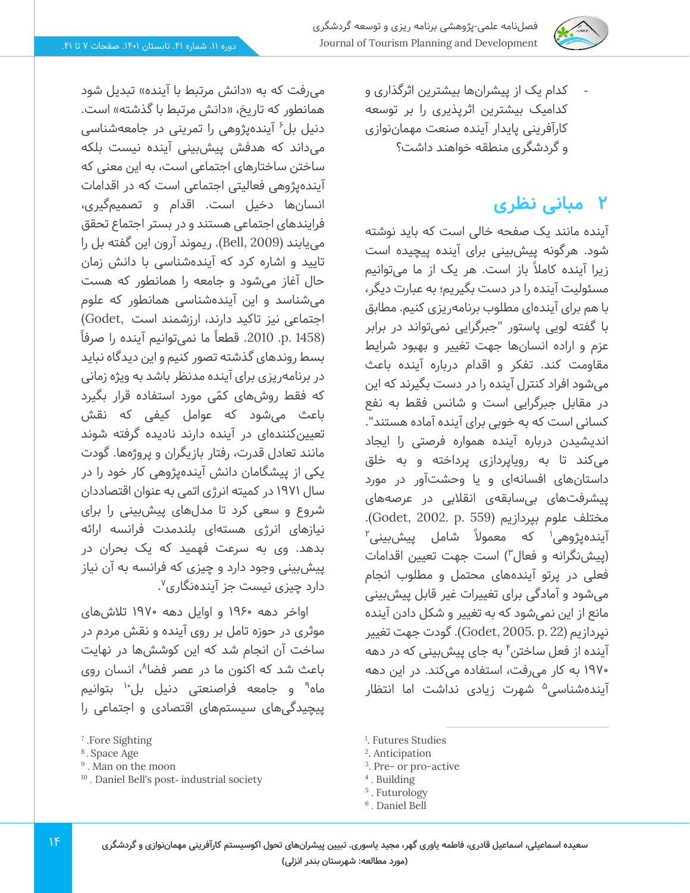- کدام یک از پیشران‌ها بیشترین اثرگذاری و کدامیک بیشترین اثرپذیری را بر توسعه کارآفرینی پایدار آینده صنعت مهمان‌نوازی و گردشگری منطقه خواهند داشت؟

## ۲ مبانی نظری

آینده مانند یک صفحه خالی است که باید نوشته شود. هرگونه پیش‌بینی برای آینده پیچیده است زیرا آینده کاملاً باز است. هر یک از ما می‌توانیم مسئولیت آینده را در دست بگیریم؛ به عبارت دیگر، با هم برای آینده‌ای مطلوب برنامه‌ریزی کنیم. مطابق با گفته لویی پاستور "جبرگرایی نمی‌تواند در برابر عزم و اراده انسان‌ها جهت تغییر و بهبود شرایط مقاومت کند. تفکر و اقدام درباره آینده باعث می‌شود افراد کنترل آینده را در دست بگیرند که این در مقابل جبرگرایی است و شانس فقط به نفع کسانی است که به خوبی برای آینده آماده هستند". اندیشیدن درباره آینده همواره فرصتی را ایجاد می‌کند تا به رویاپردازی پرداخته و به خلق داستان‌های افسانه‌ای و یا وحشت‌آور در مورد پیشرفت‌های بی‌سابقه‌ی انقلابی در عرصه‌های مختلف علوم بپردازیم (Godet, 2002. p. 559). آینده‌پژوهی[1] که معمولاً شامل پیش‌بینی[2] (پیش‌نگرانه و فعال[3]) است جهت تعیین اقدامات فعلی در پرتو آینده‌های محتمل و مطلوب انجام می‌شود و آمادگی برای تغییرات غیر قابل پیش‌بینی مانع از این نمی‌شود که به تغییر و شکل دادن آینده نپردازیم (Godet, 2005. p. 22). گودت جهت تغییر آینده از فعل ساختن[4] به جای پیش‌بینی که در دهه ۱۹۷۰ به کار می‌رفت، استفاده می‌کند. در این دهه آینده‌شناسی[5] شهرت زیادی نداشت اما انتظار می‌رفت که به «دانش مرتبط با آینده» تبدیل شود همانطور که تاریخ، «دانش مرتبط با گذشته» است. دنیل بل[6] آینده‌پژوهی را تمرینی در جامعه‌شناسی می‌داند که هدفش پیش‌بینی آینده نیست بلکه ساختن ساختارهای اجتماعی است، به این معنی که آینده‌پژوهی فعالیتی اجتماعی است که در اقدامات انسان‌ها دخیل است. اقدام و تصمیم‌گیری، فرایندهای اجتماعی هستند و در بستر اجتماع تحقق می‌یابند (Bell, 2009). ریموند آرون این گفته بل را تایید و اشاره کرد که آینده‌شناسی با دانش زمان حال آغاز می‌شود و جامعه را همانطور که هست می‌شناسد و این آینده‌شناسی همانطور که علوم اجتماعی نیز تاکید دارند، ارزشمند است (Godet, 2010. p. 1458). قطعاً ما نمی‌توانیم آینده را صرفاً بسط روندهای گذشته تصور کنیم و این دیدگاه نباید در برنامه‌ریزی برای آینده مدنظر باشد به ویژه زمانی که فقط روش‌های کمّی مورد استفاده قرار بگیرد باعث می‌شود که عوامل کیفی که نقش تعیین‌کننده‌ای در آینده دارند نادیده گرفته شوند مانند تعادل قدرت، رفتار بازیگران و پروژه‌ها. گودت یکی از پیشگامان دانش آینده‌پژوهی کار خود را در سال ۱۹۷۱ در کمیته انرژی اتمی به عنوان اقتصاددان شروع و سعی کرد تا مدل‌های پیش‌بینی را برای نیازهای انرژی هسته‌ای بلندمدت فرانسه ارائه بدهد. وی به سرعت فهمید که یک بحران در پیش‌بینی وجود دارد و چیزی که فرانسه به آن نیاز دارد چیزی نیست جز آینده‌نگاری[7].

اواخر دهه ۱۹۶۰ و اوایل دهه ۱۹۷۰ تلاش‌های موثری در حوزه تامل بر روی آینده و نقش مردم در ساخت آن انجام شد که این کوشش‌ها در نهایت باعث شد که اکنون ما در عصر فضا[8]، انسان روی ماه[9] و جامعه فراصنعتی دنیل بل[10] بتوانیم پیچیدگی‌های سیستم‌های اقتصادی و اجتماعی را

[1]. Futures Studies
[2]. Anticipation
[3]. Pre- or pro-active
[4]. Building
[5]. Futurology
[6]. Daniel Bell
[7]. Fore Sighting
[8]. Space Age
[9]. Man on the moon
[10]. Daniel Bell's post- industrial society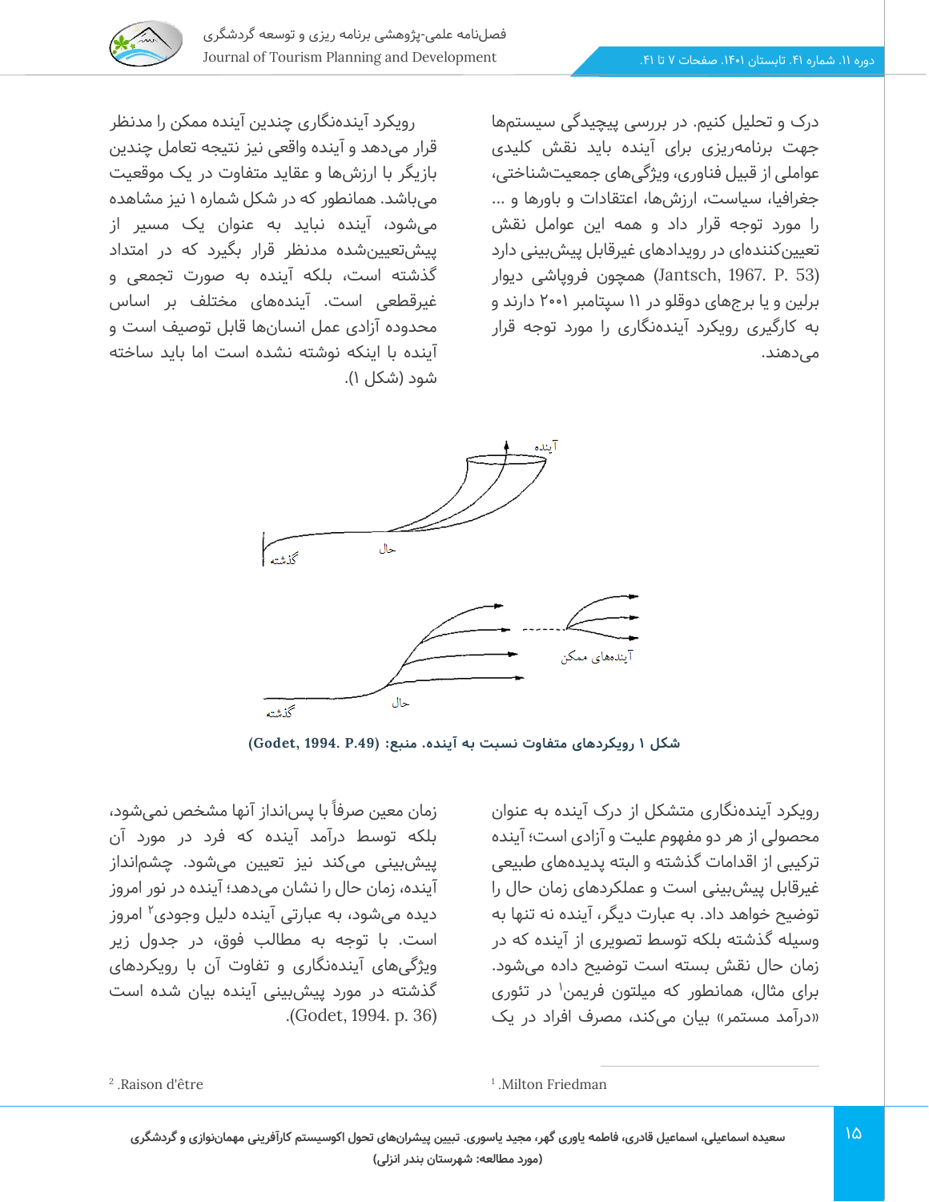درک و تحلیل کنیم. در بررسی پیچیدگی سیستم‌ها جهت برنامه‌ریزی برای آینده باید نقش کلیدی عواملی از قبیل فناوری، ویژگی‌های جمعیت‌شناختی، جغرافیا، سیاست، ارزش‌ها، اعتقادات و باورها و ... را مورد توجه قرار داد و همه این عوامل نقش تعیین‌کننده‌ای در رویدادهای غیرقابل پیش‌بینی دارد (Jantsch, 1967. P. 53) همچون فروپاشی دیوار برلین و یا برج‌های دوقلو در ۱۱ سپتامبر ۲۰۰۱ دارند و به کارگیری رویکرد آینده‌نگاری را مورد توجه قرار می‌دهند.

رویکرد آینده‌نگاری چندین آینده ممکن را مدنظر قرار می‌دهد و آینده واقعی نیز نتیجه تعامل چندین بازیگر با ارزش‌ها و عقاید متفاوت در یک موقعیت می‌باشد. همانطور که در شکل شماره ۱ نیز مشاهده می‌شود، آینده نباید به عنوان یک مسیر از پیش‌تعیین‌شده مدنظر قرار بگیرد که در امتداد گذشته است، بلکه آینده به صورت تجمعی و غیرقطعی است. آینده‌های مختلف بر اساس محدوده آزادی عمل انسان‌ها قابل توصیف است و آینده با اینکه نوشته نشده است اما باید ساخته شود (شکل ۱).

آینده
حال
گذشته

آینده‌های ممکن
حال
گذشته

**شکل ۱ رویکردهای متفاوت نسبت به آینده. منبع: (Godet, 1994. P.49)**

رویکرد آینده‌نگاری متشکل از درک آینده به عنوان محصولی از هر دو مفهوم علیت و آزادی است؛ آینده ترکیبی از اقدامات گذشته و البته پدیده‌های طبیعی غیرقابل پیش‌بینی است و عملکردهای زمان حال را توضیح خواهد داد. به عبارت دیگر، آینده نه تنها به وسیله گذشته بلکه توسط تصویری از آینده که در زمان حال نقش بسته است توضیح داده می‌شود. برای مثال، همانطور که میلتون فریمن[1] در تئوری «درآمد مستمر» بیان می‌کند، مصرف افراد در یک زمان معین صرفاً با پس‌انداز آنها مشخص نمی‌شود، بلکه توسط درآمد آینده که فرد در مورد آن پیش‌بینی می‌کند نیز تعیین می‌شود. چشم‌انداز آینده، زمان حال را نشان می‌دهد؛ آینده در نور امروز دیده می‌شود، به عبارتی آینده دلیل وجودی[2] امروز است. با توجه به مطالب فوق، در جدول زیر ویژگی‌های آینده‌نگاری و تفاوت آن با رویکردهای گذشته در مورد پیش‌بینی آینده بیان شده است (Godet, 1994. p. 36).

[1] .Milton Friedman

[2] .Raison d'être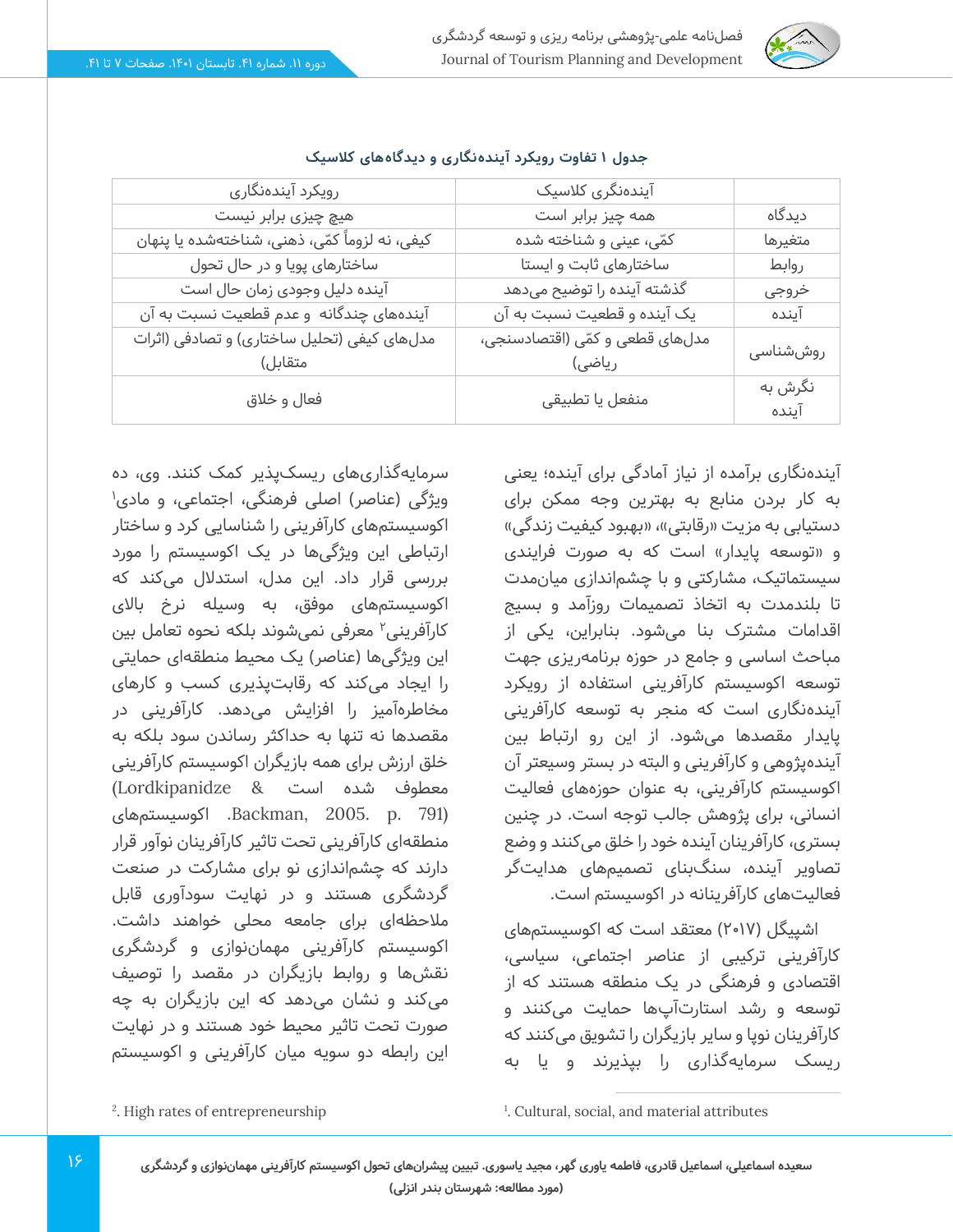**جدول ۱ تفاوت رویکرد آینده‌نگاری و دیدگاه‌های کلاسیک**

| | آینده‌نگری کلاسیک | رویکرد آینده‌نگاری |
|---|---|---|
| دیدگاه | همه چیز برابر است | هیچ چیزی برابر نیست |
| متغیرها | کمّی، عینی و شناخته شده | کیفی، نه لزوماً کمّی، ذهنی، شناخته‌شده یا پنهان |
| روابط | ساختارهای ثابت و ایستا | ساختارهای پویا و در حال تحول |
| خروجی | گذشته آینده را توضیح می‌دهد | آینده دلیل وجودی زمان حال است |
| آینده | یک آینده و قطعیت نسبت به آن | آینده‌های چندگانه و عدم قطعیت نسبت به آن |
| روش‌شناسی | مدل‌های قطعی و کمّی (اقتصادسنجی، ریاضی) | مدل‌های کیفی (تحلیل ساختاری) و تصادفی (اثرات متقابل) |
| نگرش به آینده | منفعل یا تطبیقی | فعال و خلاق |

آینده‌نگاری برآمده از نیاز آمادگی برای آینده؛ یعنی به کار بردن منابع به بهترین وجه ممکن برای دستیابی به مزیت «رقابتی»، «بهبود کیفیت زندگی» و «توسعه پایدار» است که به صورت فرایندی سیستماتیک، مشارکتی و با چشم‌اندازی میان‌مدت تا بلندمدت به اتخاذ تصمیمات روزآمد و بسیج اقدامات مشترک بنا می‌شود. بنابراین، یکی از مباحث اساسی و جامع در حوزه برنامه‌ریزی جهت توسعه اکوسیستم کارآفرینی استفاده از رویکرد آینده‌نگاری است که منجر به توسعه کارآفرینی پایدار مقصدها می‌شود. از این رو ارتباط بین آینده‌پژوهی و کارآفرینی و البته در بستر وسیعتر آن اکوسیستم کارآفرینی، به عنوان حوزه‌های فعالیت انسانی، برای پژوهش جالب توجه است. در چنین بستری، کارآفرینان آینده خود را خلق می‌کنند و وضع تصاویر آینده، سنگ‌بنای تصمیم‌های هدایتگر فعالیت‌های کارآفرینانه در اکوسیستم است.

اشپیگل (۲۰۱۷) معتقد است که اکوسیستم‌های کارآفرینی ترکیبی از عناصر اجتماعی، سیاسی، اقتصادی و فرهنگی در یک منطقه هستند که از توسعه و رشد استارت‌آپ‌ها حمایت می‌کنند و کارآفرینان نوپا و سایر بازیگران را تشویق می‌کنند که ریسک سرمایه‌گذاری را بپذیرند و یا به سرمایه‌گذاری‌های ریسک‌پذیر کمک کنند. وی، ده ویژگی (عناصر) اصلی فرهنگی، اجتماعی، و مادی[1] اکوسیستم‌های کارآفرینی را شناسایی کرد و ساختار ارتباطی این ویژگی‌ها در یک اکوسیستم را مورد بررسی قرار داد. این مدل، استدلال می‌کند که اکوسیستم‌های موفق، به وسیله نرخ بالای کارآفرینی[2] معرفی نمی‌شوند بلکه نحوه تعامل بین این ویژگی‌ها (عناصر) یک محیط منطقه‌ای حمایتی را ایجاد می‌کند که رقابت‌پذیری کسب و کارهای مخاطره‌آمیز را افزایش می‌دهد. کارآفرینی در مقصدها نه تنها به حداکثر رساندن سود بلکه به خلق ارزش برای همه بازیگران اکوسیستم کارآفرینی معطوف شده است (Lordkipanidze & Backman, 2005. p. 791). اکوسیستم‌های منطقه‌ای کارآفرینی تحت تاثیر کارآفرینان نوآور قرار دارند که چشم‌اندازی نو برای مشارکت در صنعت گردشگری هستند و در نهایت سودآوری قابل ملاحظه‌ای برای جامعه محلی خواهند داشت. اکوسیستم کارآفرینی مهمان‌نوازی و گردشگری نقش‌ها و روابط بازیگران در مقصد را توصیف می‌کند و نشان می‌دهد که این بازیگران به چه صورت تحت تاثیر محیط خود هستند و در نهایت این رابطه دو سویه میان کارآفرینی و اکوسیستم

---

[1]. Cultural, social, and material attributes

[2]. High rates of entrepreneurship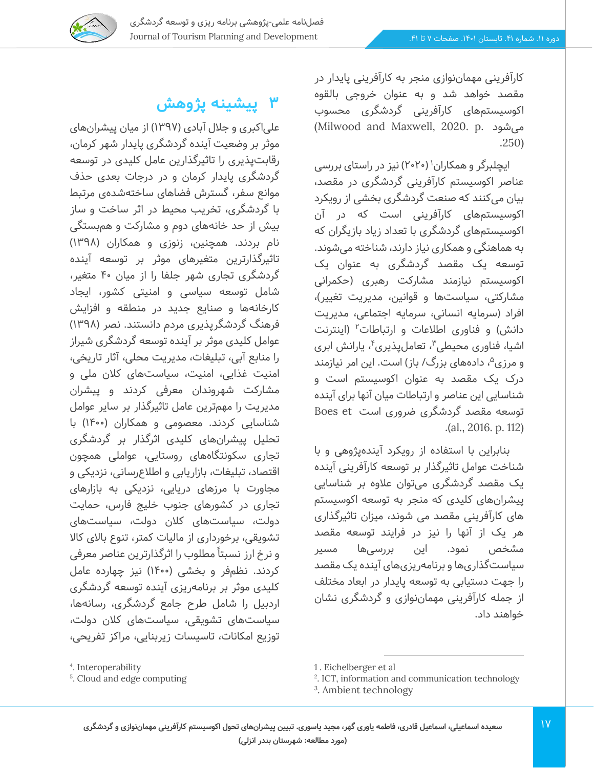کارآفرینی مهمان‌نوازی منجر به کارآفرینی پایدار در مقصد خواهد شد و به عنوان خروجی بالقوه اکوسیستم‌های کارآفرینی گردشگری محسوب می‌شود (Milwood and Maxwell, 2020. p. 250).

ایچلبرگر و همکاران[1] (۲۰۲۰) نیز در راستای بررسی عناصر اکوسیستم کارآفرینی گردشگری در مقصد، بیان می‌کنند که صنعت گردشگری بخشی از رویکرد اکوسیستم‌های کارآفرینی است که در آن اکوسیستم‌های گردشگری با تعداد زیاد بازیگران که به هماهنگی و همکاری نیاز دارند، شناخته می‌شوند. توسعه یک مقصد گردشگری به عنوان یک اکوسیستم نیازمند مشارکت رهبری (حکمرانی مشارکتی، سیاست‌ها و قوانین، مدیریت تغییر)، افراد (سرمایه انسانی، سرمایه اجتماعی، مدیریت دانش) و فناوری اطلاعات و ارتباطات[2] (اینترنت اشیا، فناوری محیطی[3]، تعامل‌پذیری[4]، پارانش ابری و مرزی[5]، داده‌های بزرگ/ باز) است. این امر نیازمند درک یک مقصد به عنوان اکوسیستم است و شناسایی این عناصر و ارتباطات میان آنها برای آینده توسعه مقصد گردشگری ضروری است Boes et al., 2016. p. 112).

بنابراین با استفاده از رویکرد آینده‌پژوهی و با شناخت عوامل تاثیرگذار بر توسعه کارآفرینی آینده یک مقصد گردشگری می‌توان علاوه بر شناسایی پیشران‌های کلیدی که منجر به توسعه اکوسیستم های کارآفرینی مقصد می شوند، میزان تاثیرگذاری هر یک از آنها را نیز در فرایند توسعه مقصد مشخص نمود. این بررسی‌ها مسیر سیاست‌گذاری‌ها و برنامه‌ریزی‌های آینده یک مقصد را جهت دستیابی به توسعه پایدار در ابعاد مختلف از جمله کارآفرینی مهمان‌نوازی و گردشگری نشان خواهند داد.

## ۳ پیشینه پژوهش

علی‌اکبری و جلال آبادی (۱۳۹۷) از میان پیشران‌های موثر بر وضعیت آینده گردشگری پایدار شهر کرمان، رقابت‌پذیری را تاثیرگذارین عامل کلیدی در توسعه گردشگری پایدار کرمان و در درجات بعدی حذف موانع سفر، گسترش فضاهای ساخته‌شده‌ی مرتبط با گردشگری، تخریب محیط در اثر ساخت و ساز بیش از حد خانه‌های دوم و مشارکت و همبستگی نام بردند. همچنین، زنوزی و همکاران (۱۳۹۸) تاثیرگذارترین متغیرهای موثر بر توسعه آینده گردشگری تجاری شهر جلفا را از میان ۴۰ متغیر، شامل توسعه سیاسی و امنیتی کشور، ایجاد کارخانه‌ها و صنایع جدید در منطقه و افزایش فرهنگ گردشگرپذیری مردم دانستند. نصر (۱۳۹۸) عوامل کلیدی موثر بر آینده توسعه گردشگری شیراز را منابع آبی، تبلیغات، مدیریت محلی، آثار تاریخی، امنیت غذایی، امنیت، سیاست‌های کلان ملی و مشارکت شهروندان معرفی کردند و پیشران مدیریت را مهمترین عامل تاثیرگذار بر سایر عوامل شناسایی کردند. معصومی و همکاران (۱۴۰۰) با تحلیل پیشران‌های کلیدی اثرگذار بر گردشگری تجاری سکونتگاه‌های روستایی، عواملی همچون اقتصاد، تبلیغات، بازاریابی و اطلاع‌رسانی، نزدیکی و مجاورت با مرزهای دریایی، نزدیکی به بازارهای تجاری در کشورهای جنوب خلیج فارس، حمایت دولت، سیاست‌های کلان دولت، سیاست‌های تشویقی، برخورداری از مالیات کمتر، تنوع بالای کالا و نرخ ارز نسبتاً مطلوب را اثرگذارترین عناصر معرفی کردند. نظم‌فر و بخشی (۱۴۰۰) نیز چهارده عامل کلیدی موثر بر برنامه‌ریزی آینده توسعه گردشگری اردبیل را شامل طرح جامع گردشگری، رسانه‌ها، سیاست‌های تشویقی، سیاست‌های کلان دولت، توزیع امکانات، تاسیسات زیربنایی، مراکز تفریحی،

---

1. Eichelberger et al
2. ICT, information and communication technology
3. Ambient technology
4. Interoperability
5. Cloud and edge computing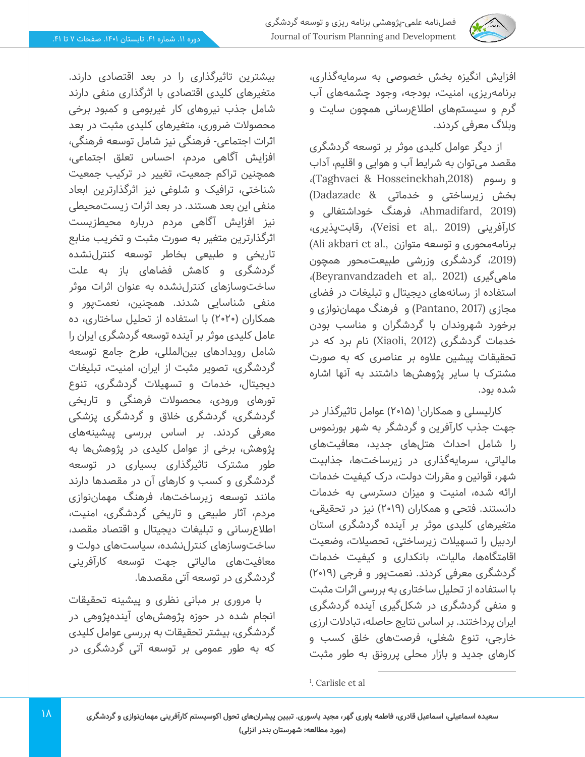افزایش انگیزه بخش خصوصی به سرمایه‌گذاری، برنامه‌ریزی، امنیت، بودجه، وجود چشمه‌های آب گرم و سیستم‌های اطلاع‌رسانی همچون سایت و وبلاگ معرفی کردند.

از دیگر عوامل کلیدی موثر بر توسعه گردشگری مقصد می‌توان به شرایط آب و هوایی و اقلیم، آداب و رسوم (Taghvaei & Hosseinekhah,2018)، بخش زیرساختی و خدماتی (Dadazade & Ahmadifard, 2019)، فرهنگ خوداشتغالی و کارآفرینی (Veisi et al,. 2019)، رقابت‌پذیری، برنامه‌محوری و توسعه متوازن (Ali akbari et al., 2019)، گردشگری ورزشی طبیعت‌محور همچون ماهی‌گیری (Beyranvandzadeh et al,. 2021)، استفاده از رسانه‌های دیجیتال و تبلیغات در فضای مجازی (Pantano, 2017) و فرهنگ مهمان‌نوازی و برخورد شهروندان با گردشگران و مناسب بودن خدمات گردشگری (Xiaoli, 2012) نام برد که در تحقیقات پیشین علاوه بر عناصری که به صورت مشترک با سایر پژوهش‌ها داشتند به آنها اشاره شده بود.

کارلیسلی و همکاران[1] (۲۰۱۵) عوامل تاثیرگذار در جهت جذب کارآفرین و گردشگر به شهر بورنموس را شامل احداث هتل‌های جدید، معافیت‌های مالیاتی، سرمایه‌گذاری در زیرساخت‌ها، جذابیت شهر، قوانین و مقررات دولت، درک کیفیت خدمات ارائه شده، امنیت و میزان دسترسی به خدمات دانستند. فتحی و همکاران (۲۰۱۹) نیز در تحقیقی، متغیرهای کلیدی موثر بر آینده گردشگری استان اردبیل را تسهیلات زیرساختی، تحصیلات، وضعیت اقامتگاه‌ها، مالیات، بانکداری و کیفیت خدمات گردشگری معرفی کردند. نعمت‌پور و فرجی (۲۰۱۹) با استفاده از تحلیل ساختاری به بررسی اثرات مثبت و منفی گردشگری در شکل‌گیری آینده گردشگری ایران پرداختند. بر اساس نتایج حاصله، تبادلات ارزی خارجی، تنوع شغلی، فرصت‌های خلق کسب و کارهای جدید و بازار محلی پررونق به طور مثبت بیشترین تاثیرگذاری را در بعد اقتصادی دارند. متغیرهای کلیدی اقتصادی با اثرگذاری منفی دارند شامل جذب نیروهای کار غیربومی و کمبود برخی محصولات ضروری، متغیرهای کلیدی مثبت در بعد اثرات اجتماعی- فرهنگی نیز شامل توسعه فرهنگی، افزایش آگاهی مردم، احساس تعلق اجتماعی، همچنین تراکم جمعیت، تغییر در ترکیب جمعیت شناختی، ترافیک و شلوغی نیز اثرگذارترین ابعاد منفی این بعد هستند. در بعد اثرات زیست‌محیطی نیز افزایش آگاهی مردم درباره محیط‌زیست اثرگذارترین متغیر به صورت مثبت و تخریب منابع تاریخی و طبیعی بخاطر توسعه کنترل‌نشده گردشگری و کاهش فضاهای باز به علت ساخت‌وسازهای کنترل‌نشده به عنوان اثرات موثر منفی شناسایی شدند. همچنین، نعمت‌پور و همکاران (۲۰۲۰) با استفاده از تحلیل ساختاری، ده عامل کلیدی موثر بر آینده توسعه گردشگری ایران را شامل رویدادهای بین‌المللی، طرح جامع توسعه گردشگری، تصویر مثبت از ایران، امنیت، تبلیغات دیجیتال، خدمات و تسهیلات گردشگری، تنوع تورهای ورودی، محصولات فرهنگی و تاریخی گردشگری، گردشگری خلاق و گردشگری پزشکی معرفی کردند. بر اساس بررسی پیشینه‌های پژوهش، برخی از عوامل کلیدی در پژوهش‌ها به طور مشترک تاثیرگذاری بسیاری در توسعه گردشگری و کسب و کارهای آن در مقصدها دارند مانند توسعه زیرساخت‌ها، فرهنگ مهمان‌نوازی مردم، آثار طبیعی و تاریخی گردشگری، امنیت، اطلاع‌رسانی و تبلیغات دیجیتال و اقتصاد مقصد، ساخت‌وسازهای کنترل‌نشده، سیاست‌های دولت و معافیت‌های مالیاتی جهت توسعه کارآفرینی گردشگری در توسعه آتی مقصدها.

با مروری بر مبانی نظری و پیشینه تحقیقات انجام شده در حوزه پژوهش‌های آینده‌پژوهی در گردشگری، بیشتر تحقیقات به بررسی عوامل کلیدی که به طور عمومی بر توسعه آتی گردشگری در

---

[1]. Carlisle et al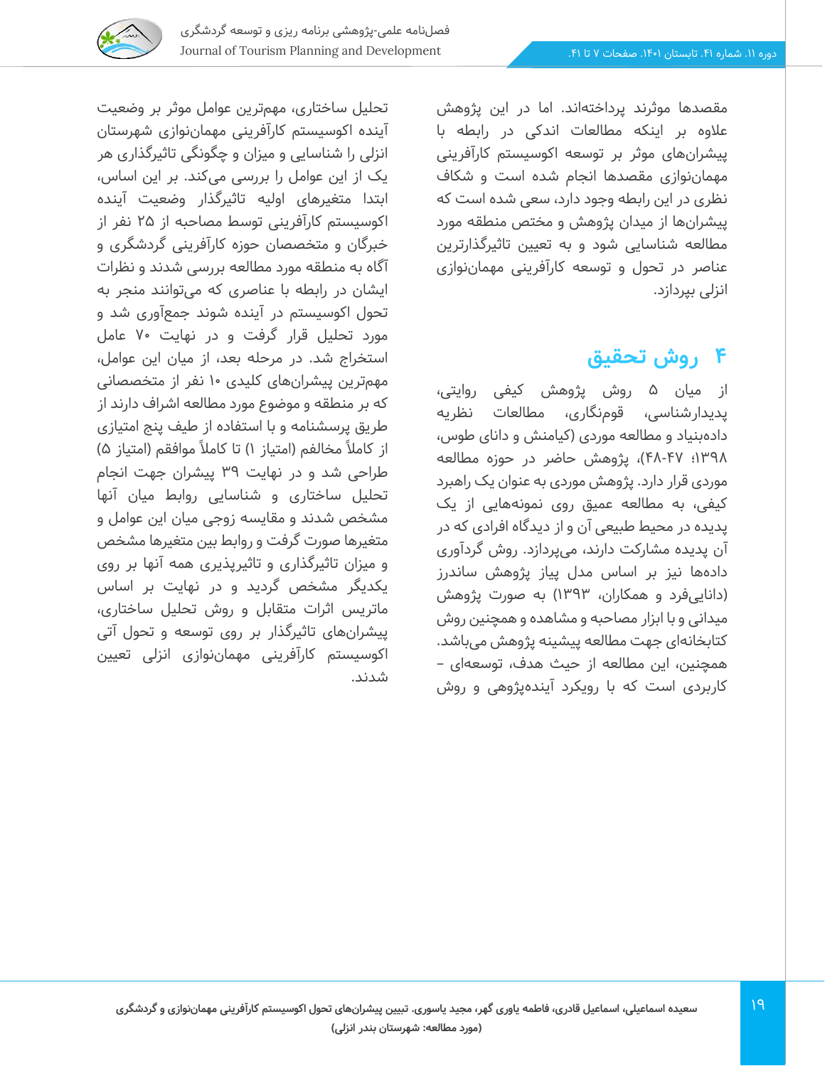مقصدها موثرند پرداخته‌اند. اما در این پژوهش علاوه بر اینکه مطالعات اندکی در رابطه با پیشران‌های موثر بر توسعه اکوسیستم کارآفرینی مهمان‌نوازی مقصدها انجام شده است و شکاف نظری در این رابطه وجود دارد، سعی شده است که پیشران‌ها از میدان پژوهش و مختص منطقه مورد مطالعه شناسایی شود و به تعیین تاثیرگذارترین عناصر در تحول و توسعه کارآفرینی مهمان‌نوازی انزلی بپردازد.

## ۴ روش تحقیق

از میان ۵ روش پژوهش کیفی روایتی، پدیدارشناسی، قوم‌نگاری، مطالعات نظریه داده‌بنیاد و مطالعه موردی (کیامنش و دانای طوس، ۱۳۹۸: ۴۷-۴۸)، پژوهش حاضر در حوزه مطالعه موردی قرار دارد. پژوهش موردی به عنوان یک راهبرد کیفی، به مطالعه عمیق روی نمونه‌هایی از یک پدیده در محیط طبیعی آن و از دیدگاه افرادی که در آن پدیده مشارکت دارند، می‌پردازد. روش گردآوری داده‌ها نیز بر اساس مدل پیاز پژوهش ساندرز (دانایی‌فرد و همکاران، ۱۳۹۳) به صورت پژوهش میدانی و با ابزار مصاحبه و مشاهده و همچنین روش کتابخانه‌ای جهت مطالعه پیشینه پژوهش می‌باشد. همچنین، این مطالعه از حیث هدف، توسعه‌ای - کاربردی است که با رویکرد آینده‌پژوهی و روش تحلیل ساختاری، مهم‌ترین عوامل موثر بر وضعیت آینده اکوسیستم کارآفرینی مهمان‌نوازی شهرستان انزلی را شناسایی و میزان و چگونگی تاثیرگذاری هر یک از این عوامل را بررسی می‌کند. بر این اساس، ابتدا متغیرهای اولیه تاثیرگذار وضعیت آینده اکوسیستم کارآفرینی توسط مصاحبه از ۲۵ نفر از خبرگان و متخصصان حوزه کارآفرینی گردشگری و آگاه به منطقه مورد مطالعه بررسی شدند و نظرات ایشان در رابطه با عناصری که می‌توانند منجر به تحول اکوسیستم در آینده شوند جمع‌آوری شد و مورد تحلیل قرار گرفت و در نهایت ۷۰ عامل استخراج شد. در مرحله بعد، از میان این عوامل، مهم‌ترین پیشران‌های کلیدی ۱۰ نفر از متخصصانی که بر منطقه و موضوع مورد مطالعه اشراف دارند از طریق پرسشنامه و با استفاده از طیف پنج امتیازی از کاملاً مخالفم (امتیاز ۱) تا کاملاً موافقم (امتیاز ۵) طراحی شد و در نهایت ۳۹ پیشران جهت انجام تحلیل ساختاری و شناسایی روابط میان آنها مشخص شدند و مقایسه زوجی میان این عوامل و متغیرها صورت گرفت و روابط بین متغیرها مشخص و میزان تاثیرگذاری و تاثیرپذیری همه آنها بر روی یکدیگر مشخص گردید و در نهایت بر اساس ماتریس اثرات متقابل و روش تحلیل ساختاری، پیشران‌های تاثیرگذار بر روی توسعه و تحول آتی اکوسیستم کارآفرینی مهمان‌نوازی انزلی تعیین شدند.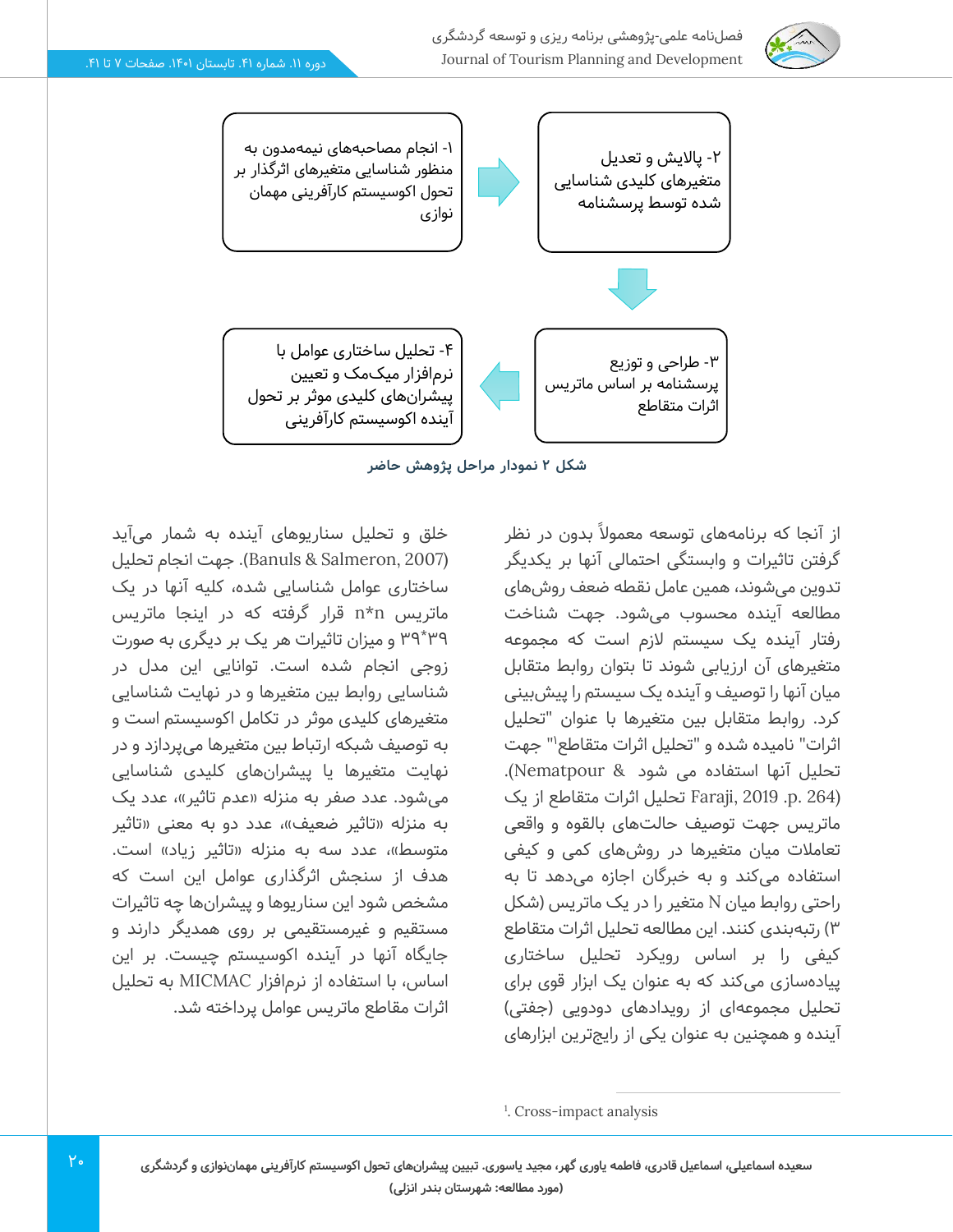۱- انجام مصاحبه‌های نیمه‌مدون به منظور شناسایی متغیرهای اثرگذار بر تحول اکوسیستم کارآفرینی مهمان نوازی

۲- پالایش و تعدیل متغیرهای کلیدی شناسایی شده توسط پرسشنامه

۳- طراحی و توزیع پرسشنامه بر اساس ماتریس اثرات متقاطع

۴- تحلیل ساختاری عوامل با نرم‌افزار میک‌مک و تعیین پیشران‌های کلیدی موثر بر تحول آینده اکوسیستم کارآفرینی

**شکل ۲ نمودار مراحل پژوهش حاضر**

از آنجا که برنامه‌های توسعه معمولاً بدون در نظر گرفتن تاثیرات و وابستگی احتمالی آنها بر یکدیگر تدوین می‌شوند، همین عامل نقطه ضعف روش‌های مطالعه آینده محسوب می‌شود. جهت شناخت رفتار آینده یک سیستم لازم است که مجموعه متغیرهای آن ارزیابی شوند تا بتوان روابط متقابل میان آنها را توصیف و آینده یک سیستم را پیش‌بینی کرد. روابط متقابل بین متغیرها با عنوان "تحلیل اثرات" نامیده شده و "تحلیل اثرات متقاطع"[1] جهت تحلیل آنها استفاده می شود (Nematpour & Faraji, 2019 .p. 264). تحلیل اثرات متقاطع از یک ماتریس جهت توصیف حالت‌های بالقوه و واقعی تعاملات میان متغیرها در روش‌های کمی و کیفی استفاده می‌کند و به خبرگان اجازه می‌دهد تا به راحتی روابط میان N متغیر را در یک ماتریس (شکل ۳) رتبه‌بندی کنند. این مطالعه تحلیل اثرات متقاطع کیفی را بر اساس رویکرد تحلیل ساختاری پیاده‌سازی می‌کند که به عنوان یک ابزار قوی برای تحلیل مجموعه‌ای از رویدادهای دودویی (جفتی) آینده و همچنین به عنوان یکی از رایج‌ترین ابزارهای خلق و تحلیل سناریوهای آینده به شمار می‌آید (Banuls & Salmeron, 2007). جهت انجام تحلیل ساختاری عوامل شناسایی شده، کلیه آنها در یک ماتریس n*n قرار گرفته که در اینجا ماتریس ۳۹*۳۹ و میزان تاثیرات هر یک بر دیگری به صورت زوجی انجام شده است. توانایی این مدل در شناسایی روابط بین متغیرها و در نهایت شناسایی متغیرهای کلیدی موثر در تکامل اکوسیستم است و به توصیف شبکه ارتباط بین متغیرها می‌پردازد و در نهایت متغیرها یا پیشران‌های کلیدی شناسایی می‌شود. عدد صفر به منزله «عدم تاثیر»، عدد یک به منزله «تاثیر ضعیف»، عدد دو به معنی «تاثیر متوسط»، عدد سه به منزله «تاثیر زیاد» است. هدف از سنجش اثرگذاری عوامل این است که مشخص شود این سناریوها و پیشران‌ها چه تاثیرات مستقیم و غیرمستقیمی بر روی همدیگر دارند و جایگاه آنها در آینده اکوسیستم چیست. بر این اساس، با استفاده از نرم‌افزار MICMAC به تحلیل اثرات مقاطع ماتریس عوامل پرداخته شد.

---

[1]. Cross-impact analysis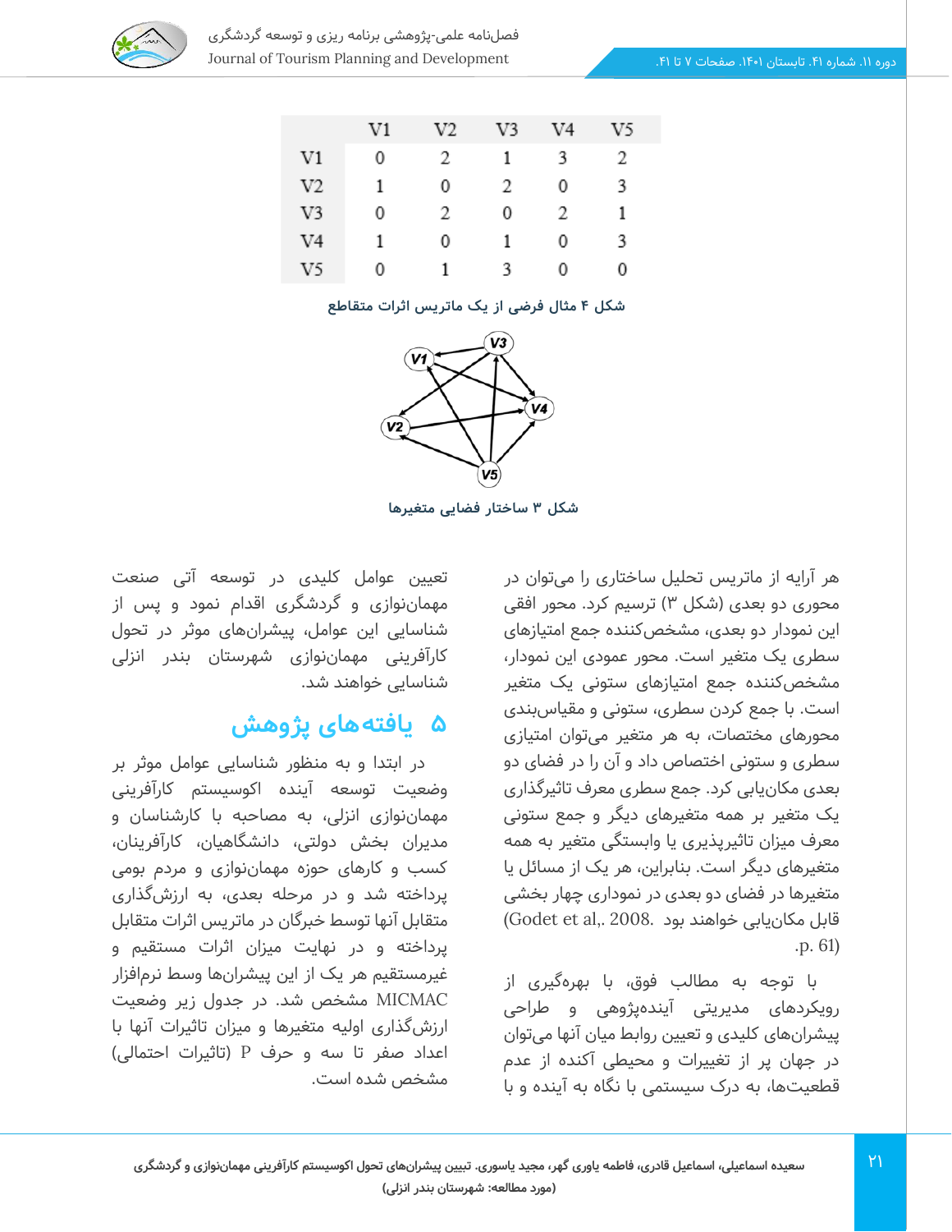| | V1 | V2 | V3 | V4 | V5 |
|---|---|---|---|---|---|
| V1 | 0 | 2 | 1 | 3 | 2 |
| V2 | 1 | 0 | 2 | 0 | 3 |
| V3 | 0 | 2 | 0 | 2 | 1 |
| V4 | 1 | 0 | 1 | 0 | 3 |
| V5 | 0 | 1 | 3 | 0 | 0 |

**شکل ۴ مثال فرضی از یک ماتریس اثرات متقاطع**

V3
V1
V4
V2
V5

**شکل ۳ ساختار فضایی متغیرها**

هر آرایه از ماتریس تحلیل ساختاری را می‌توان در محوری دو بعدی (شکل ۳) ترسیم کرد. محور افقی این نمودار دو بعدی، مشخص‌کننده جمع امتیازهای سطری یک متغیر است. محور عمودی این نمودار، مشخص‌کننده جمع امتیازهای ستونی یک متغیر است. با جمع کردن سطری، ستونی و مقیاس‌بندی محورهای مختصات، به هر متغیر می‌توان امتیازی سطری و ستونی اختصاص داد و آن را در فضای دو بعدی مکان‌یابی کرد. جمع سطری معرف تاثیرگذاری یک متغیر بر همه متغیرهای دیگر و جمع ستونی معرف میزان تاثیرپذیری یا وابستگی متغیر به همه متغیرهای دیگر است. بنابراین، هر یک از مسائل یا متغیرها در فضای دو بعدی در نموداری چهار بخشی قابل مکان‌یابی خواهند بود (Godet et al,. 2008. p. 61).

با توجه به مطالب فوق، با بهره‌گیری از رویکردهای مدیریتی آینده‌پژوهی و طراحی پیشران‌های کلیدی و تعیین روابط میان آنها می‌توان در جهان پر از تغییرات و محیطی آکنده از عدم قطعیت‌ها، به درک سیستمی با نگاه به آینده و با تعیین عوامل کلیدی در توسعه آتی صنعت مهمان‌نوازی و گردشگری اقدام نمود و پس از شناسایی این عوامل، پیشران‌های موثر در تحول کارآفرینی مهمان‌نوازی شهرستان بندر انزلی شناسایی خواهند شد.

## ۵ یافته‌های پژوهش

در ابتدا و به منظور شناسایی عوامل موثر بر وضعیت توسعه آینده اکوسیستم کارآفرینی مهمان‌نوازی انزلی، به مصاحبه با کارشناسان و مدیران بخش دولتی، دانشگاهیان، کارآفرینان، کسب و کارهای حوزه مهمان‌نوازی و مردم بومی پرداخته شد و در مرحله بعدی، به ارزش‌گذاری متقابل آنها توسط خبرگان در ماتریس اثرات متقابل پرداخته و در نهایت میزان اثرات مستقیم و غیرمستقیم هر یک از این پیشران‌ها وسط نرم‌افزار MICMAC مشخص شد. در جدول زیر وضعیت ارزش‌گذاری اولیه متغیرها و میزان تاثیرات آنها با اعداد صفر تا سه و حرف P (تاثیرات احتمالی) مشخص شده است.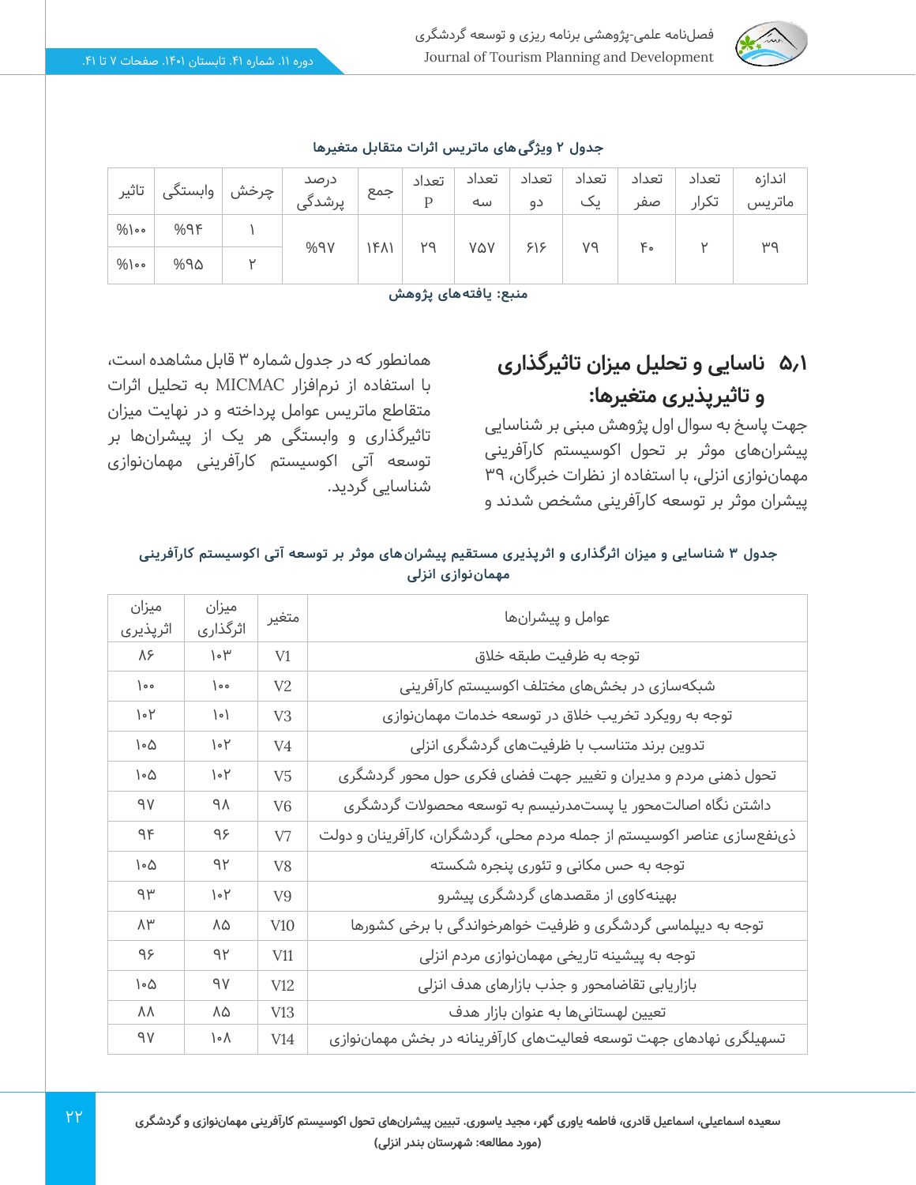**جدول ۲ ویژگی‌های ماتریس اثرات متقابل متغیرها**

| اندازه ماتریس | تعداد تکرار | تعداد صفر | تعداد یک | تعداد دو | تعداد سه | تعداد P | جمع | درصد پرشدگی | چرخش | وابستگی | تاثیر |
|---|---|---|---|---|---|---|---|---|---|---|---|
| ۳۹ | ۲ | ۴۰ | ۷۹ | ۶۱۶ | ۷۵۷ | ۲۹ | ۱۴۸۱ | %۹۷ | ۱ | %۹۴ | %۱۰۰ |
| | | | | | | | | | ۲ | %۹۵ | %۱۰۰ |

**منبع: یافته‌های پژوهش**

## ۵٫۱ ناسایی و تحلیل میزان تاثیرگذاری و تاثیرپذیری متغیرها:

جهت پاسخ به سوال اول پژوهش مبنی بر شناسایی پیشران‌های موثر بر تحول اکوسیستم کارآفرینی مهمان‌نوازی انزلی، با استفاده از نظرات خبرگان، ۳۹ پیشران موثر بر توسعه کارآفرینی مشخص شدند و همانطور که در جدول شماره ۳ قابل مشاهده است، با استفاده از نرم‌افزار MICMAC به تحلیل اثرات متقاطع ماتریس عوامل پرداخته و در نهایت میزان تاثیرگذاری و وابستگی هر یک از پیشران‌ها بر توسعه آتی اکوسیستم کارآفرینی مهمان‌نوازی شناسایی گردید.

**جدول ۳ شناسایی و میزان اثرگذاری و اثرپذیری مستقیم پیشران‌های موثر بر توسعه آتی اکوسیستم کارآفرینی مهمان‌نوازی انزلی**

| عوامل و پیشران‌ها | متغیر | میزان اثرگذاری | میزان اثرپذیری |
|---|---|---|---|
| توجه به ظرفیت طبقه خلاق | V1 | ۱۰۳ | ۸۶ |
| شبکه‌سازی در بخش‌های مختلف اکوسیستم کارآفرینی | V2 | ۱۰۰ | ۱۰۰ |
| توجه به رویکرد تخریب خلاق در توسعه خدمات مهمان‌نوازی | V3 | ۱۰۱ | ۱۰۲ |
| تدوین برند متناسب با ظرفیت‌های گردشگری انزلی | V4 | ۱۰۲ | ۱۰۵ |
| تحول ذهنی مردم و مدیران و تغییر جهت فضای فکری حول محور گردشگری | V5 | ۱۰۲ | ۱۰۵ |
| داشتن نگاه اصالت‌محور یا پست‌مدرنیسم به توسعه محصولات گردشگری | V6 | ۹۸ | ۹۷ |
| ذی‌نفع‌سازی عناصر اکوسیستم از جمله مردم محلی، گردشگران، کارآفرینان و دولت | V7 | ۹۶ | ۹۴ |
| توجه به حس مکانی و تئوری پنجره شکسته | V8 | ۹۲ | ۱۰۵ |
| بهینه‌کاوی از مقصدهای گردشگری پیشرو | V9 | ۱۰۲ | ۹۳ |
| توجه به دیپلماسی گردشگری و ظرفیت خواهرخواندگی با برخی کشورها | V10 | ۸۵ | ۸۳ |
| توجه به پیشینه تاریخی مهمان‌نوازی مردم انزلی | V11 | ۹۲ | ۹۶ |
| بازاریابی تقاضامحور و جذب بازارهای هدف انزلی | V12 | ۹۷ | ۱۰۵ |
| تعیین لهستانی‌ها به عنوان بازار هدف | V13 | ۸۵ | ۸۸ |
| تسهیلگری نهادهای جهت توسعه فعالیت‌های کارآفرینانه در بخش مهمان‌نوازی | V14 | ۱۰۸ | ۹۷ |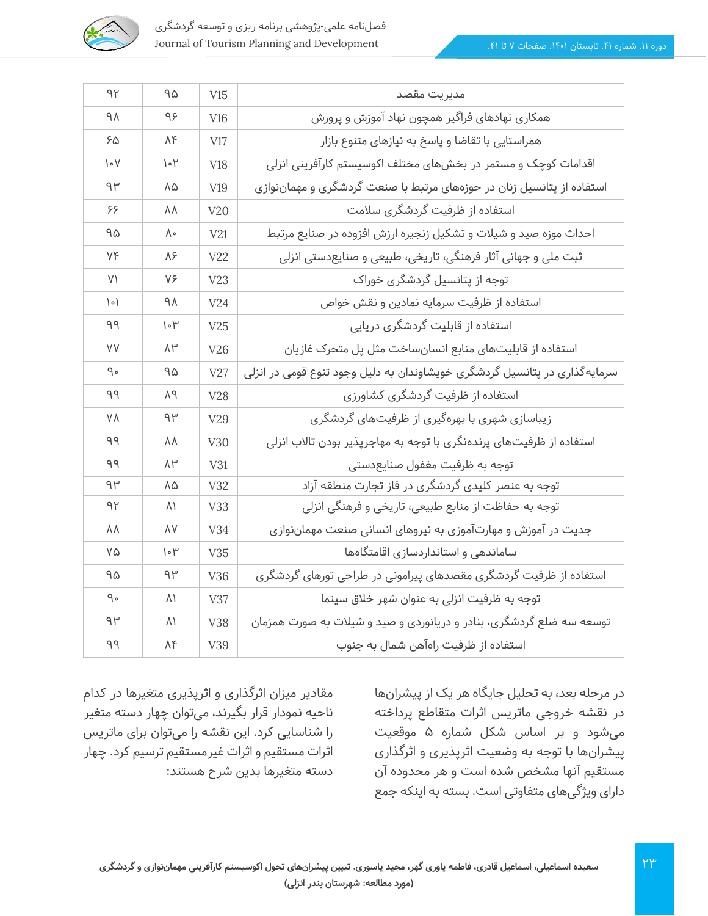| | | | |
|---|---|---|---|
| مدیریت مقصد | V15 | ۹۵ | ۹۲ |
| همکاری نهادهای فراگیر همچون نهاد آموزش و پرورش | V16 | ۹۶ | ۹۸ |
| همراستایی با تقاضا و پاسخ به نیازهای متنوع بازار | V17 | ۸۴ | ۶۵ |
| اقدامات کوچک و مستمر در بخش‌های مختلف اکوسیستم کارآفرینی انزلی | V18 | ۱۰۲ | ۱۰۷ |
| استفاده از پتانسیل زنان در حوزه‌های مرتبط با صنعت گردشگری و مهمان‌نوازی | V19 | ۸۵ | ۹۳ |
| استفاده از ظرفیت گردشگری سلامت | V20 | ۸۸ | ۶۶ |
| احداث موزه صید و شیلات و تشکیل زنجیره ارزش افزوده در صنایع مرتبط | V21 | ۸۰ | ۹۵ |
| ثبت ملی و جهانی آثار فرهنگی، تاریخی، طبیعی و صنایع‌دستی انزلی | V22 | ۸۶ | ۷۴ |
| توجه از پتانسیل گردشگری خوراک | V23 | ۷۶ | ۷۱ |
| استفاده از ظرفیت سرمایه نمادین و نقش خواص | V24 | ۹۸ | ۱۰۱ |
| استفاده از قابلیت گردشگری دریایی | V25 | ۱۰۳ | ۹۹ |
| استفاده از قابلیت‌های منابع انسان‌ساخت مثل پل متحرک غازیان | V26 | ۸۳ | ۷۷ |
| سرمایه‌گذاری در پتانسیل گردشگری خویشاوندان به دلیل وجود تنوع قومی در انزلی | V27 | ۹۵ | ۹۰ |
| استفاده از ظرفیت گردشگری کشاورزی | V28 | ۸۹ | ۹۹ |
| زیباسازی شهری با بهره‌گیری از ظرفیت‌های گردشگری | V29 | ۹۳ | ۷۸ |
| استفاده از ظرفیت‌های پرنده‌نگری با توجه به مهاجرپذیر بودن تالاب انزلی | V30 | ۸۸ | ۹۹ |
| توجه به ظرفیت مغفول صنایع‌دستی | V31 | ۸۳ | ۹۹ |
| توجه به عنصر کلیدی گردشگری در فاز تجارت منطقه آزاد | V32 | ۸۵ | ۹۳ |
| توجه به حفاظت از منابع طبیعی، تاریخی و فرهنگی انزلی | V33 | ۸۱ | ۹۲ |
| جدیت در آموزش و مهارت‌آموزی به نیروهای انسانی صنعت مهمان‌نوازی | V34 | ۸۷ | ۸۸ |
| ساماندهی و استانداردسازی اقامتگاه‌ها | V35 | ۱۰۳ | ۷۵ |
| استفاده از ظرفیت گردشگری مقصدهای پیرامونی در طراحی تورهای گردشگری | V36 | ۹۳ | ۹۵ |
| توجه به ظرفیت انزلی به عنوان شهر خلاق سینما | V37 | ۸۱ | ۹۰ |
| توسعه سه ضلع گردشگری، بنادر و دریانوردی و صید و شیلات به صورت همزمان | V38 | ۸۱ | ۹۳ |
| استفاده از ظرفیت راه‌آهن شمال به جنوب | V39 | ۸۴ | ۹۹ |

در مرحله بعد، به تحلیل جایگاه هر یک از پیشران‌ها در نقشه خروجی ماتریس اثرات متقاطع پرداخته می‌شود و بر اساس شکل شماره ۵ موقعیت پیشران‌ها با توجه به وضعیت اثرپذیری و اثرگذاری مستقیم آنها مشخص شده است و هر محدوده آن دارای ویژگی‌های متفاوتی است. بسته به اینکه جمع مقادیر میزان اثرگذاری و اثرپذیری متغیرها در کدام ناحیه نمودار قرار بگیرند، می‌توان چهار دسته متغیر را شناسایی کرد. این نقشه را می‌توان برای ماتریس اثرات مستقیم و اثرات غیرمستقیم ترسیم کرد. چهار دسته متغیرها بدین شرح هستند: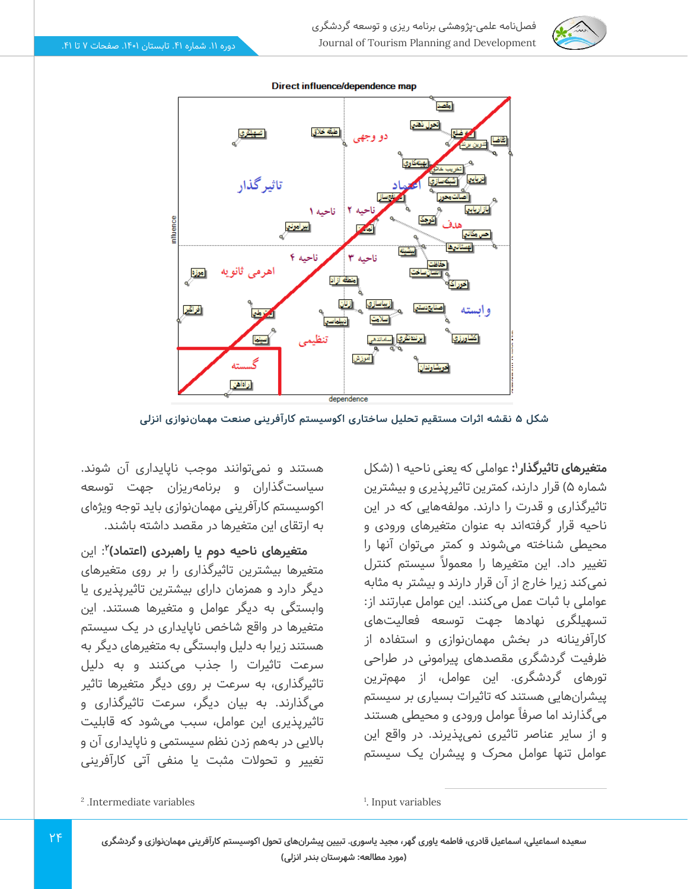Direct influence/dependence map

influence

dependence

تاثیرگذار

دو وجهی

اعتماد

هدف

وابسته

تنظیمی

اهرمی ثانویه

گسسته

ناحیه ۱

ناحیه ۲

ناحیه ۳

ناحیه ۴

شکل ۵ نقشه اثرات مستقیم تحلیل ساختاری اکوسیستم کارآفرینی صنعت مهمان‌نوازی انزلی

**متغیرهای تاثیرگذار**[1]: عواملی که یعنی ناحیه ۱ (شکل شماره ۵) قرار دارند، کمترین تاثیرپذیری و بیشترین تاثیرگذاری و قدرت را دارند. مولفه‌هایی که در این ناحیه قرار گرفته‌اند به عنوان متغیرهای ورودی و محیطی شناخته می‌شوند و کمتر می‌توان آنها را تغییر داد. این متغیرها را معمولاً سیستم کنترل نمی‌کند زیرا خارج از آن قرار دارند و بیشتر به مثابه عواملی با ثبات عمل می‌کنند. این عوامل عبارتند از: تسهیلگری نهادها جهت توسعه فعالیت‌های کارآفرینانه در بخش مهمان‌نوازی و استفاده از ظرفیت گردشگری مقصدهای پیرامونی در طراحی تورهای گردشگری. این عوامل، از مهم‌ترین پیشران‌هایی هستند که تاثیرات بسیاری بر سیستم می‌گذارند اما صرفاً عوامل ورودی و محیطی هستند و از سایر عناصر تاثیری نمی‌پذیرند. در واقع این عوامل تنها عوامل محرک و پیشران یک سیستم هستند و نمی‌توانند موجب ناپایداری آن شوند. سیاست‌گذاران و برنامه‌ریزان جهت توسعه اکوسیستم کارآفرینی مهمان‌نوازی باید توجه ویژه‌ای به ارتقای این متغیرها در مقصد داشته باشند.

**متغیرهای ناحیه دوم یا راهبردی (اعتماد)**[2]: این متغیرها بیشترین تاثیرگذاری را بر روی متغیرهای دیگر دارد و همزمان دارای بیشترین تاثیرپذیری یا وابستگی به دیگر عوامل و متغیرها هستند. این متغیرها در واقع شاخص ناپایداری در یک سیستم هستند زیرا به دلیل وابستگی به متغیرهای دیگر به سرعت تاثیرات را جذب می‌کنند و به دلیل تاثیرگذاری، به سرعت بر روی دیگر متغیرها تاثیر می‌گذارند. به بیان دیگر، سرعت تاثیرگذاری و تاثیرپذیری این عوامل، سبب می‌شود که قابلیت بالایی در به‌هم زدن نظم سیستمی و ناپایداری آن و تغییر و تحولات مثبت یا منفی آتی کارآفرینی

[1]. Input variables

[2]. Intermediate variables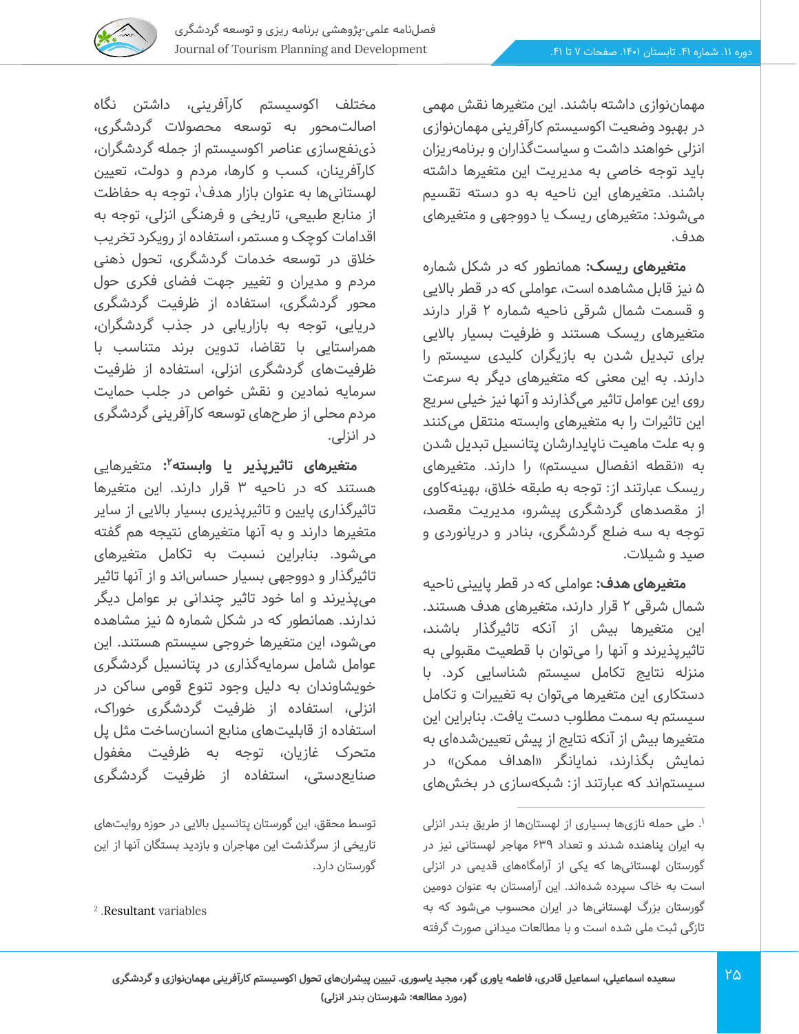مهمان‌نوازی داشته باشند. این متغیرها نقش مهمی در بهبود وضعیت اکوسیستم کارآفرینی مهمان‌نوازی انزلی خواهند داشت و سیاست‌گذاران و برنامه‌ریزان باید توجه خاصی به مدیریت این متغیرها داشته باشند. متغیرهای این ناحیه به دو دسته تقسیم می‌شوند: متغیرهای ریسک یا دووجهی و متغیرهای هدف.

**متغیرهای ریسک:** همانطور که در شکل شماره ۵ نیز قابل مشاهده است، عواملی که در قطر بالایی و قسمت شمال شرقی ناحیه شماره ۲ قرار دارند متغیرهای ریسک هستند و ظرفیت بسیار بالایی برای تبدیل شدن به بازیگران کلیدی سیستم را دارند. به این معنی که متغیرهای دیگر به سرعت روی این عوامل تاثیر می‌گذارند و آنها نیز خیلی سریع این تاثیرات را به متغیرهای وابسته منتقل می‌کنند و به علت ماهیت ناپایدارشان پتانسیل تبدیل شدن به «نقطه انفصال سیستم» را دارند. متغیرهای ریسک عبارتند از: توجه به طبقه خلاق، بهینه‌کاوی از مقصدهای گردشگری پیشرو، مدیریت مقصد، توجه به سه ضلع گردشگری، بنادر و دریانوردی و صید و شیلات.

**متغیرهای هدف:** عواملی که در قطر پایینی ناحیه شمال شرقی ۲ قرار دارند، متغیرهای هدف هستند. این متغیرها بیش از آنکه تاثیرگذار باشند، تاثیرپذیرند و آنها را می‌توان با قطعیت مقبولی به منزله نتایج تکامل سیستم شناسایی کرد. با دستکاری این متغیرها می‌توان به تغییرات و تکامل سیستم به سمت مطلوب دست یافت. بنابراین این متغیرها بیش از آنکه نتایج از پیش تعیین‌شده‌ای به نمایش بگذارند، نمایانگر «اهداف ممکن» در سیستم‌اند که عبارتند از: شبکه‌سازی در بخش‌های مختلف اکوسیستم کارآفرینی، داشتن نگاه اصالت‌محور به توسعه محصولات گردشگری، ذی‌نفع‌سازی عناصر اکوسیستم از جمله گردشگران، کارآفرینان، کسب و کارها، مردم و دولت، تعیین لهستانی‌ها به عنوان بازار هدف[1]، توجه به حفاظت از منابع طبیعی، تاریخی و فرهنگی انزلی، توجه به اقدامات کوچک و مستمر، استفاده از رویکرد تخریب خلاق در توسعه خدمات گردشگری، تحول ذهنی مردم و مدیران و تغییر جهت فضای فکری حول محور گردشگری، استفاده از ظرفیت گردشگری دریایی، توجه به بازاریابی در جذب گردشگران، همراستایی با تقاضا، تدوین برند متناسب با ظرفیت‌های گردشگری انزلی، استفاده از ظرفیت سرمایه نمادین و نقش خواص در جلب حمایت مردم محلی از طرح‌های توسعه کارآفرینی گردشگری در انزلی.

**متغیرهای تاثیرپذیر یا وابسته[2]:** متغیرهایی هستند که در ناحیه ۳ قرار دارند. این متغیرها تاثیرگذاری پایین و تاثیرپذیری بسیار بالایی از سایر متغیرها دارند و به آنها متغیرهای نتیجه هم گفته می‌شود. بنابراین نسبت به تکامل متغیرهای تاثیرگذار و دووجهی بسیار حساس‌اند و از آنها تاثیر می‌پذیرند و اما خود تاثیر چندانی بر عوامل دیگر ندارند. همانطور که در شکل شماره ۵ نیز مشاهده می‌شود، این متغیرها خروجی سیستم هستند. این عوامل شامل سرمایه‌گذاری در پتانسیل گردشگری خویشاوندان به دلیل وجود تنوع قومی ساکن در انزلی، استفاده از ظرفیت گردشگری خوراک، استفاده از قابلیت‌های منابع انسان‌ساخت مثل پل متحرک غازیان، توجه به ظرفیت مغفول صنایع‌دستی، استفاده از ظرفیت گردشگری

[1]. طی حمله نازی‌ها بسیاری از لهستان‌ها از طریق بندر انزلی به ایران پناهنده شدند و تعداد ۶۳۹ مهاجر لهستانی نیز در گورستان لهستانی‌ها که یکی از آرامگاه‌های قدیمی در انزلی است به خاک سپرده شده‌اند. این آرامستان به عنوان دومین گورستان بزرگ لهستانی‌ها در ایران محسوب می‌شود که به تازگی ثبت ملی شده است و با مطالعات میدانی صورت گرفته توسط محقق، این گورستان پتانسیل بالایی در حوزه روایت‌های تاریخی از سرگذشت این مهاجران و بازدید بستگان آنها از این گورستان دارد.

[2]. Resultant variables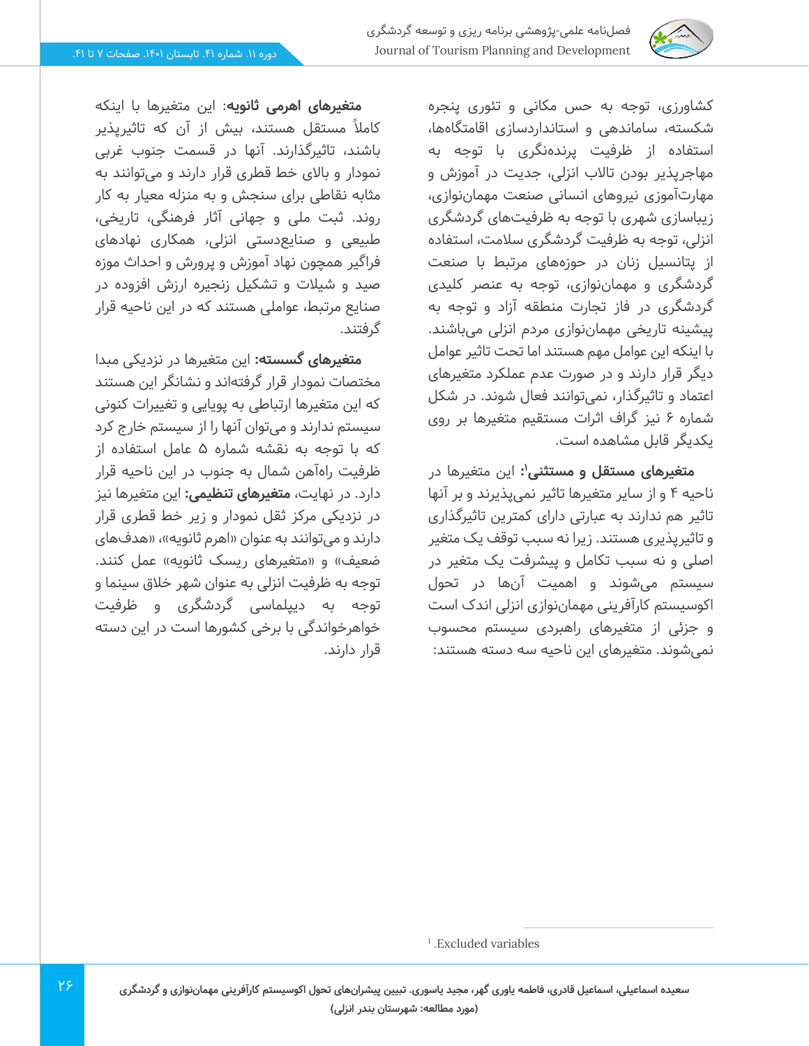کشاورزی، توجه به حس مکانی و تئوری پنجره شکسته، ساماندهی و استانداردسازی اقامتگاه‌ها، استفاده از ظرفیت پرنده‌نگری با توجه به مهاجرپذیر بودن تالاب انزلی، جدیت در آموزش و مهارت‌آموزی نیروهای انسانی صنعت مهمان‌نوازی، زیباسازی شهری با توجه به ظرفیت‌های گردشگری انزلی، توجه به ظرفیت گردشگری سلامت، استفاده از پتانسیل زنان در حوزه‌های مرتبط با صنعت گردشگری و مهمان‌نوازی، توجه به عنصر کلیدی گردشگری در فاز تجارت منطقه آزاد و توجه به پیشینه تاریخی مهمان‌نوازی مردم انزلی می‌باشند. با اینکه این عوامل مهم هستند اما تحت تاثیر عوامل دیگر قرار دارند و در صورت عدم عملکرد متغیرهای اعتماد و تاثیرگذار، نمی‌توانند فعال شوند. در شکل شماره ۶ نیز گراف اثرات مستقیم متغیرها بر روی یکدیگر قابل مشاهده است.

**متغیرهای مستقل و مستثنی**[1]**:** این متغیرها در ناحیه ۴ و از سایر متغیرها تاثیر نمی‌پذیرند و بر آنها تاثیر هم ندارند به عبارتی دارای کمترین تاثیرگذاری و تاثیرپذیری هستند. زیرا نه سبب توقف یک متغیر اصلی و نه سبب تکامل و پیشرفت یک متغیر در سیستم می‌شوند و اهمیت آن‌ها در تحول اکوسیستم کارآفرینی مهمان‌نوازی انزلی اندک است و جزئی از متغیرهای راهبردی سیستم محسوب نمی‌شوند. متغیرهای این ناحیه سه دسته هستند:

**متغیرهای اهرمی ثانویه**: این متغیرها با اینکه کاملاً مستقل هستند، بیش از آن که تاثیرپذیر باشند، تاثیرگذارند. آنها در قسمت جنوب غربی نمودار و بالای خط قطری قرار دارند و می‌توانند به مثابه نقاطی برای سنجش و به منزله معیار به کار روند. ثبت ملی و جهانی آثار فرهنگی، تاریخی، طبیعی و صنایع‌دستی انزلی، همکاری نهادهای فراگیر همچون نهاد آموزش و پرورش و احداث موزه صید و شیلات و تشکیل زنجیره ارزش افزوده در صنایع مرتبط، عواملی هستند که در این ناحیه قرار گرفتند.

**متغیرهای گسسته:** این متغیرها در نزدیکی مبدا مختصات نمودار قرار گرفته‌اند و نشانگر این هستند که این متغیرها ارتباطی به پویایی و تغییرات کنونی سیستم ندارند و می‌توان آنها را از سیستم خارج کرد که با توجه به نقشه شماره ۵ عامل استفاده از ظرفیت راه‌آهن شمال به جنوب در این ناحیه قرار دارد. در نهایت، **متغیرهای تنظیمی:** این متغیرها نیز در نزدیکی مرکز ثقل نمودار و زیر خط قطری قرار دارند و می‌توانند به عنوان «اهرم ثانویه»، «هدف‌های ضعیف» و «متغیرهای ریسک ثانویه» عمل کنند. توجه به ظرفیت انزلی به عنوان شهر خلاق سینما و توجه به دیپلماسی گردشگری و ظرفیت خواهرخواندگی با برخی کشورها است در این دسته قرار دارند.

---

[1] Excluded variables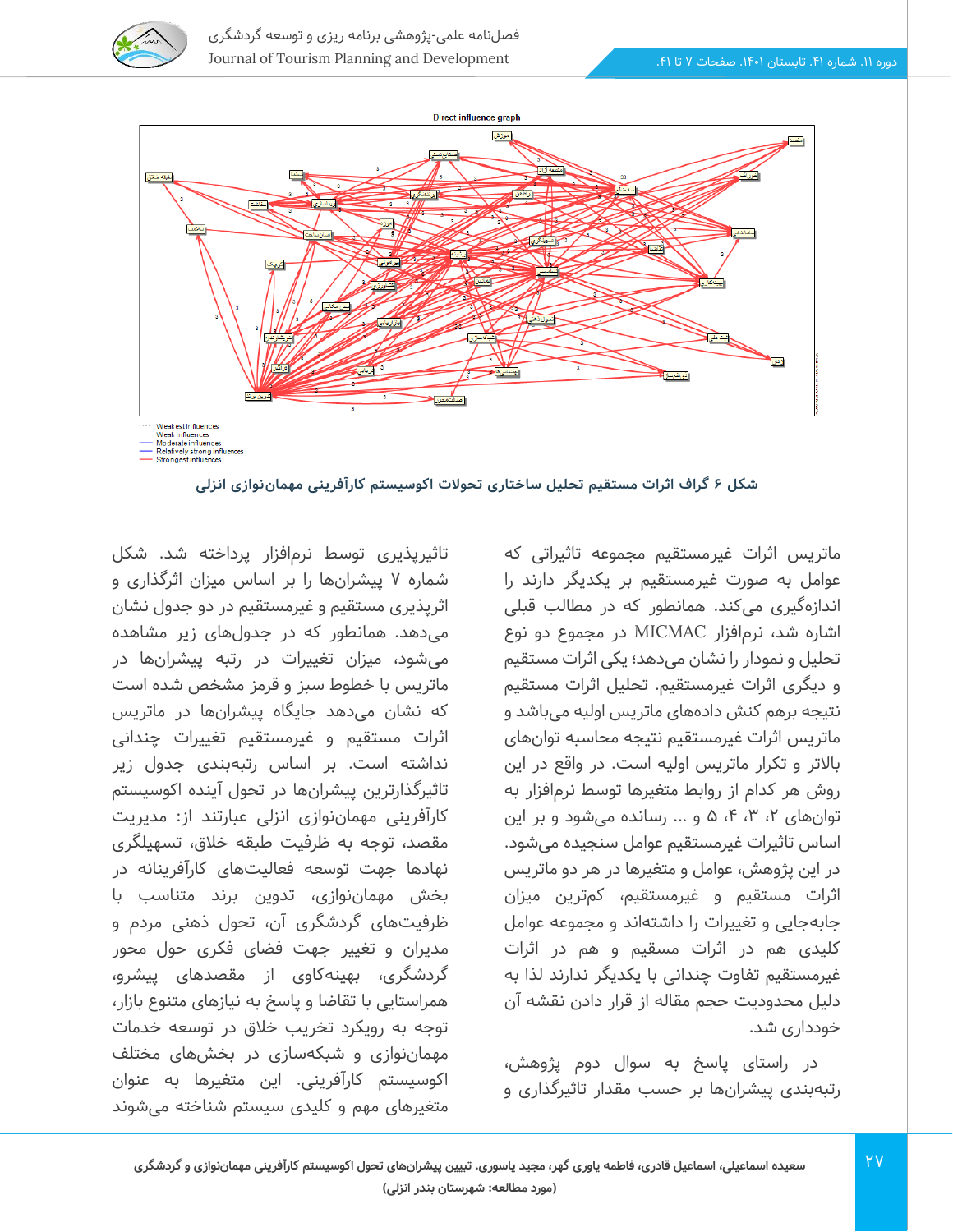Direct influence graph

Weakest influences
Weak influences
Moderate influences
Relatively strong influences
Strongest influences

**شکل ۶ گراف اثرات مستقیم تحلیل ساختاری تحولات اکوسیستم کارآفرینی مهمان‌نوازی انزلی**

ماتریس اثرات غیرمستقیم مجموعه تاثیراتی که عوامل به صورت غیرمستقیم بر یکدیگر دارند را اندازه‌گیری می‌کند. همانطور که در مطالب قبلی اشاره شد، نرم‌افزار MICMAC در مجموع دو نوع تحلیل و نمودار را نشان می‌دهد؛ یکی اثرات مستقیم و دیگری اثرات غیرمستقیم. تحلیل اثرات مستقیم نتیجه برهم کنش داده‌های ماتریس اولیه می‌باشد و ماتریس اثرات غیرمستقیم نتیجه محاسبه توان‌های بالاتر و تکرار ماتریس اولیه است. در واقع در این روش هر کدام از روابط متغیرها توسط نرم‌افزار به توان‌های ۲، ۳، ۴، ۵ و ... رسانده می‌شود و بر این اساس تاثیرات غیرمستقیم عوامل سنجیده می‌شود. در این پژوهش، عوامل و متغیرها در هر دو ماتریس اثرات مستقیم و غیرمستقیم، کم‌ترین میزان جابه‌جایی و تغییرات را داشته‌اند و مجموعه عوامل کلیدی هم در اثرات مسقیم و هم در اثرات غیرمستقیم تفاوت چندانی با یکدیگر ندارند لذا به دلیل محدودیت حجم مقاله از قرار دادن نقشه آن خودداری شد.

در راستای پاسخ به سوال دوم پژوهش، رتبه‌بندی پیشران‌ها بر حسب مقدار تاثیرگذاری و تاثیرپذیری توسط نرم‌افزار پرداخته شد. شکل شماره ۷ پیشران‌ها را بر اساس میزان اثرگذاری و اثرپذیری مستقیم و غیرمستقیم در دو جدول نشان می‌دهد. همانطور که در جدول‌های زیر مشاهده می‌شود، میزان تغییرات در رتبه پیشران‌ها در ماتریس با خطوط سبز و قرمز مشخص شده است که نشان می‌دهد جایگاه پیشران‌ها در ماتریس اثرات مستقیم و غیرمستقیم تغییرات چندانی نداشته است. بر اساس رتبه‌بندی جدول زیر تاثیرگذارترین پیشران‌ها در تحول آینده اکوسیستم کارآفرینی مهمان‌نوازی انزلی عبارتند از: مدیریت مقصد، توجه به ظرفیت طبقه خلاق، تسهیلگری نهادها جهت توسعه فعالیت‌های کارآفرینانه در بخش مهمان‌نوازی، تدوین برند متناسب با ظرفیت‌های گردشگری آن، تحول ذهنی مردم و مدیران و تغییر جهت فضای فکری حول محور گردشگری، بهینه‌کاوی از مقصدهای پیشرو، همراستایی با تقاضا و پاسخ به نیازهای متنوع بازار، توجه به رویکرد تخریب خلاق در توسعه خدمات مهمان‌نوازی و شبکه‌سازی در بخش‌های مختلف اکوسیستم کارآفرینی. این متغیرها به عنوان متغیرهای مهم و کلیدی سیستم شناخته می‌شوند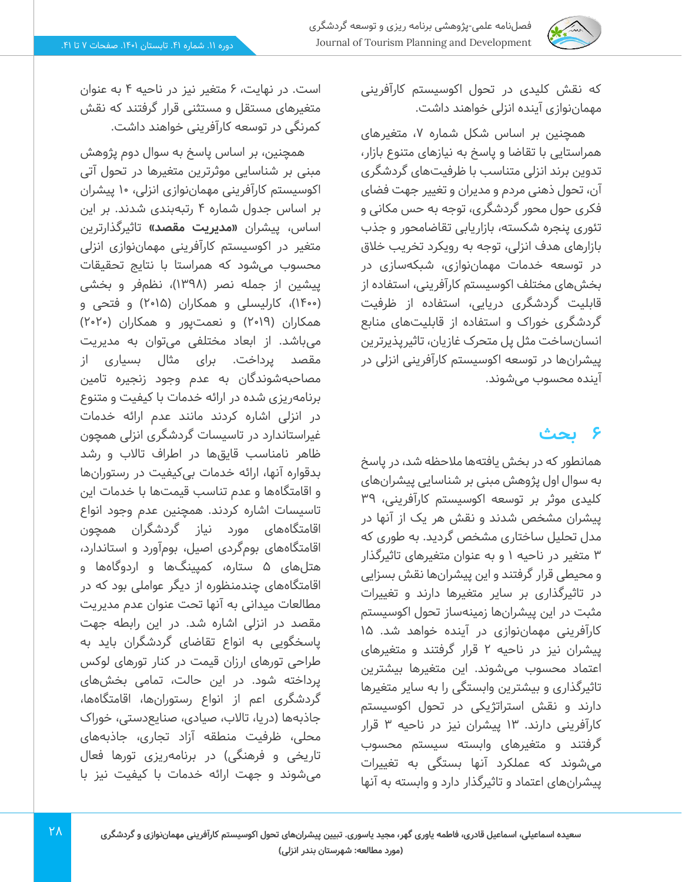که نقش کلیدی در تحول اکوسیستم کارآفرینی مهمان‌نوازی آینده انزلی خواهند داشت.

همچنین بر اساس شکل شماره ۷، متغیرهای همراستایی با تقاضا و پاسخ به نیازهای متنوع بازار، تدوین برند انزلی متناسب با ظرفیت‌های گردشگری آن، تحول ذهنی مردم و مدیران و تغییر جهت فضای فکری حول محور گردشگری، توجه به حس مکانی و تئوری پنجره شکسته، بازاریابی تقاضامحور و جذب بازارهای هدف انزلی، توجه به رویکرد تخریب خلاق در توسعه خدمات مهمان‌نوازی، شبکه‌سازی در بخش‌های مختلف اکوسیستم کارآفرینی، استفاده از قابلیت گردشگری دریایی، استفاده از ظرفیت گردشگری خوراک و استفاده از قابلیت‌های منابع انسان‌ساخت مثل پل متحرک غازیان، تاثیرپذیرترین پیشران‌ها در توسعه اکوسیستم کارآفرینی انزلی در آینده محسوب می‌شوند.

## ۶ بحث

همانطور که در بخش یافته‌ها ملاحظه شد، در پاسخ به سوال اول پژوهش مبنی بر شناسایی پیشران‌های کلیدی موثر بر توسعه اکوسیستم کارآفرینی، ۳۹ پیشران مشخص شدند و نقش هر یک از آنها در مدل تحلیل ساختاری مشخص گردید. به طوری که ۳ متغیر در ناحیه ۱ و به عنوان متغیرهای تاثیرگذار و محیطی قرار گرفتند و این پیشران‌ها نقش بسزایی در تاثیرگذاری بر سایر متغیرها دارند و تغییرات مثبت در این پیشران‌ها زمینه‌ساز تحول اکوسیستم کارآفرینی مهمان‌نوازی در آینده خواهد شد. ۱۵ پیشران نیز در ناحیه ۲ قرار گرفتند و متغیرهای اعتماد محسوب می‌شوند. این متغیرها بیشترین تاثیرگذاری و بیشترین وابستگی را به سایر متغیرها دارند و نقش استراتژیکی در تحول اکوسیستم کارآفرینی دارند. ۱۳ پیشران نیز در ناحیه ۳ قرار گرفتند و متغیرهای وابسته سیستم محسوب می‌شوند که عملکرد آنها بستگی به تغییرات پیشران‌های اعتماد و تاثیرگذار دارد و وابسته به آنها است. در نهایت، ۶ متغیر نیز در ناحیه ۴ به عنوان متغیرهای مستقل و مستثنی قرار گرفتند که نقش کمرنگی در توسعه کارآفرینی خواهند داشت.

همچنین، بر اساس پاسخ به سوال دوم پژوهش مبنی بر شناسایی موثرترین متغیرها در تحول آتی اکوسیستم کارآفرینی مهمان‌نوازی انزلی، ۱۰ پیشران بر اساس جدول شماره ۴ رتبه‌بندی شدند. بر این اساس، پیشران **«مدیریت مقصد»** تاثیرگذارترین متغیر در اکوسیستم کارآفرینی مهمان‌نوازی انزلی محسوب می‌شود که همراستا با نتایج تحقیقات پیشین از جمله نصر (۱۳۹۸)، نظم‌فر و بخشی (۱۴۰۰)، کارلیسلی و همکاران (۲۰۱۵) و فتحی و همکاران (۲۰۱۹) و نعمت‌پور و همکاران (۲۰۲۰) می‌باشد. از ابعاد مختلفی می‌توان به مدیریت مقصد پرداخت. برای مثال بسیاری از مصاحبه‌شوندگان به عدم وجود زنجیره تامین برنامه‌ریزی شده در ارائه خدمات با کیفیت و متنوع در انزلی اشاره کردند مانند عدم ارائه خدمات غیراستاندارد در تاسیسات گردشگری انزلی همچون ظاهر نامناسب قایق‌ها در اطراف تالاب و رشد بدقواره آنها، ارائه خدمات بی‌کیفیت در رستوران‌ها و اقامتگاه‌ها و عدم تناسب قیمت‌ها با خدمات این تاسیسات اشاره کردند. همچنین عدم وجود انواع اقامتگاه‌های مورد نیاز گردشگران همچون اقامتگاه‌های بوم‌گردی اصیل، بوم‌آورد و استاندارد، هتل‌های ۵ ستاره، کمپینگ‌ها و اردوگاه‌ها و اقامتگاه‌های چندمنظوره از دیگر عواملی بود که در مطالعات میدانی به آنها تحت عنوان عدم مدیریت مقصد در انزلی اشاره شد. در این رابطه جهت پاسخگویی به انواع تقاضای گردشگران باید به طراحی تورهای ارزان قیمت در کنار تورهای لوکس پرداخته شود. در این حالت، تمامی بخش‌های گردشگری اعم از انواع رستوران‌ها، اقامتگاه‌ها، جاذبه‌ها (دریا، تالاب، صیادی، صنایع‌دستی، خوراک محلی، ظرفیت منطقه آزاد تجاری، جاذبه‌های تاریخی و فرهنگی) در برنامه‌ریزی تورها فعال می‌شوند و جهت ارائه خدمات با کیفیت نیز با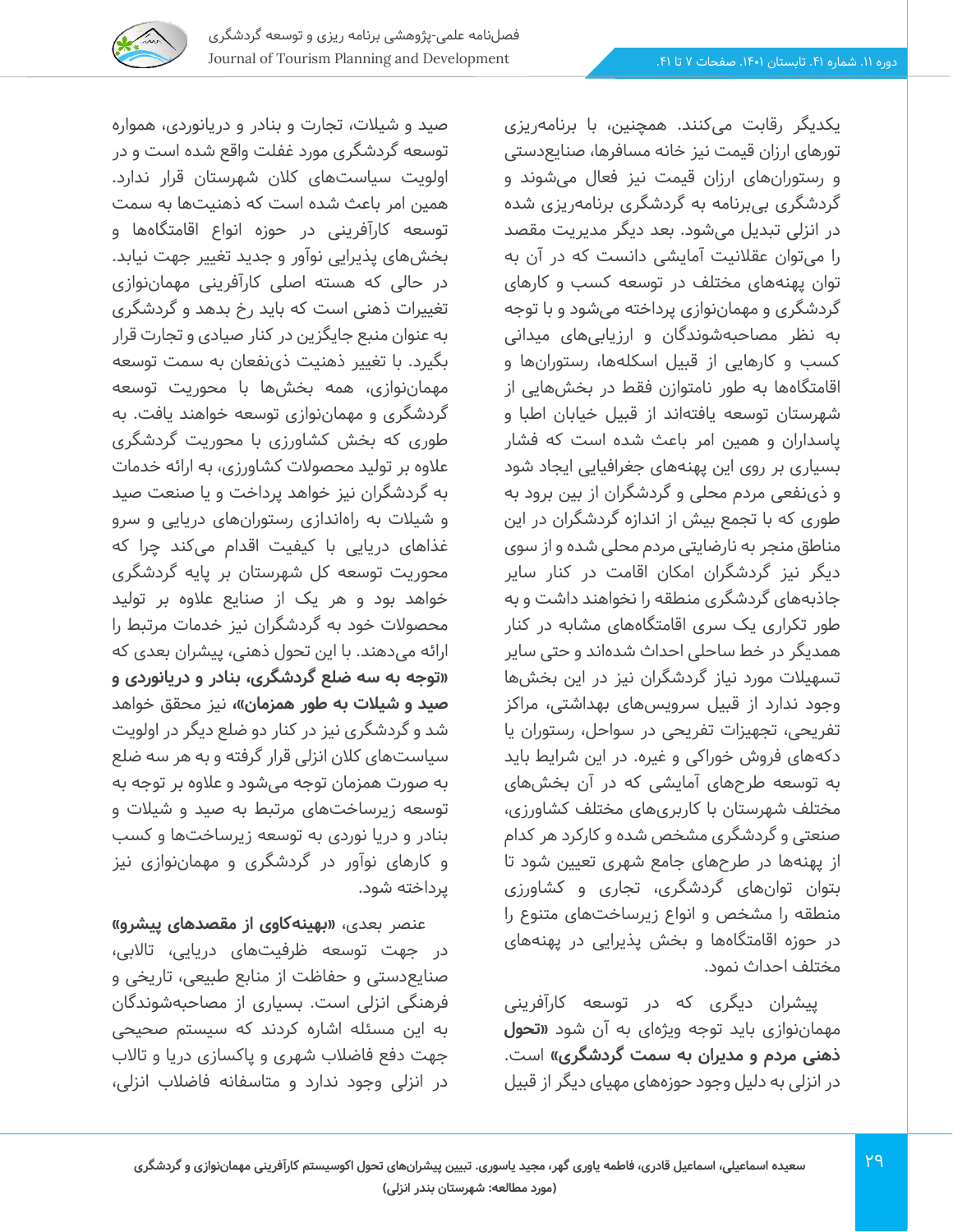یکدیگر رقابت می‌کنند. همچنین، با برنامه‌ریزی تورهای ارزان قیمت نیز خانه مسافرها، صنایع‌دستی و رستوران‌های ارزان قیمت نیز فعال می‌شوند و گردشگری بی‌برنامه به گردشگری برنامه‌ریزی شده در انزلی تبدیل می‌شود. بعد دیگر مدیریت مقصد را می‌توان عقلانیت آمایشی دانست که در آن به توان پهنه‌های مختلف در توسعه کسب و کارهای گردشگری و مهمان‌نوازی پرداخته می‌شود و با توجه به نظر مصاحبه‌شوندگان و ارزیابی‌های میدانی کسب و کارهایی از قبیل اسکله‌ها، رستوران‌ها و اقامتگاه‌ها به طور نامتوازن فقط در بخش‌هایی از شهرستان توسعه یافته‌اند از قبیل خیابان اطبا و پاسداران و همین امر باعث شده است که فشار بسیاری بر روی این پهنه‌های جغرافیایی ایجاد شود و ذی‌نفعی مردم محلی و گردشگران از بین برود به طوری که با تجمع بیش از اندازه گردشگران در این مناطق منجر به نارضایتی مردم محلی شده و از سوی دیگر نیز گردشگران امکان اقامت در کنار سایر جاذبه‌های گردشگری منطقه را نخواهند داشت و به طور تکراری یک سری اقامتگاه‌های مشابه در کنار همدیگر در خط ساحلی احداث شده‌اند و حتی سایر تسهیلات مورد نیاز گردشگران نیز در این بخش‌ها وجود ندارد از قبیل سرویس‌های بهداشتی، مراکز تفریحی، تجهیزات تفریحی در سواحل، رستوران یا دکه‌های فروش خوراکی و غیره. در این شرایط باید به توسعه طرح‌های آمایشی که در آن بخش‌های مختلف شهرستان با کاربری‌های مختلف کشاورزی، صنعتی و گردشگری مشخص شده و کارکرد هر کدام از پهنه‌ها در طرح‌های جامع شهری تعیین شود تا بتوان توان‌های گردشگری، تجاری و کشاورزی منطقه را مشخص و انواع زیرساخت‌های متنوع را در حوزه اقامتگاه‌ها و بخش پذیرایی در پهنه‌های مختلف احداث نمود.

پیشران دیگری که در توسعه کارآفرینی مهمان‌نوازی باید توجه ویژه‌ای به آن شود **«تحول ذهنی مردم و مدیران به سمت گردشگری»** است. در انزلی به دلیل وجود حوزه‌های مهیای دیگر از قبیل صید و شیلات، تجارت و بنادر و دریانوردی، همواره توسعه گردشگری مورد غفلت واقع شده است و در اولویت سیاست‌های کلان شهرستان قرار ندارد. همین امر باعث شده است که ذهنیت‌ها به سمت توسعه کارآفرینی در حوزه انواع اقامتگاه‌ها و بخش‌های پذیرایی نوآور و جدید تغییر جهت نیابد. در حالی که هسته اصلی کارآفرینی مهمان‌نوازی تغییرات ذهنی است که باید رخ بدهد و گردشگری به عنوان منبع جایگزین در کنار صیادی و تجارت قرار بگیرد. با تغییر ذهنیت ذی‌نفعان به سمت توسعه مهمان‌نوازی، همه بخش‌ها با محوریت توسعه گردشگری و مهمان‌نوازی توسعه خواهند یافت. به طوری که بخش کشاورزی با محوریت گردشگری علاوه بر تولید محصولات کشاورزی، به ارائه خدمات به گردشگران نیز خواهد پرداخت و یا صنعت صید و شیلات به راه‌اندازی رستوران‌های دریایی و سرو غذاهای دریایی با کیفیت اقدام می‌کند چرا که محوریت توسعه کل شهرستان بر پایه گردشگری خواهد بود و هر یک از صنایع علاوه بر تولید محصولات خود به گردشگران نیز خدمات مرتبط را ارائه می‌دهند. با این تحول ذهنی، پیشران بعدی که **«توجه به سه ضلع گردشگری، بنادر و دریانوردی و صید و شیلات به طور همزمان»**، نیز محقق خواهد شد و گردشگری نیز در کنار دو ضلع دیگر در اولویت سیاست‌های کلان انزلی قرار گرفته و به هر سه ضلع به صورت همزمان توجه می‌شود و علاوه بر توجه به توسعه زیرساخت‌های مرتبط به صید و شیلات و بنادر و دریا نوردی به توسعه زیرساخت‌ها و کسب و کارهای نوآور در گردشگری و مهمان‌نوازی نیز پرداخته شود.

عنصر بعدی، **«بهینه‌کاوی از مقصدهای پیشرو»** در جهت توسعه ظرفیت‌های دریایی، تالابی، صنایع‌دستی و حفاظت از منابع طبیعی، تاریخی و فرهنگی انزلی است. بسیاری از مصاحبه‌شوندگان به این مسئله اشاره کردند که سیستم صحیحی جهت دفع فاضلاب شهری و پاکسازی دریا و تالاب در انزلی وجود ندارد و متاسفانه فاضلاب انزلی،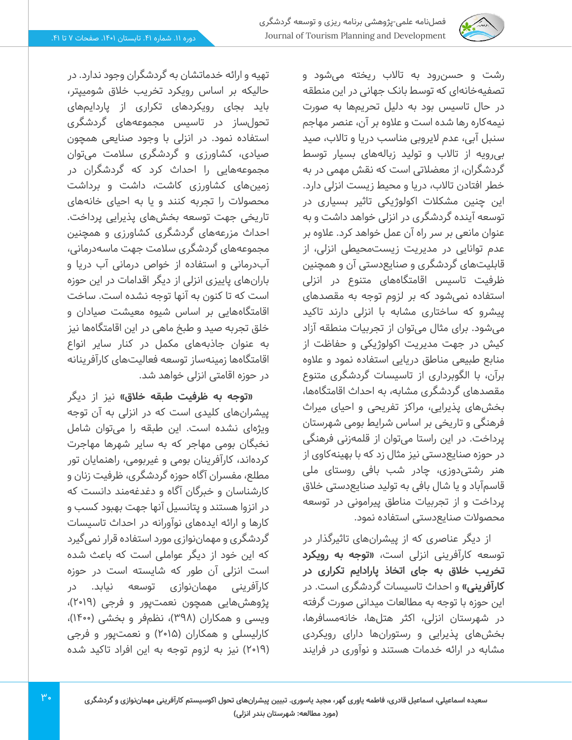رشت و حسن‌رود به تالاب ریخته می‌شود و تصفیه‌خانه‌ای که توسط بانک جهانی در این منطقه در حال تاسیس بود به دلیل تحریم‌ها به صورت نیمه‌کاره رها شده است و علاوه بر آن، عنصر مهاجم سنبل آبی، عدم لایروبی مناسب دریا و تالاب، صید بی‌رویه از تالاب و تولید زباله‌های بسیار توسط گردشگران، از معضلاتی است که نقش مهمی در به خطر افتادن تالاب، دریا و محیط زیست انزلی دارد. این چنین مشکلات اکولوژیکی تاثیر بسیاری در توسعه آینده گردشگری در انزلی خواهد داشت و به عنوان مانعی بر سر راه آن عمل خواهد کرد. علاوه بر عدم توانایی در مدیریت زیست‌محیطی انزلی، از قابلیت‌های گردشگری و صنایع‌دستی آن و همچنین ظرفیت تاسیس اقامتگاه‌های متنوع در انزلی استفاده نمی‌شود که بر لزوم توجه به مقصدهای پیشرو که ساختاری مشابه با انزلی دارند تاکید می‌شود. برای مثال می‌توان از تجربیات منطقه آزاد کیش در جهت مدیریت اکولوژیکی و حفاظت از منابع طبیعی مناطق دریایی استفاده نمود و علاوه برآن، با الگوبرداری از تاسیسات گردشگری متنوع مقصدهای گردشگری مشابه، به احداث اقامتگاه‌ها، بخش‌های پذیرایی، مراکز تفریحی و احیای میراث فرهنگی و تاریخی بر اساس شرایط بومی شهرستان پرداخت. در این راستا می‌توان از قلمه‌زنی فرهنگی در حوزه صنایع‌دستی نیز مثال زد که با بهینه‌کاوی از هنر رشتی‌دوزی، چادر شب بافی روستای ملی قاسم‌آباد و یا شال بافی به تولید صنایع‌دستی خلاق پرداخت و از تجربیات مناطق پیرامونی در توسعه محصولات صنایع‌دستی استفاده نمود.

از دیگر عناصری که از پیشران‌های تاثیرگذار در توسعه کارآفرینی انزلی است، **«توجه به رویکرد تخریب خلاق به جای اتخاذ پارادایم تکراری در کارآفرینی»** و احداث تاسیسات گردشگری است. در این حوزه با توجه به مطالعات میدانی صورت گرفته در شهرستان انزلی، اکثر هتل‌ها، خانه‌مسافرها، بخش‌های پذیرایی و رستوران‌ها دارای رویکردی مشابه در ارائه خدمات هستند و نوآوری در فرایند تهیه و ارائه خدماتشان به گردشگران وجود ندارد. در حالیکه بر اساس رویکرد تخریب خلاق شومپیتر، باید بجای رویکردهای تکراری از پارادایم‌های تحول‌ساز در تاسیس مجموعه‌های گردشگری استفاده نمود. در انزلی با وجود صنایعی همچون صیادی، کشاورزی و گردشگری سلامت می‌توان مجموعه‌هایی را احداث کرد که گردشگران در زمین‌های کشاورزی کاشت، داشت و برداشت محصولات را تجربه کنند و یا به احیای خانه‌های تاریخی جهت توسعه بخش‌های پذیرایی پرداخت. احداث مزرعه‌های گردشگری کشاورزی و همچنین مجموعه‌های گردشگری سلامت جهت ماسه‌درمانی، آب‌درمانی و استفاده از خواص درمانی آب دریا و باران‌های پاییزی انزلی از دیگر اقدامات در این حوزه است که تا کنون به آنها توجه نشده است. ساخت اقامتگاه‌هایی بر اساس شیوه معیشت صیادان و خلق تجربه صید و طبخ ماهی در این اقامتگاه‌ها نیز به عنوان جاذبه‌های مکمل در کنار سایر انواع اقامتگاه‌ها زمینه‌ساز توسعه فعالیت‌های کارآفرینانه در حوزه اقامتی انزلی خواهد شد.

**«توجه به ظرفیت طبقه خلاق»** نیز از دیگر پیشران‌های کلیدی است که در انزلی به آن توجه ویژه‌ای نشده است. این طبقه را می‌توان شامل نخبگان بومی مهاجر که به سایر شهرها مهاجرت کرده‌اند، کارآفرینان بومی و غیربومی، راهنمایان تور مطلع، مفسران آگاه حوزه گردشگری، ظرفیت زنان و کارشناسان و خبرگان آگاه و دغدغه‌مند دانست که در انزوا هستند و پتانسیل آنها جهت بهبود کسب و کارها و ارائه ایده‌های نوآورانه در احداث تاسیسات گردشگری و مهمان‌نوازی مورد استفاده قرار نمی‌گیرد که این خود از دیگر عواملی است که باعث شده است انزلی آن طور که شایسته است در حوزه کارآفرینی مهمان‌نوازی توسعه نیابد. در پژوهش‌هایی همچون نعمت‌پور و فرجی (۲۰۱۹)، ویسی و همکاران (۱۳۹۸)، نظم‌فر و بخشی (۱۴۰۰)، کارلیسلی و همکاران (۲۰۱۵) و نعمت‌پور و فرجی (۲۰۱۹) نیز به لزوم توجه به این افراد تاکید شده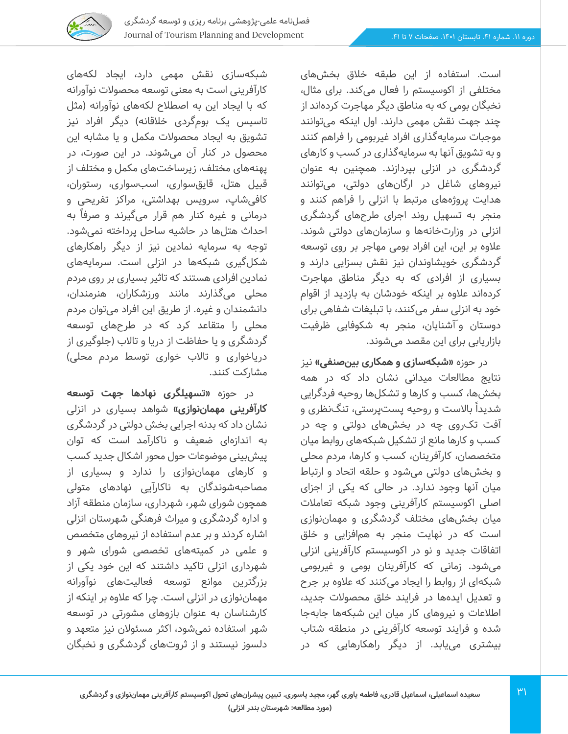است. استفاده از این طبقه خلاق بخش‌های مختلفی از اکوسیستم را فعال می‌کند. برای مثال، نخبگان بومی که به مناطق دیگر مهاجرت کرده‌اند از چند جهت نقش مهمی دارند. اول اینکه می‌توانند موجبات سرمایه‌گذاری افراد غیربومی را فراهم کنند و به تشویق آنها به سرمایه‌گذاری در کسب و کارهای گردشگری در انزلی بپردازند. همچنین به عنوان نیروهای شاغل در ارگان‌های دولتی، می‌توانند هدایت پروژه‌های مرتبط با انزلی را فراهم کنند و منجر به تسهیل روند اجرای طرح‌های گردشگری انزلی در وزارت‌خانه‌ها و سازمان‌های دولتی شوند. علاوه بر این، این افراد بومی مهاجر بر روی توسعه گردشگری خویشاوندان نیز نقش بسزایی دارند و بسیاری از افرادی که به دیگر مناطق مهاجرت کرده‌اند علاوه بر اینکه خودشان به بازدید از اقوام خود به انزلی سفر می‌کنند، با تبلیغات شفاهی برای دوستان و آشنایان، منجر به شکوفایی ظرفیت بازاریابی برای این مقصد می‌شوند.

در حوزه **«شبکه‌سازی و همکاری بین‌صنفی»** نیز نتایج مطالعات میدانی نشان داد که در همه بخش‌ها، کسب و کارها و تشکل‌ها روحیه فردگرایی شدیداً بالاست و روحیه پست‌پرستی، تنگ‌نظری و آفت تکروی چه در بخش‌های دولتی و چه در کسب و کارها مانع از تشکیل شبکه‌های روابط میان متخصصان، کارآفرینان، کسب و کارها، مردم محلی و بخش‌های دولتی می‌شود و حلقه اتحاد و ارتباط میان آنها وجود ندارد. در حالی که یکی از اجزای اصلی اکوسیستم کارآفرینی وجود شبکه تعاملات میان بخش‌های مختلف گردشگری و مهمان‌نوازی است که در نهایت منجر به هم‌افزایی و خلق اتفاقات جدید و نو در اکوسیستم کارآفرینی انزلی می‌شود. زمانی که کارآفرینان بومی و غیربومی شبکه‌ای از روابط را ایجاد می‌کنند که علاوه بر جرح و تعدیل ایده‌ها در فرایند خلق محصولات جدید، اطلاعات و نیروهای کار میان این شبکه‌ها جابه‌جا شده و فرایند توسعه کارآفرینی در منطقه شتاب بیشتری می‌یابد. از دیگر راهکارهایی که در شبکه‌سازی نقش مهمی دارد، ایجاد لکه‌های کارآفرینی است به معنی توسعه محصولات نوآورانه که با ایجاد این به اصطلاح لکه‌های نوآورانه (مثل تاسیس یک بوم‌گردی خلاقانه) دیگر افراد نیز تشویق به ایجاد محصولات مکمل و یا مشابه این محصول در کنار آن می‌شوند. در این صورت، در پهنه‌های مختلف، زیرساخت‌های مکمل و مختلف از قبیل هتل، قایق‌سواری، اسب‌سواری، رستوران، کافی‌شاپ، سرویس بهداشتی، مراکز تفریحی و درمانی و غیره کنار هم قرار می‌گیرند و صرفاً به احداث هتل‌ها در حاشیه ساحل پرداخته نمی‌شود. توجه به سرمایه نمادین نیز از دیگر راهکارهای شکل‌گیری شبکه‌ها در انزلی است. سرمایه‌های نمادین افرادی هستند که تاثیر بسیاری بر روی مردم محلی می‌گذارند مانند ورزشکاران، هنرمندان، دانشمندان و غیره. از طریق این افراد می‌توان مردم محلی را متقاعد کرد که در طرح‌های توسعه گردشگری و یا حفاظت از دریا و تالاب (جلوگیری از دریاخواری و تالاب خواری توسط مردم محلی) مشارکت کنند.

در حوزه **«تسهیلگری نهادها جهت توسعه کارآفرینی مهمان‌نوازی»** شواهد بسیاری در انزلی نشان داد که بدنه اجرایی بخش دولتی در گردشگری به اندازه‌ای ضعیف و ناکارآمد است که توان پیش‌بینی موضوعات حول محور اشکال جدید کسب و کارهای مهمان‌نوازی را ندارد و بسیاری از مصاحبه‌شوندگان به ناکارآیی نهادهای متولی همچون شورای شهر، شهرداری، سازمان منطقه آزاد و اداره گردشگری و میراث فرهنگی شهرستان انزلی اشاره کردند و بر عدم استفاده از نیروهای متخصص و علمی در کمیته‌های تخصصی شورای شهر و شهرداری انزلی تاکید داشتند که این خود یکی از بزرگترین موانع توسعه فعالیت‌های نوآورانه مهمان‌نوازی در انزلی است. چرا که علاوه بر اینکه از کارشناسان به عنوان بازوهای مشورتی در توسعه شهر استفاده نمی‌شود، اکثر مسئولان نیز متعهد و دلسوز نیستند و از ثروت‌های گردشگری و نخبگان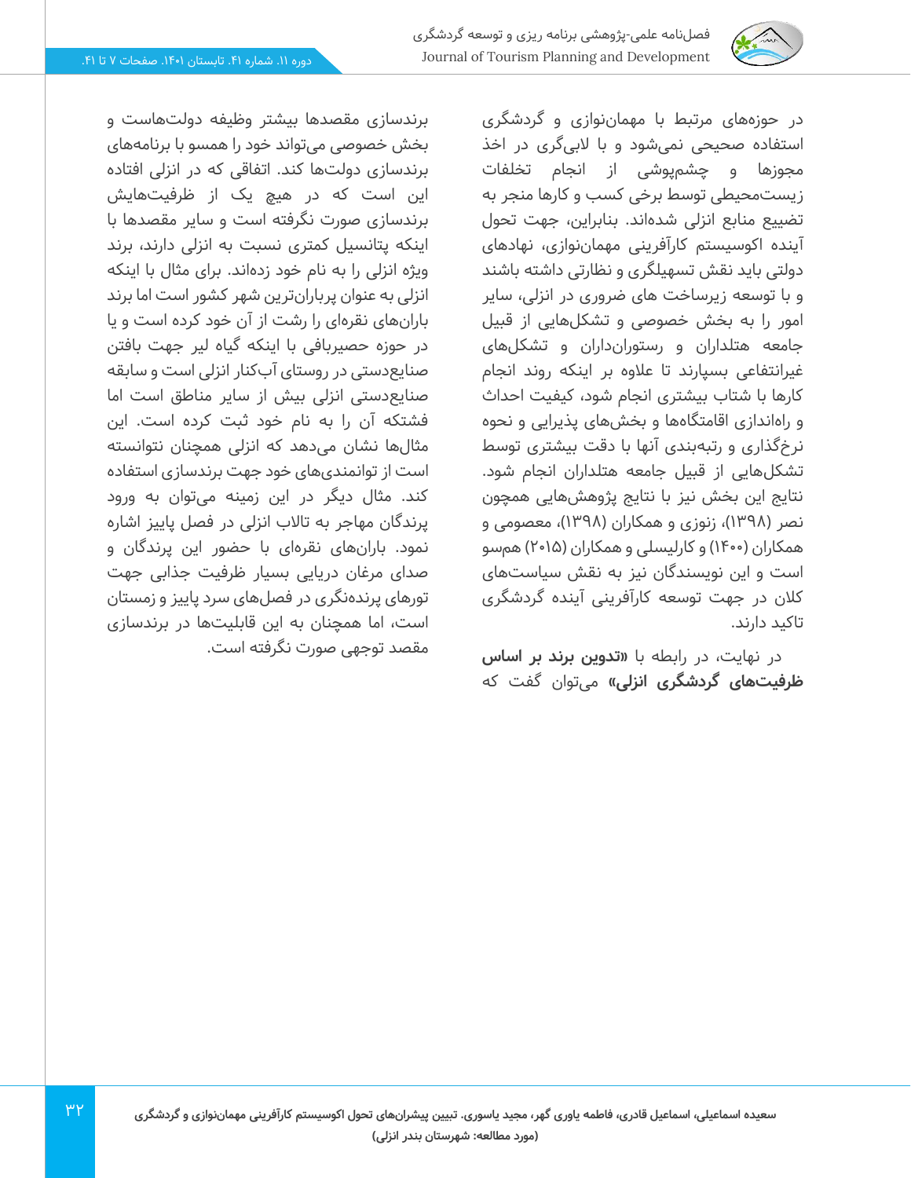در حوزه‌های مرتبط با مهمان‌نوازی و گردشگری استفاده صحیحی نمی‌شود و با لابی‌گری در اخذ مجوزها و چشم‌پوشی از انجام تخلفات زیست‌محیطی توسط برخی کسب و کارها منجر به تضییع منابع انزلی شده‌اند. بنابراین، جهت تحول آینده اکوسیستم کارآفرینی مهمان‌نوازی، نهادهای دولتی باید نقش تسهیلگری و نظارتی داشته باشند و با توسعه زیرساخت های ضروری در انزلی، سایر امور را به بخش خصوصی و تشکل‌هایی از قبیل جامعه هتلداران و رستوران‌داران و تشکل‌های غیرانتفاعی بسپارند تا علاوه بر اینکه روند انجام کارها با شتاب بیشتری انجام شود، کیفیت احداث و راه‌اندازی اقامتگاه‌ها و بخش‌های پذیرایی و نحوه نرخ‌گذاری و رتبه‌بندی آنها با دقت بیشتری توسط تشکل‌هایی از قبیل جامعه هتلداران انجام شود. نتایج این بخش نیز با نتایج پژوهش‌هایی همچون نصر (۱۳۹۸)، زنوزی و همکاران (۱۳۹۸)، معصومی و همکاران (۱۴۰۰) و کارلیسلی و همکاران (۲۰۱۵) همسو است و این نویسندگان نیز به نقش سیاست‌های کلان در جهت توسعه کارآفرینی آینده گردشگری تاکید دارند.

در نهایت، در رابطه با **«تدوین برند بر اساس ظرفیت‌های گردشگری انزلی»** می‌توان گفت که برندسازی مقصدها بیشتر وظیفه دولت‌هاست و بخش خصوصی می‌تواند خود را همسو با برنامه‌های برندسازی دولت‌ها کند. اتفاقی که در انزلی افتاده این است که در هیچ یک از ظرفیت‌هایش برندسازی صورت نگرفته است و سایر مقصدها با اینکه پتانسیل کمتری نسبت به انزلی دارند، برند ویژه انزلی را به نام خود زده‌اند. برای مثال با اینکه انزلی به عنوان پرباران‌ترین شهر کشور است اما برند باران‌های نقره‌ای را رشت از آن خود کرده است و یا در حوزه حصیربافی با اینکه گیاه لیر جهت بافتن صنایع‌دستی در روستای آب‌کنار انزلی است و سابقه صنایع‌دستی انزلی بیش از سایر مناطق است اما فشتکه آن را به نام خود ثبت کرده است. این مثال‌ها نشان می‌دهد که انزلی همچنان نتوانسته است از توانمندی‌های خود جهت برندسازی استفاده کند. مثال دیگر در این زمینه می‌توان به ورود پرندگان مهاجر به تالاب انزلی در فصل پاییز اشاره نمود. باران‌های نقره‌ای با حضور این پرندگان و صدای مرغان دریایی بسیار ظرفیت جذابی جهت تورهای پرنده‌نگری در فصل‌های سرد پاییز و زمستان است، اما همچنان به این قابلیت‌ها در برندسازی مقصد توجهی صورت نگرفته است.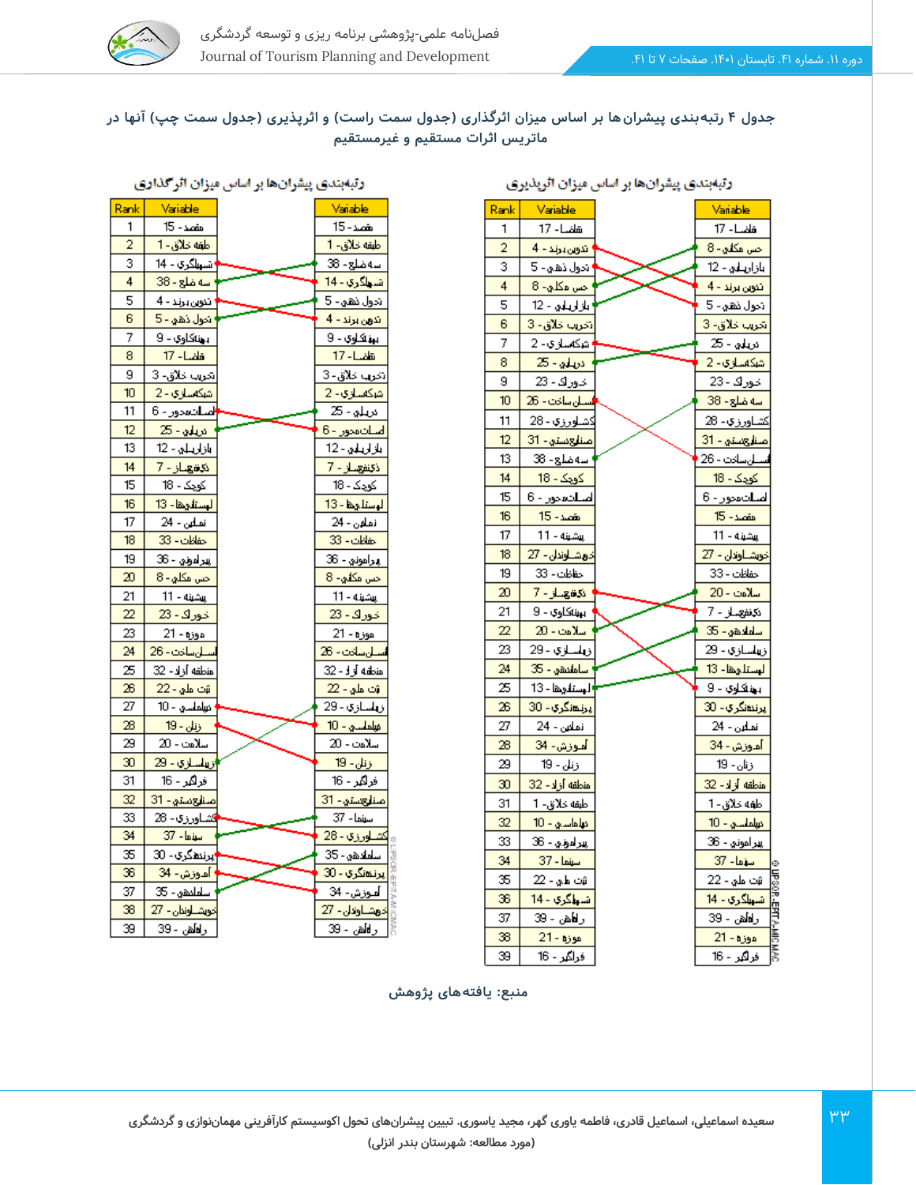**جدول ۴ رتبه‌بندی پیشران‌ها بر اساس میزان اثرگذاری (جدول سمت راست) و اثرپذیری (جدول سمت چپ) آنها در ماتریس اثرات مستقیم و غیرمستقیم**

**رتبه‌بندی پیشران‌ها بر اساس میزان اثرگذاری**

| Rank | Variable | Variable |
|---|---|---|
| 1 | 15 - مقصد | 15 - مقصد |
| 2 | 1 - طبقه خلاق | 1 - طبقه خلاق |
| 3 | 14 - تسهیلگری | 38 - سه ضلع |
| 4 | 38 - سه ضلع | 14 - تسهیلگری |
| 5 | 4 - تدوین برند | 5 - جدول ذهنی |
| 6 | 5 - جدول ذهنی | 4 - تدوین برند |
| 7 | 9 - بهنتاکاوی | 9 - بهنتاکاوی |
| 8 | 17 - لفاظ | 17 - لفاظ |
| 9 | 3 - تخریب خلاق | 3 - تخریب خلاق |
| 10 | 2 - شبکه‌سازی | 2 - شبکه‌سازی |
| 11 | 6 - اصالت‌محور | 25 - دریایی |
| 12 | 25 - دریایی | 6 - اصالت‌محور |
| 13 | 12 - بازاریابی | 12 - بازاریابی |
| 14 | 7 - ذینفعاز | 7 - ذینفعاز |
| 15 | 18 - کوچک | 18 - کوچک |
| 16 | 13 - الهامبخشی | 13 - الهامبخشی |
| 17 | 24 - نمادین | 24 - نمادین |
| 18 | 33 - حفاظت | 33 - حفاظت |
| 19 | 36 - پیرامونی | 36 - پیرامونی |
| 20 | 8 - حس مکانی | 8 - حس مکانی |
| 21 | 11 - پیشینه | 11 - پیشینه |
| 22 | 23 - خوراک | 23 - خوراک |
| 23 | 21 - موزه | 21 - موزه |
| 24 | 26 - انسان‌ساخت | 26 - انسان‌ساخت |
| 25 | 32 - منطقه آزاد | 32 - منطقه آزاد |
| 26 | 22 - ثبت ملی | 22 - ثبت ملی |
| 27 | 10 - مبلمانی | 29 - زیرساختی |
| 28 | 19 - زنان | 10 - مبلمانی |
| 29 | 20 - سلامت | 20 - سلامت |
| 30 | 29 - زیرساختی | 19 - زنان |
| 31 | 16 - فراگیر | 16 - فراگیر |
| 32 | 31 - صنایع‌دستی | 31 - صنایع‌دستی |
| 33 | 28 - کشاورزی | 37 - سینما |
| 34 | 37 - سینما | 28 - کشاورزی |
| 35 | 30 - پرنده‌نگری | 35 - سلامتی |
| 36 | 34 - آموزش | 30 - پرنده‌نگری |
| 37 | 35 - سلامتی | 34 - آموزش |
| 38 | 27 - خویشاوندی | 27 - خویشاوندی |
| 39 | 39 - رفاهی | 39 - رفاهی |

© LIPSOR-EPITA-MICMAC

**رتبه‌بندی پیشران‌ها بر اساس میزان اثرپذیری**

| Rank | Variable | Variable |
|---|---|---|
| 1 | 17 - لفاظ | 17 - لفاظ |
| 2 | 4 - تدوین برند | 8 - حس مکانی |
| 3 | 5 - جدول ذهنی | 12 - بازاریابی |
| 4 | 8 - حس مکانی | 4 - تدوین برند |
| 5 | 12 - بازاریابی | 5 - جدول ذهنی |
| 6 | 3 - تخریب خلاق | 3 - تخریب خلاق |
| 7 | 2 - شبکه‌سازی | 25 - دریایی |
| 8 | 25 - دریایی | 2 - شبکه‌سازی |
| 9 | 23 - خوراک | 23 - خوراک |
| 10 | 26 - انسان‌ساخت | 38 - سه ضلع |
| 11 | 28 - کشاورزی | 28 - کشاورزی |
| 12 | 31 - صنایع‌دستی | 31 - صنایع‌دستی |
| 13 | 38 - سه ضلع | 26 - انسان‌ساخت |
| 14 | 18 - کوچک | 18 - کوچک |
| 15 | 6 - اصالت‌محور | 6 - اصالت‌محور |
| 16 | 15 - مقصد | 15 - مقصد |
| 17 | 11 - پیشینه | 11 - پیشینه |
| 18 | 27 - خویشاوندی | 27 - خویشاوندی |
| 19 | 33 - حفاظت | 33 - حفاظت |
| 20 | 7 - ذینفعاز | 20 - سلامت |
| 21 | 9 - بهنتاکاوی | 7 - ذینفعاز |
| 22 | 20 - سلامت | 35 - سلامتی |
| 23 | 29 - زیرساختی | 29 - زیرساختی |
| 24 | 35 - سلامتی | 13 - الهامبخشی |
| 25 | 13 - الهامبخشی | 9 - بهنتاکاوی |
| 26 | 30 - پرنده‌نگری | 30 - پرنده‌نگری |
| 27 | 24 - نمادین | 24 - نمادین |
| 28 | 34 - آموزش | 34 - آموزش |
| 29 | 19 - زنان | 19 - زنان |
| 30 | 32 - منطقه آزاد | 32 - منطقه آزاد |
| 31 | 1 - طبقه خلاق | 1 - طبقه خلاق |
| 32 | 10 - مبلمانی | 10 - مبلمانی |
| 33 | 36 - پیرامونی | 36 - پیرامونی |
| 34 | 37 - سینما | 37 - سینما |
| 35 | 22 - ثبت ملی | 22 - ثبت ملی |
| 36 | 14 - تسهیلگری | 14 - تسهیلگری |
| 37 | 39 - رفاهی | 39 - رفاهی |
| 38 | 21 - موزه | 21 - موزه |
| 39 | 16 - فراگیر | 16 - فراگیر |

© LIPSOR-EPITA-MICMAC

منبع: یافته‌های پژوهش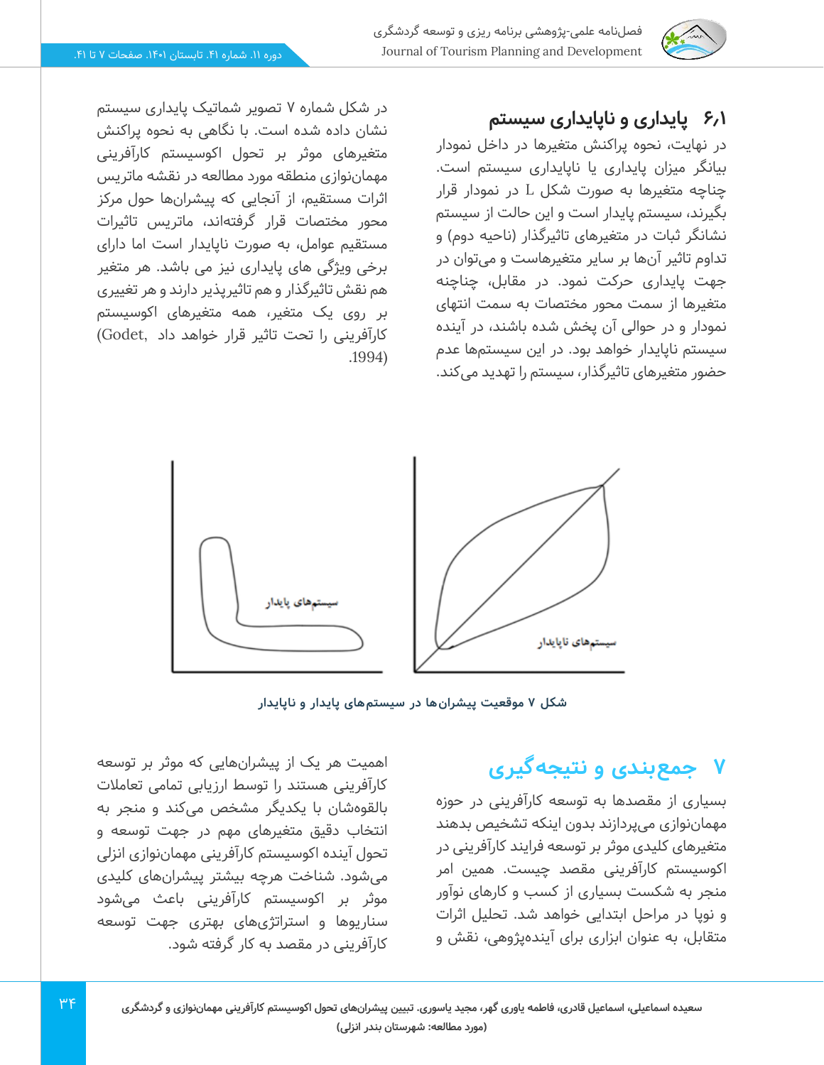## ۶٫۱ پایداری و ناپایداری سیستم

در نهایت، نحوه پراکنش متغیرها در داخل نمودار بیانگر میزان پایداری یا ناپایداری سیستم است. چناچه متغیرها به صورت شکل L در نمودار قرار بگیرند، سیستم پایدار است و این حالت از سیستم نشانگر ثبات در متغیرهای تاثیرگذار (ناحیه دوم) و تداوم تاثیر آن‌ها بر سایر متغیرهاست و می‌توان در جهت پایداری حرکت نمود. در مقابل، چناچه متغیرها از سمت محور مختصات به سمت انتهای نمودار و در حوالی آن پخش شده باشند، در آینده سیستم ناپایدار خواهد بود. در این سیستم‌ها عدم حضور متغیرهای تاثیرگذار، سیستم را تهدید می‌کند.

در شکل شماره ۷ تصویر شماتیک پایداری سیستم نشان داده شده است. با نگاهی به نحوه پراکنش متغیرهای موثر بر تحول اکوسیستم کارآفرینی مهمان‌نوازی منطقه مورد مطالعه در نقشه ماتریس اثرات مستقیم، از آنجایی که پیشران‌ها حول مرکز محور مختصات قرار گرفته‌اند، ماتریس تاثیرات مستقیم عوامل، به صورت ناپایدار است اما دارای برخی ویژگی های پایداری نیز می باشد. هر متغیر هم نقش تاثیرگذار و هم تاثیرپذیر دارند و هر تغییری بر روی یک متغیر، همه متغیرهای اکوسیستم کارآفرینی را تحت تاثیر قرار خواهد داد (Godet, 1994).

سیستم‌های ناپایدار

سیستم‌های پایدار

**شکل ۷ موقعیت پیشران‌ها در سیستم‌های پایدار و ناپایدار**

## ۷ جمع‌بندی و نتیجه‌گیری

بسیاری از مقصدها به توسعه کارآفرینی در حوزه مهمان‌نوازی می‌پردازند بدون اینکه تشخیص بدهند متغیرهای کلیدی موثر بر توسعه فرایند کارآفرینی در اکوسیستم کارآفرینی مقصد چیست. همین امر منجر به شکست بسیاری از کسب و کارهای نوآور و نوپا در مراحل ابتدایی خواهد شد. تحلیل اثرات متقابل، به عنوان ابزاری برای آینده‌پژوهی، نقش و اهمیت هر یک از پیشران‌هایی که موثر بر توسعه کارآفرینی هستند را توسط ارزیابی تمامی تعاملات بالقوه‌شان با یکدیگر مشخص می‌کند و منجر به انتخاب دقیق متغیرهای مهم در جهت توسعه و تحول آینده اکوسیستم کارآفرینی مهمان‌نوازی انزلی می‌شود. شناخت هرچه بیشتر پیشران‌های کلیدی موثر بر اکوسیستم کارآفرینی باعث می‌شود سناریوها و استراتژی‌های بهتری جهت توسعه کارآفرینی در مقصد به کار گرفته شود.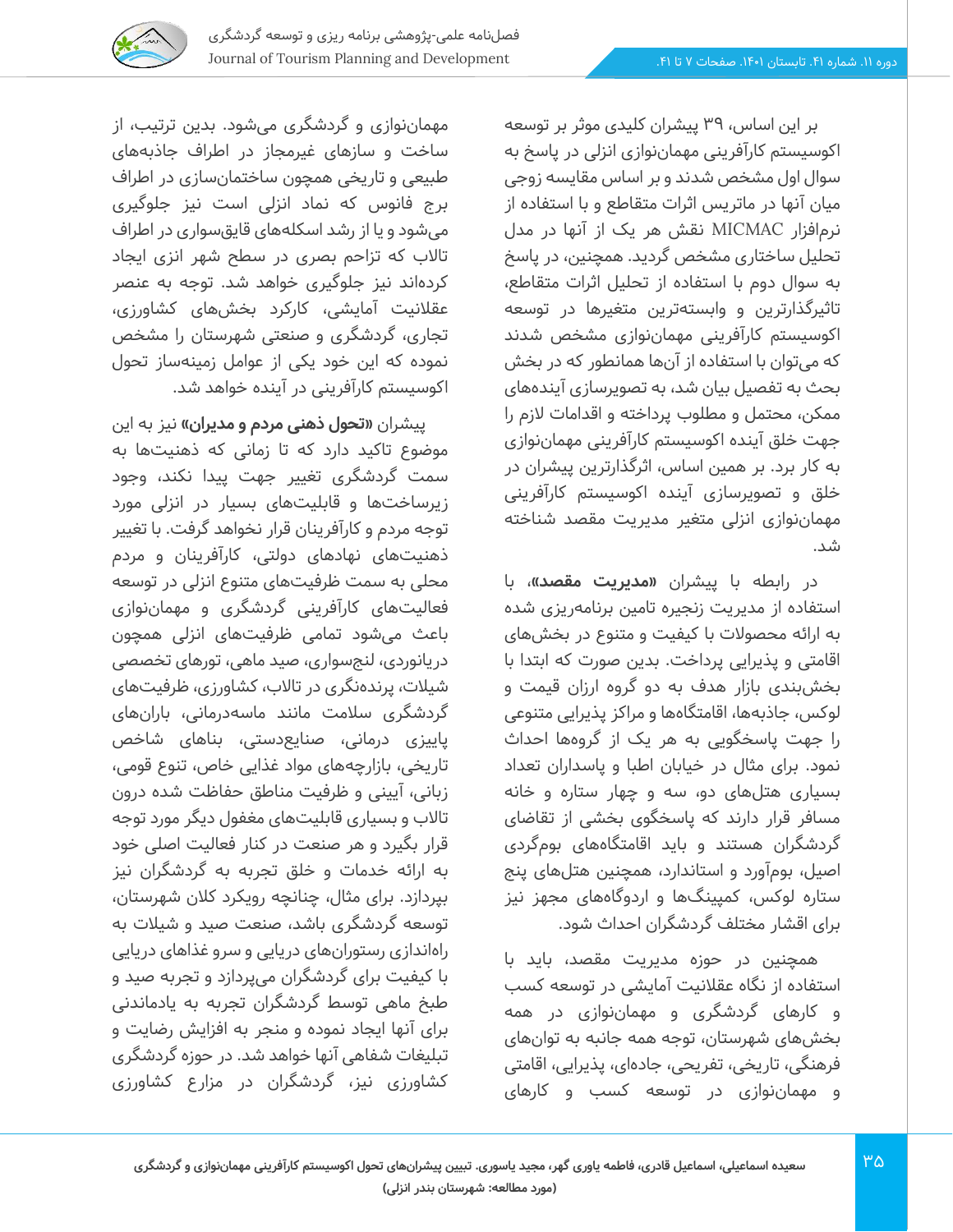بر این اساس، ۳۹ پیشران کلیدی موثر بر توسعه اکوسیستم کارآفرینی مهمان‌نوازی انزلی در پاسخ به سوال اول مشخص شدند و بر اساس مقایسه زوجی میان آنها در ماتریس اثرات متقاطع و با استفاده از نرم‌افزار MICMAC نقش هر یک از آنها در مدل تحلیل ساختاری مشخص گردید. همچنین، در پاسخ به سوال دوم با استفاده از تحلیل اثرات متقاطع، تاثیرگذارترین و وابسته‌ترین متغیرها در توسعه اکوسیستم کارآفرینی مهمان‌نوازی مشخص شدند که می‌توان با استفاده از آن‌ها همانطور که در بخش بحث به تفصیل بیان شد، به تصویرسازی آینده‌های ممکن، محتمل و مطلوب پرداخته و اقدامات لازم را جهت خلق آینده اکوسیستم کارآفرینی مهمان‌نوازی به کار برد. بر همین اساس، اثرگذارترین پیشران در خلق و تصویرسازی آینده اکوسیستم کارآفرینی مهمان‌نوازی انزلی متغیر مدیریت مقصد شناخته شد.

در رابطه با پیشران **«مدیریت مقصد»**، با استفاده از مدیریت زنجیره تامین برنامه‌ریزی شده به ارائه محصولات با کیفیت و متنوع در بخش‌های اقامتی و پذیرایی پرداخت. بدین صورت که ابتدا با بخش‌بندی بازار هدف به دو گروه ارزان قیمت و لوکس، جاذبه‌ها، اقامتگاه‌ها و مراکز پذیرایی متنوعی را جهت پاسخگویی به هر یک از گروه‌ها احداث نمود. برای مثال در خیابان اطبا و پاسداران تعداد بسیاری هتل‌های دو، سه و چهار ستاره و خانه مسافر قرار دارند که پاسخگوی بخشی از تقاضای گردشگران هستند و باید اقامتگاه‌های بوم‌گردی اصیل، بوم‌آورد و استاندارد، همچنین هتل‌های پنج ستاره لوکس، کمپینگ‌ها و اردوگاه‌های مجهز نیز برای اقشار مختلف گردشگران احداث شود.

همچنین در حوزه مدیریت مقصد، باید با استفاده از نگاه عقلانیت آمایشی در توسعه کسب و کارهای گردشگری و مهمان‌نوازی در همه بخش‌های شهرستان، توجه همه جانبه به توان‌های فرهنگی، تاریخی، تفریحی، جاده‌ای، پذیرایی، اقامتی و مهمان‌نوازی در توسعه کسب و کارهای مهمان‌نوازی و گردشگری می‌شود. بدین ترتیب، از ساخت و سازهای غیرمجاز در اطراف جاذبه‌های طبیعی و تاریخی همچون ساختمان‌سازی در اطراف برج فانوس که نماد انزلی است نیز جلوگیری می‌شود و یا از رشد اسکله‌های قایق‌سواری در اطراف تالاب که تزاحم بصری در سطح شهر انزی ایجاد کرده‌اند نیز جلوگیری خواهد شد. توجه به عنصر عقلانیت آمایشی، کارکرد بخش‌های کشاورزی، تجاری، گردشگری و صنعتی شهرستان را مشخص نموده که این خود یکی از عوامل زمینه‌ساز تحول اکوسیستم کارآفرینی در آینده خواهد شد.

پیشران **«تحول ذهنی مردم و مدیران»** نیز به این موضوع تاکید دارد که تا زمانی که ذهنیت‌ها به سمت گردشگری تغییر جهت پیدا نکند، وجود زیرساخت‌ها و قابلیت‌های بسیار در انزلی مورد توجه مردم و کارآفرینان قرار نخواهد گرفت. با تغییر ذهنیت‌های نهادهای دولتی، کارآفرینان و مردم محلی به سمت ظرفیت‌های متنوع انزلی در توسعه فعالیت‌های کارآفرینی گردشگری و مهمان‌نوازی باعث می‌شود تمامی ظرفیت‌های انزلی همچون دریانوردی، لنج‌سواری، صید ماهی، تورهای تخصصی شیلات، پرنده‌نگری در تالاب، کشاورزی، ظرفیت‌های گردشگری سلامت مانند ماسه‌درمانی، باران‌های پاییزی درمانی، صنایع‌دستی، بناهای شاخص تاریخی، بازارچه‌های مواد غذایی خاص، تنوع قومی، زبانی، آیینی و ظرفیت مناطق حفاظت شده درون تالاب و بسیاری قابلیت‌های مغفول دیگر مورد توجه قرار بگیرد و هر صنعت در کنار فعالیت اصلی خود به ارائه خدمات و خلق تجربه به گردشگران نیز بپردازد. برای مثال، چنانچه رویکرد کلان شهرستان، توسعه گردشگری باشد، صنعت صید و شیلات به راه‌اندازی رستوران‌های دریایی و سرو غذاهای دریایی با کیفیت برای گردشگران می‌پردازد و تجربه صید و طبخ ماهی توسط گردشگران تجربه به یادماندنی برای آنها ایجاد نموده و منجر به افزایش رضایت و تبلیغات شفاهی آنها خواهد شد. در حوزه گردشگری کشاورزی نیز، گردشگران در مزارع کشاورزی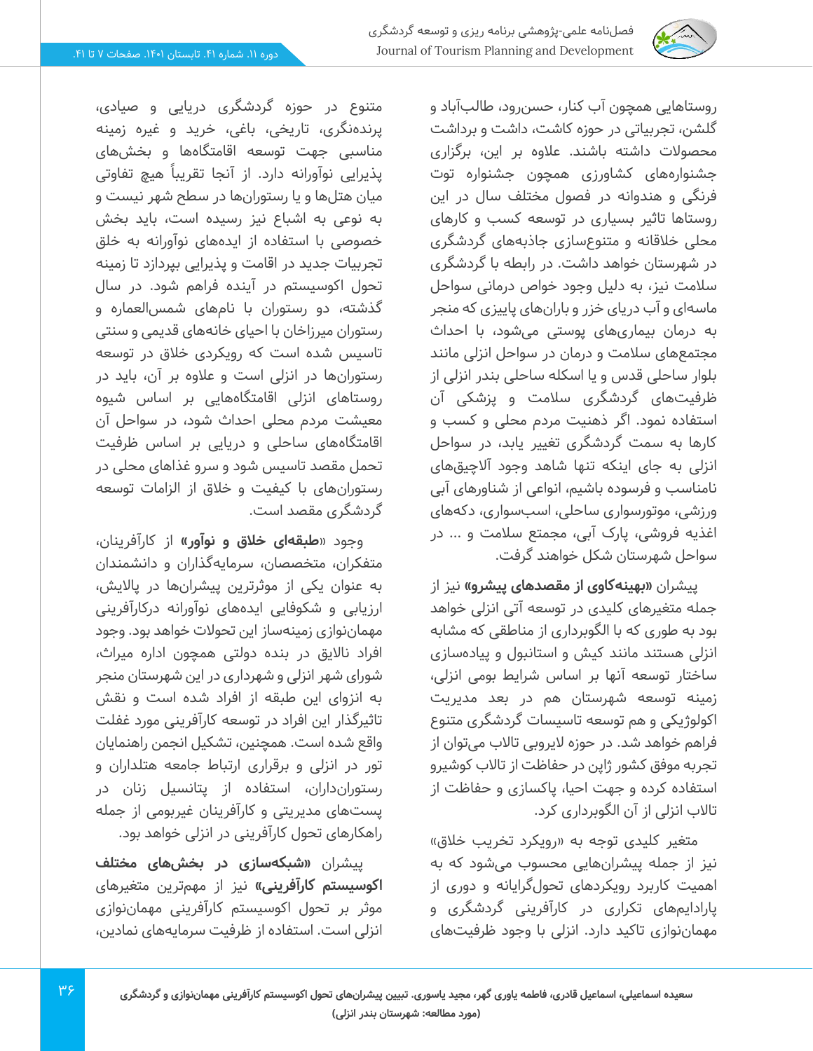روستاهایی همچون آب کنار، حسن‌رود، طالب‌آباد و گلشن، تجربیاتی در حوزه کاشت، داشت و برداشت محصولات داشته باشند. علاوه بر این، برگزاری جشنواره‌های کشاورزی همچون جشنواره توت فرنگی و هندوانه در فصول مختلف سال در این روستاها تاثیر بسیاری در توسعه کسب و کارهای محلی خلاقانه و متنوع‌سازی جاذبه‌های گردشگری در شهرستان خواهد داشت. در رابطه با گردشگری سلامت نیز، به دلیل وجود خواص درمانی سواحل ماسه‌ای و آب دریای خزر و باران‌های پاییزی که منجر به درمان بیماری‌های پوستی می‌شود، با احداث مجتمع‌های سلامت و درمان در سواحل انزلی مانند بلوار ساحلی قدس و یا اسکله ساحلی بندر انزلی از ظرفیت‌های گردشگری سلامت و پزشکی آن استفاده نمود. اگر ذهنیت مردم محلی و کسب و کارها به سمت گردشگری تغییر یابد، در سواحل انزلی به جای اینکه تنها شاهد وجود آلاچیق‌های نامناسب و فرسوده باشیم، انواعی از شناورهای آبی ورزشی، موتورسواری ساحلی، اسب‌سواری، دکه‌های اغذیه فروشی، پارک آبی، مجتمع سلامت و ... در سواحل شهرستان شکل خواهند گرفت.

پیشران **«بهینه‌کاوی از مقصدهای پیشرو»** نیز از جمله متغیرهای کلیدی در توسعه آتی انزلی خواهد بود به طوری که با الگوبرداری از مناطقی که مشابه انزلی هستند مانند کیش و استانبول و پیاده‌سازی ساختار توسعه آنها بر اساس شرایط بومی انزلی، زمینه توسعه شهرستان هم در بعد مدیریت اکولوژیکی و هم توسعه تاسیسات گردشگری متنوع فراهم خواهد شد. در حوزه لایروبی تالاب می‌توان از تجربه موفق کشور ژاپن در حفاظت از تالاب کوشیرو استفاده کرده و جهت احیا، پاکسازی و حفاظت از تالاب انزلی از آن الگوبرداری کرد.

متغیر کلیدی توجه به «رویکرد تخریب خلاق» نیز از جمله پیشران‌هایی محسوب می‌شود که به اهمیت کاربرد رویکردهای تحول‌گرایانه و دوری از پارادایم‌های تکراری در کارآفرینی گردشگری و مهمان‌نوازی تاکید دارد. انزلی با وجود ظرفیت‌های متنوع در حوزه گردشگری دریایی و صیادی، پرنده‌نگری، تاریخی، باغی، خرید و غیره زمینه مناسبی جهت توسعه اقامتگاه‌ها و بخش‌های پذیرایی نوآورانه دارد. از آنجا تقریباً هیچ تفاوتی میان هتل‌ها و یا رستوران‌ها در سطح شهر نیست و به نوعی به اشباع نیز رسیده است، باید بخش خصوصی با استفاده از ایده‌های نوآورانه به خلق تجربیات جدید در اقامت و پذیرایی بپردازد تا زمینه تحول اکوسیستم در آینده فراهم شود. در سال گذشته، دو رستوران با نام‌های شمس‌العماره و رستوران میرزاخان با احیای خانه‌های قدیمی و سنتی تاسیس شده است که رویکردی خلاق در توسعه رستوران‌ها در انزلی است و علاوه بر آن، باید در روستاهای انزلی اقامتگاه‌هایی بر اساس شیوه معیشت مردم محلی احداث شود، در سواحل آن اقامتگاه‌های ساحلی و دریایی بر اساس ظرفیت تحمل مقصد تاسیس شود و سرو غذاهای محلی در رستوران‌های با کیفیت و خلاق از الزامات توسعه گردشگری مقصد است.

وجود **«طبقه‌ای خلاق و نوآور»** از کارآفرینان، متفکران، متخصصان، سرمایه‌گذاران و دانشمندان به عنوان یکی از موثرترین پیشران‌ها در پالایش، ارزیابی و شکوفایی ایده‌های نوآورانه درکارآفرینی مهمان‌نوازی زمینه‌ساز این تحولات خواهد بود. وجود افراد نالایق در بدنه دولتی همچون اداره میراث، شورای شهر انزلی و شهرداری در این شهرستان منجر به انزوای این طبقه از افراد شده است و نقش تاثیرگذار این افراد در توسعه کارآفرینی مورد غفلت واقع شده است. همچنین، تشکیل انجمن راهنمایان تور در انزلی و برقراری ارتباط جامعه هتلداران و رستوران‌داران، استفاده از پتانسیل زنان در پست‌های مدیریتی و کارآفرینان غیربومی از جمله راهکارهای تحول کارآفرینی در انزلی خواهد بود.

پیشران **«شبکه‌سازی در بخش‌های مختلف اکوسیستم کارآفرینی»** نیز از مهم‌ترین متغیرهای موثر بر تحول اکوسیستم کارآفرینی مهمان‌نوازی انزلی است. استفاده از ظرفیت سرمایه‌های نمادین،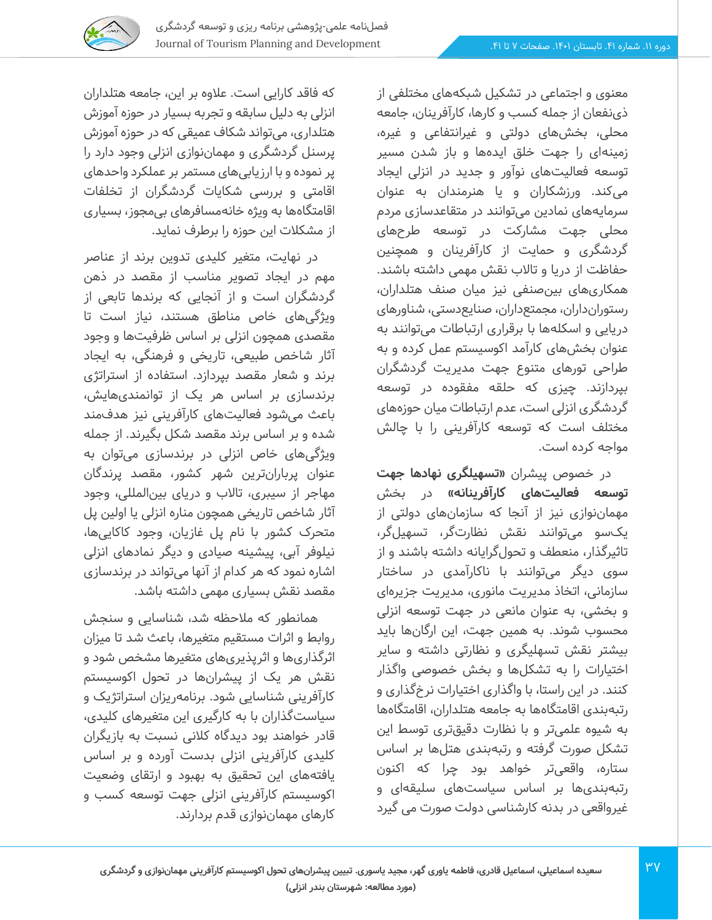معنوی و اجتماعی در تشکیل شبکه‌های مختلفی از ذی‌نفعان از جمله کسب و کارها، کارآفرینان، جامعه محلی، بخش‌های دولتی و غیرانتفاعی و غیره، زمینه‌ای را جهت خلق ایده‌ها و باز شدن مسیر توسعه فعالیت‌های نوآور و جدید در انزلی ایجاد می‌کند. ورزشکاران و یا هنرمندان به عنوان سرمایه‌های نمادین می‌توانند در متقاعدسازی مردم محلی جهت مشارکت در توسعه طرح‌های گردشگری و حمایت از کارآفرینان و همچنین حفاظت از دریا و تالاب نقش مهمی داشته باشند. همکاری‌های بین‌صنفی نیز میان صنف هتلداران، رستوران‌داران، مجتمع‌داران، صنایع‌دستی، شناورهای دریایی و اسکله‌ها با برقراری ارتباطات می‌توانند به عنوان بخش‌های کارآمد اکوسیستم عمل کرده و به طراحی تورهای متنوع جهت مدیریت گردشگران بپردازند. چیزی که حلقه مفقوده در توسعه گردشگری انزلی است، عدم ارتباطات میان حوزه‌های مختلف است که توسعه کارآفرینی را با چالش مواجه کرده است.

در خصوص پیشران «**تسهیلگری نهادها جهت توسعه فعالیت‌های کارآفرینانه**» در بخش مهمان‌نوازی نیز از آنجا که سازمان‌های دولتی از یک‌سو می‌توانند نقش نظارت‌گر، تسهیل‌گر، تاثیرگذار، منعطف و تحول‌گرایانه داشته باشند و از سوی دیگر می‌توانند با ناکارآمدی در ساختار سازمانی، اتخاذ مدیریت مانوری، مدیریت جزیره‌ای و بخشی، به عنوان مانعی در جهت توسعه انزلی محسوب شوند. به همین جهت، این ارگان‌ها باید بیشتر نقش تسهیلگری و نظارتی داشته و سایر اختیارات را به تشکل‌ها و بخش خصوصی واگذار کنند. در این راستا، با واگذاری اختیارات نرخ‌گذاری و رتبه‌بندی اقامتگاه‌ها به جامعه هتلداران، اقامتگاه‌ها به شیوه علمی‌تر و با نظارت دقیق‌تری توسط این تشکل صورت گرفته و رتبه‌بندی هتل‌ها بر اساس ستاره، واقعی‌تر خواهد بود چرا که اکنون رتبه‌بندی‌ها بر اساس سیاست‌های سلیقه‌ای و غیرواقعی در بدنه کارشناسی دولت صورت می گیرد که فاقد کارایی است. علاوه بر این، جامعه هتلداران انزلی به دلیل سابقه و تجربه بسیار در حوزه آموزش هتلداری، می‌تواند شکاف عمیقی که در حوزه آموزش پرسنل گردشگری و مهمان‌نوازی انزلی وجود دارد را پر نموده و با ارزیابی‌های مستمر بر عملکرد واحدهای اقامتی و بررسی شکایات گردشگران از تخلفات اقامتگاه‌ها به ویژه خانه‌مسافرهای بی‌مجوز، بسیاری از مشکلات این حوزه را برطرف نماید.

در نهایت، متغیر کلیدی تدوین برند از عناصر مهم در ایجاد تصویر مناسب از مقصد در ذهن گردشگران است و از آنجایی که برندها تابعی از ویژگی‌های خاص مناطق هستند، نیاز است تا مقصدی همچون انزلی بر اساس ظرفیت‌ها و وجود آثار شاخص طبیعی، تاریخی و فرهنگی، به ایجاد برند و شعار مقصد بپردازد. استفاده از استراتژی برندسازی بر اساس هر یک از توانمندی‌هایش، باعث می‌شود فعالیت‌های کارآفرینی نیز هدفمند شده و بر اساس برند مقصد شکل بگیرند. از جمله ویژگی‌های خاص انزلی در برندسازی می‌توان به عنوان پرباران‌ترین شهر کشور، مقصد پرندگان مهاجر از سیبری، تالاب و دریای بین‌المللی، وجود آثار شاخص تاریخی همچون مناره انزلی یا اولین پل متحرک کشور با نام پل غازیان، وجود کاکایی‌ها، نیلوفر آبی، پیشینه صیادی و دیگر نمادهای انزلی اشاره نمود که هر کدام از آنها می‌تواند در برندسازی مقصد نقش بسیاری مهمی داشته باشد.

همانطور که ملاحظه شد، شناسایی و سنجش روابط و اثرات مستقیم متغیرها، باعث شد تا میزان اثرگذاری‌ها و اثرپذیری‌های متغیرها مشخص شود و نقش هر یک از پیشران‌ها در تحول اکوسیستم کارآفرینی شناسایی شود. برنامه‌ریزان استراتژیک و سیاست‌گذاران با به کارگیری این متغیرهای کلیدی، قادر خواهند بود دیدگاه کلانی نسبت به بازیگران کلیدی کارآفرینی انزلی بدست آورده و بر اساس یافته‌های این تحقیق به بهبود و ارتقای وضعیت اکوسیستم کارآفرینی انزلی جهت توسعه کسب و کارهای مهمان‌نوازی قدم بردارند.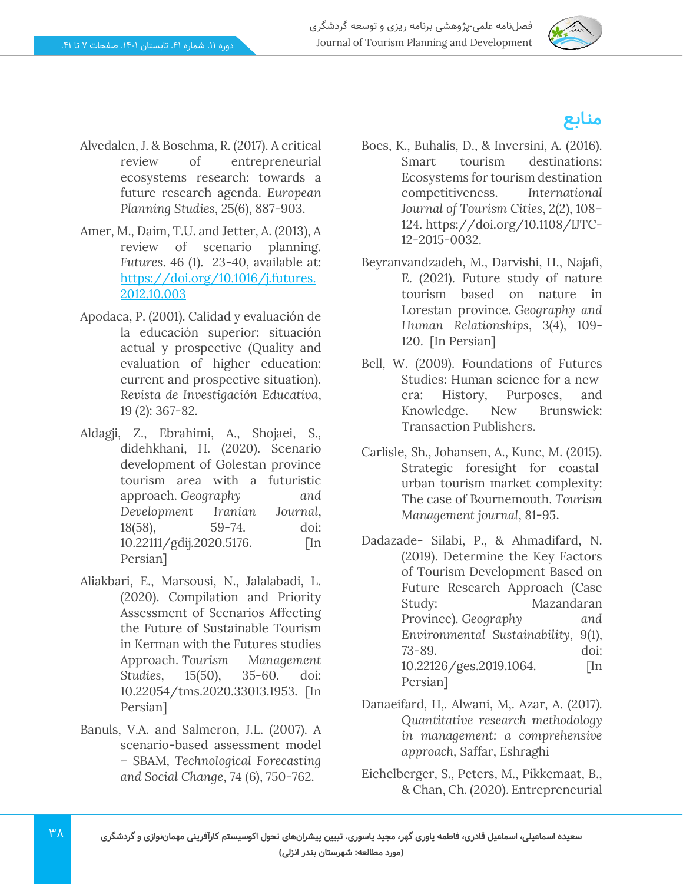## منابع

Alvedalen, J. & Boschma, R. (2017). A critical review of entrepreneurial ecosystems research: towards a future research agenda. *European Planning Studies*, 25(6), 887-903.

Amer, M., Daim, T.U. and Jetter, A. (2013), A review of scenario planning. *Futures*. 46 (1). 23-40, available at: https://doi.org/10.1016/j.futures.2012.10.003

Apodaca, P. (2001). Calidad y evaluación de la educación superior: situación actual y prospective (Quality and evaluation of higher education: current and prospective situation). *Revista de Investigación Educativa*, 19 (2): 367-82.

Aldagji, Z., Ebrahimi, A., Shojaei, S., didehkhani, H. (2020). Scenario development of Golestan province tourism area with a futuristic approach. *Geography and Development Iranian Journal*, 18(58), 59-74. doi: 10.22111/gdij.2020.5176. [In Persian]

Aliakbari, E., Marsousi, N., Jalalabadi, L. (2020). Compilation and Priority Assessment of Scenarios Affecting the Future of Sustainable Tourism in Kerman with the Futures studies Approach. *Tourism Management Studies*, 15(50), 35-60. doi: 10.22054/tms.2020.33013.1953. [In Persian]

Banuls, V.A. and Salmeron, J.L. (2007). A scenario-based assessment model – SBAM, *Technological Forecasting and Social Change*, 74 (6), 750-762.

Boes, K., Buhalis, D., & Inversini, A. (2016). Smart tourism destinations: Ecosystems for tourism destination competitiveness. *International Journal of Tourism Cities*, 2(2), 108–124. https://doi.org/10.1108/IJTC-12-2015-0032.

Beyranvandzadeh, M., Darvishi, H., Najafi, E. (2021). Future study of nature tourism based on nature in Lorestan province. *Geography and Human Relationships*, 3(4), 109-120. [In Persian]

Bell, W. (2009). Foundations of Futures Studies: Human science for a new era: History, Purposes, and Knowledge. New Brunswick: Transaction Publishers.

Carlisle, Sh., Johansen, A., Kunc, M. (2015). Strategic foresight for coastal urban tourism market complexity: The case of Bournemouth. *Tourism Management journal*, 81-95.

Dadazade- Silabi, P., & Ahmadifard, N. (2019). Determine the Key Factors of Tourism Development Based on Future Research Approach (Case Study: Mazandaran Province). *Geography and Environmental Sustainability*, 9(1), 73-89. doi: 10.22126/ges.2019.1064. [In Persian]

Danaeifard, H,. Alwani, M,. Azar, A. (2017). *Quantitative research methodology in management: a comprehensive approach*, Saffar, Eshraghi

Eichelberger, S., Peters, M., Pikkemaat, B., & Chan, Ch. (2020). Entrepreneurial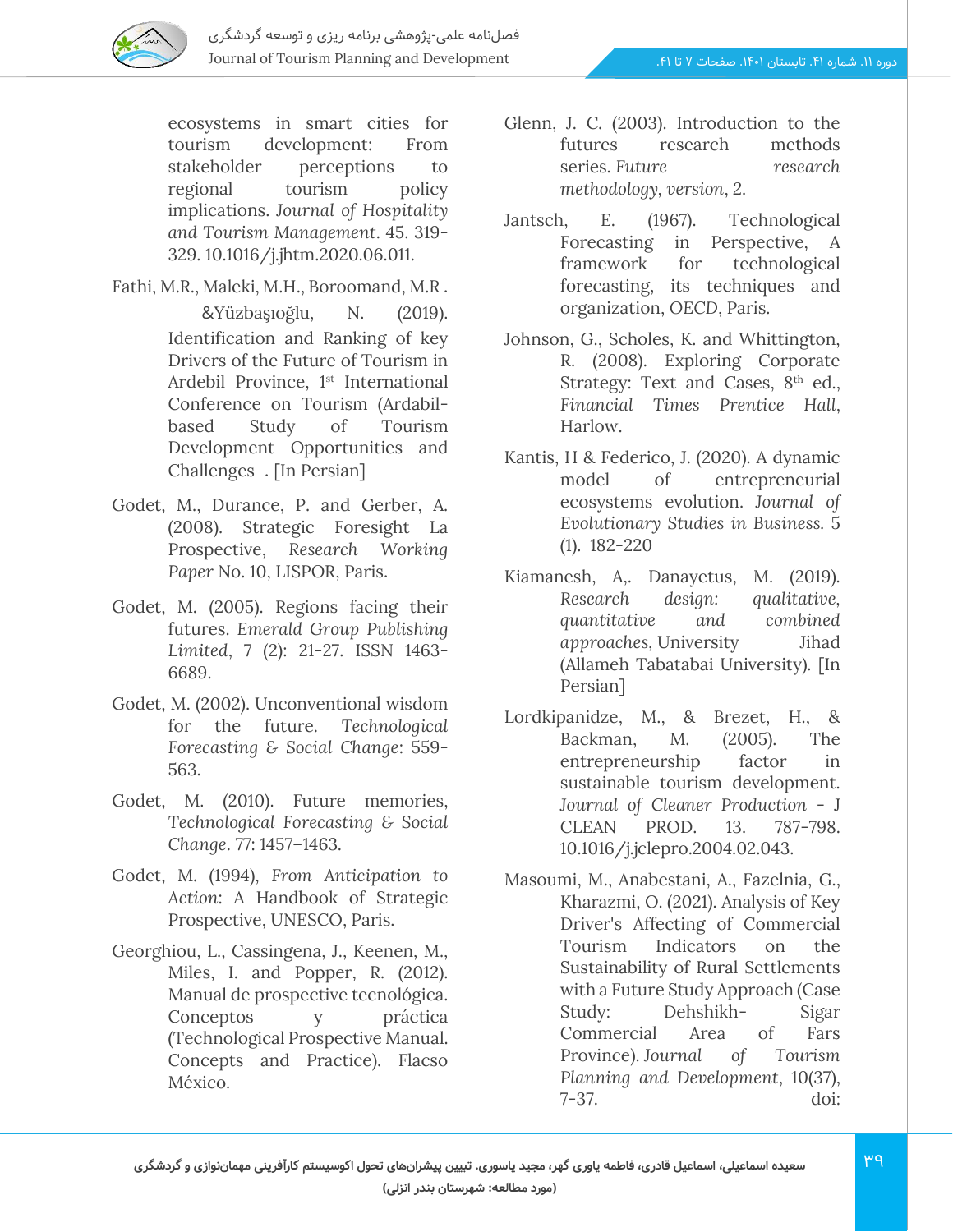ecosystems in smart cities for tourism development: From stakeholder perceptions to regional tourism policy implications. *Journal of Hospitality and Tourism Management*. 45. 319-329. 10.1016/j.jhtm.2020.06.011.

Fathi, M.R., Maleki, M.H., Boroomand, M.R . &Yüzbaşıoğlu, N. (2019). Identification and Ranking of key Drivers of the Future of Tourism in Ardebil Province, 1st International Conference on Tourism (Ardabil-based Study of Tourism Development Opportunities and Challenges . [In Persian]

Godet, M., Durance, P. and Gerber, A. (2008). Strategic Foresight La Prospective, *Research Working Paper* No. 10, LISPOR, Paris.

Godet, M. (2005). Regions facing their futures. *Emerald Group Publishing Limited*, 7 (2): 21-27. ISSN 1463-6689.

Godet, M. (2002). Unconventional wisdom for the future. *Technological Forecasting & Social Change*: 559-563.

Godet, M. (2010). Future memories, *Technological Forecasting & Social Change*. 77: 1457–1463.

Godet, M. (1994), *From Anticipation to Action*: A Handbook of Strategic Prospective, UNESCO, Paris.

Georghiou, L., Cassingena, J., Keenen, M., Miles, I. and Popper, R. (2012). Manual de prospective tecnológica. Conceptos y práctica (Technological Prospective Manual. Concepts and Practice). Flacso México.

Glenn, J. C. (2003). Introduction to the futures research methods series. *Future research methodology, version*, 2.

Jantsch, E. (1967). Technological Forecasting in Perspective, A framework for technological forecasting, its techniques and organization, OECD, Paris.

Johnson, G., Scholes, K. and Whittington, R. (2008). Exploring Corporate Strategy: Text and Cases, 8th ed., *Financial Times Prentice Hall*, Harlow.

Kantis, H & Federico, J. (2020). A dynamic model of entrepreneurial ecosystems evolution. *Journal of Evolutionary Studies in Business.* 5 (1). 182-220

Kiamanesh, A,. Danayetus, M. (2019). *Research design: qualitative, quantitative and combined approaches*, University Jihad (Allameh Tabatabai University). [In Persian]

Lordkipanidze, M., & Brezet, H., & Backman, M. (2005). The entrepreneurship factor in sustainable tourism development. *Journal of Cleaner Production* - J CLEAN PROD. 13. 787-798. 10.1016/j.jclepro.2004.02.043.

Masoumi, M., Anabestani, A., Fazelnia, G., Kharazmi, O. (2021). Analysis of Key Driver's Affecting of Commercial Tourism Indicators on the Sustainability of Rural Settlements with a Future Study Approach (Case Study: Dehshikh-Sigar Commercial Area of Fars Province). *Journal of Tourism Planning and Development*, 10(37), 7-37. doi: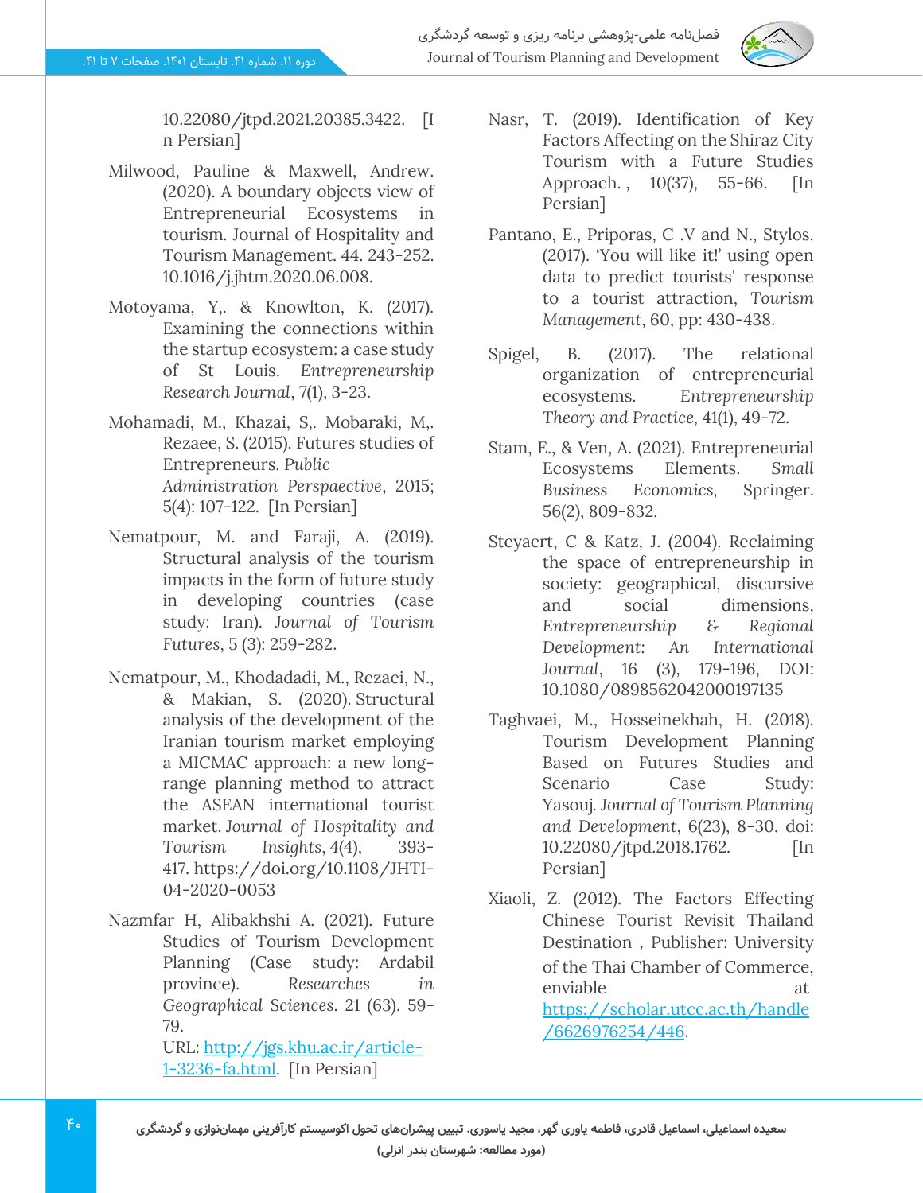10.22080/jtpd.2021.20385.3422. [In Persian]

Milwood, Pauline & Maxwell, Andrew. (2020). A boundary objects view of Entrepreneurial Ecosystems in tourism. Journal of Hospitality and Tourism Management. 44. 243-252. 10.1016/j.jhtm.2020.06.008.

Motoyama, Y,. & Knowlton, K. (2017). Examining the connections within the startup ecosystem: a case study of St Louis. *Entrepreneurship Research Journal*, 7(1), 3-23.

Mohamadi, M., Khazai, S,. Mobaraki, M,. Rezaee, S. (2015). Futures studies of Entrepreneurs. *Public Administration Perspaective*, 2015; 5(4): 107-122. [In Persian]

Nematpour, M. and Faraji, A. (2019). Structural analysis of the tourism impacts in the form of future study in developing countries (case study: Iran). *Journal of Tourism Futures*, 5 (3): 259-282.

Nematpour, M., Khodadadi, M., Rezaei, N., & Makian, S. (2020). Structural analysis of the development of the Iranian tourism market employing a MICMAC approach: a new long-range planning method to attract the ASEAN international tourist market. *Journal of Hospitality and Tourism Insights*, 4(4), 393-417. https://doi.org/10.1108/JHTI-04-2020-0053

Nazmfar H, Alibakhshi A. (2021). Future Studies of Tourism Development Planning (Case study: Ardabil province). *Researches in Geographical Sciences*. 21 (63). 59-79.
URL: http://jgs.khu.ac.ir/article-1-3236-fa.html. [In Persian]

Nasr, T. (2019). Identification of Key Factors Affecting on the Shiraz City Tourism with a Future Studies Approach. , 10(37), 55-66. [In Persian]

Pantano, E., Priporas, C .V and N., Stylos. (2017). 'You will like it!' using open data to predict tourists' response to a tourist attraction, *Tourism Management*, 60, pp: 430-438.

Spigel, B. (2017). The relational organization of entrepreneurial ecosystems. *Entrepreneurship Theory and Practice*, 41(1), 49-72.

Stam, E., & Ven, A. (2021). Entrepreneurial Ecosystems Elements. *Small Business Economics*, Springer. 56(2), 809-832.

Steyaert, C & Katz, J. (2004). Reclaiming the space of entrepreneurship in society: geographical, discursive and social dimensions, *Entrepreneurship & Regional Development: An International Journal*, 16 (3), 179-196, DOI: 10.1080/0898562042000197135

Taghvaei, M., Hosseinekhah, H. (2018). Tourism Development Planning Based on Futures Studies and Scenario Case Study: Yasouj. *Journal of Tourism Planning and Development*, 6(23), 8-30. doi: 10.22080/jtpd.2018.1762. [In Persian]

Xiaoli, Z. (2012). The Factors Effecting Chinese Tourist Revisit Thailand Destination , Publisher: University of the Thai Chamber of Commerce, enviable at https://scholar.utcc.ac.th/handle/6626976254/446.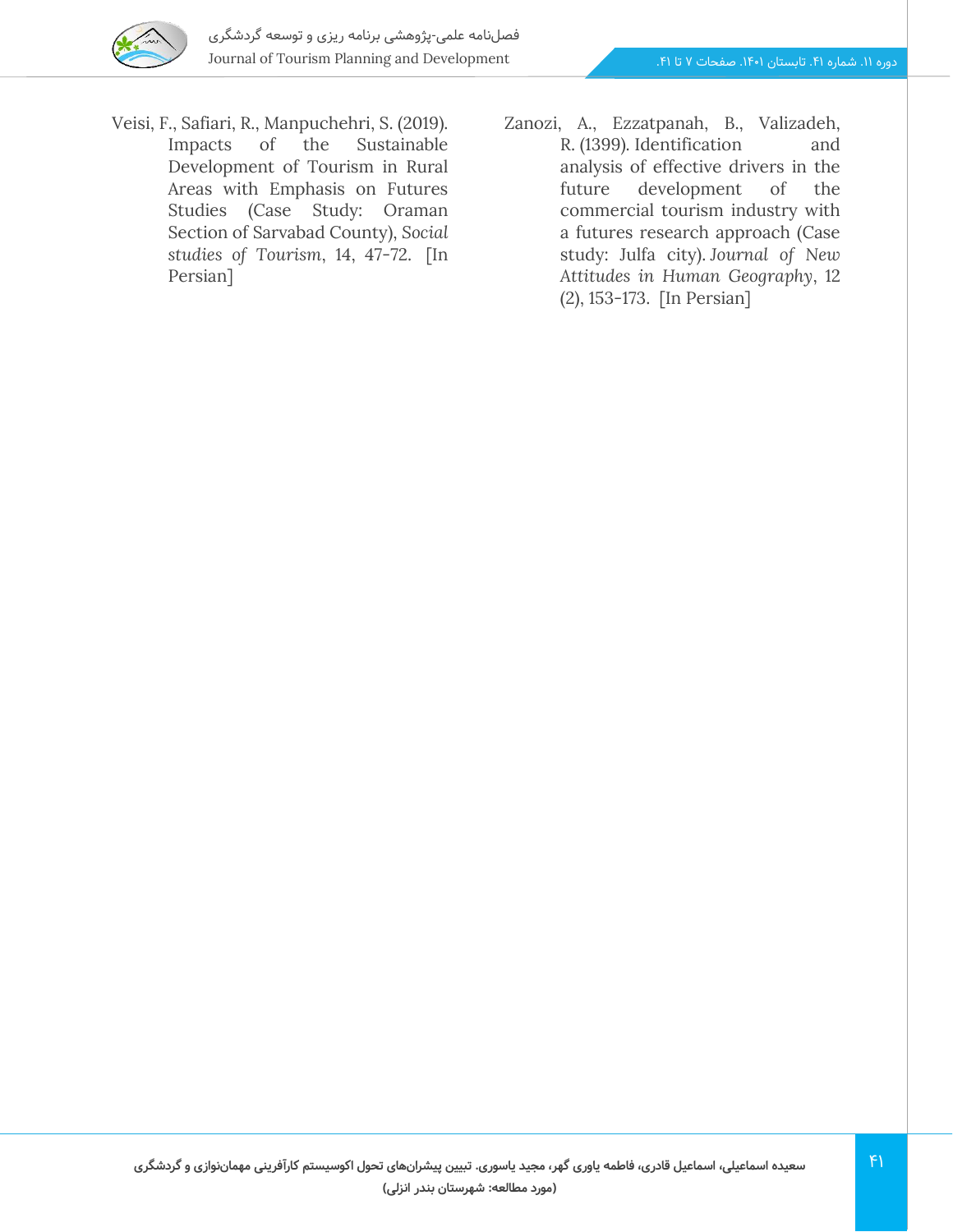Veisi, F., Safiari, R., Manpuchehri, S. (2019). Impacts of the Sustainable Development of Tourism in Rural Areas with Emphasis on Futures Studies (Case Study: Oraman Section of Sarvabad County), *Social studies of Tourism*, 14, 47-72. [In Persian]

Zanozi, A., Ezzatpanah, B., Valizadeh, R. (1399). Identification and analysis of effective drivers in the future development of the commercial tourism industry with a futures research approach (Case study: Julfa city). *Journal of New Attitudes in Human Geography*, 12 (2), 153-173. [In Persian]